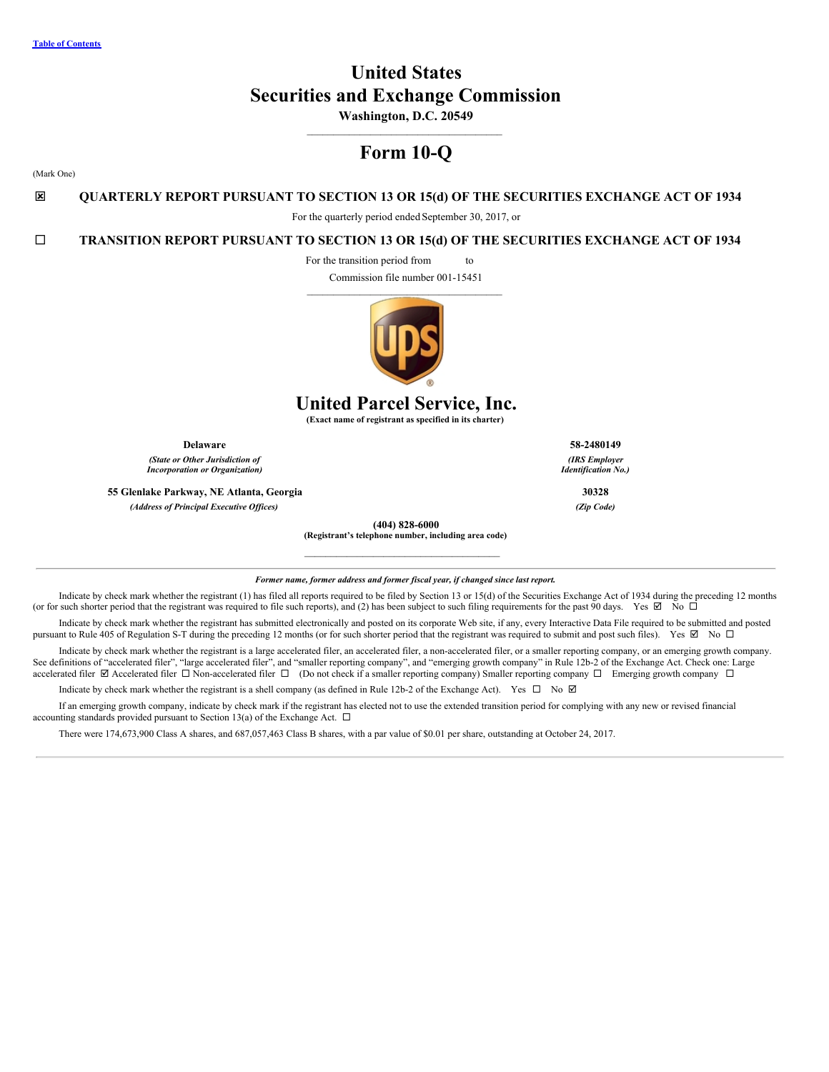Table of Contents

# United States
# Securities and Exchange Commission

**Washington, D.C. 20549**

# Form 10-Q

(Mark One)

☒ **QUARTERLY REPORT PURSUANT TO SECTION 13 OR 15(d) OF THE SECURITIES EXCHANGE ACT OF 1934**

For the quarterly period ended September 30, 2017, or

☐ **TRANSITION REPORT PURSUANT TO SECTION 13 OR 15(d) OF THE SECURITIES EXCHANGE ACT OF 1934**

For the transition period from to

Commission file number 001-15451

# United Parcel Service, Inc.

**(Exact name of registrant as specified in its charter)**

| **Delaware** | **58-2480149** |
|---|---|
| ***(State or Other Jurisdiction of Incorporation or Organization)*** | ***(IRS Employer Identification No.)*** |
| **55 Glenlake Parkway, NE Atlanta, Georgia** | **30328** |
| ***(Address of Principal Executive Offices)*** | ***(Zip Code)*** |

**(404) 828-6000**
**(Registrant's telephone number, including area code)**

***Former name, former address and former fiscal year, if changed since last report.***

Indicate by check mark whether the registrant (1) has filed all reports required to be filed by Section 13 or 15(d) of the Securities Exchange Act of 1934 during the preceding 12 months (or for such shorter period that the registrant was required to file such reports), and (2) has been subject to such filing requirements for the past 90 days. Yes ☑ No ☐

Indicate by check mark whether the registrant has submitted electronically and posted on its corporate Web site, if any, every Interactive Data File required to be submitted and posted pursuant to Rule 405 of Regulation S-T during the preceding 12 months (or for such shorter period that the registrant was required to submit and post such files). Yes ☑ No ☐

Indicate by check mark whether the registrant is a large accelerated filer, an accelerated filer, a non-accelerated filer, or a smaller reporting company, or an emerging growth company. See definitions of "accelerated filer", "large accelerated filer", and "smaller reporting company", and "emerging growth company" in Rule 12b-2 of the Exchange Act. Check one: Large accelerated filer ☑ Accelerated filer ☐ Non-accelerated filer ☐ (Do not check if a smaller reporting company) Smaller reporting company ☐ Emerging growth company ☐

Indicate by check mark whether the registrant is a shell company (as defined in Rule 12b-2 of the Exchange Act). Yes ☐ No ☑

If an emerging growth company, indicate by check mark if the registrant has elected not to use the extended transition period for complying with any new or revised financial accounting standards provided pursuant to Section 13(a) of the Exchange Act. ☐

There were 174,673,900 Class A shares, and 687,057,463 Class B shares, with a par value of $0.01 per share, outstanding at October 24, 2017.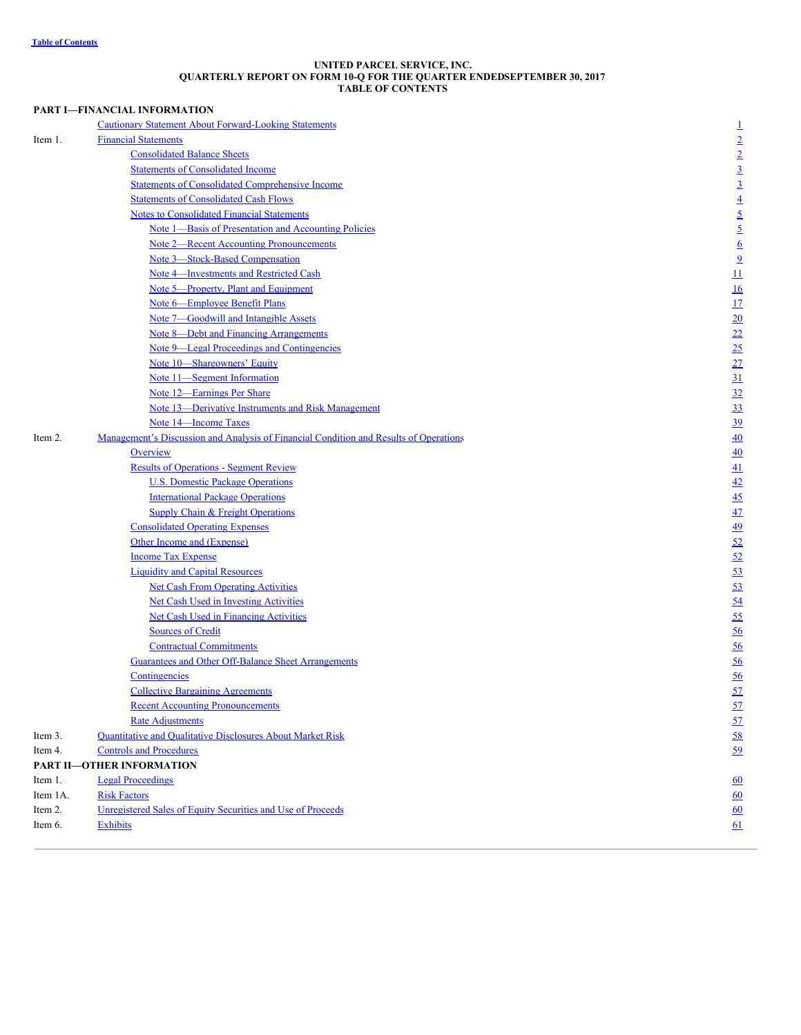Table of Contents

**UNITED PARCEL SERVICE, INC.**
**QUARTERLY REPORT ON FORM 10-Q FOR THE QUARTER ENDEDSEPTEMBER 30, 2017**
**TABLE OF CONTENTS**

**PART I—FINANCIAL INFORMATION**

| | | |
|---|---|---|
| | Cautionary Statement About Forward-Looking Statements | 1 |
| Item 1. | Financial Statements | 2 |
| | Consolidated Balance Sheets | 2 |
| | Statements of Consolidated Income | 3 |
| | Statements of Consolidated Comprehensive Income | 3 |
| | Statements of Consolidated Cash Flows | 4 |
| | Notes to Consolidated Financial Statements | 5 |
| | Note 1—Basis of Presentation and Accounting Policies | 5 |
| | Note 2—Recent Accounting Pronouncements | 6 |
| | Note 3—Stock-Based Compensation | 9 |
| | Note 4—Investments and Restricted Cash | 11 |
| | Note 5—Property, Plant and Equipment | 16 |
| | Note 6—Employee Benefit Plans | 17 |
| | Note 7—Goodwill and Intangible Assets | 20 |
| | Note 8—Debt and Financing Arrangements | 22 |
| | Note 9—Legal Proceedings and Contingencies | 25 |
| | Note 10—Shareowners' Equity | 27 |
| | Note 11—Segment Information | 31 |
| | Note 12—Earnings Per Share | 32 |
| | Note 13—Derivative Instruments and Risk Management | 33 |
| | Note 14—Income Taxes | 39 |
| Item 2. | Management's Discussion and Analysis of Financial Condition and Results of Operations | 40 |
| | Overview | 40 |
| | Results of Operations - Segment Review | 41 |
| | U.S. Domestic Package Operations | 42 |
| | International Package Operations | 45 |
| | Supply Chain & Freight Operations | 47 |
| | Consolidated Operating Expenses | 49 |
| | Other Income and (Expense) | 52 |
| | Income Tax Expense | 52 |
| | Liquidity and Capital Resources | 53 |
| | Net Cash From Operating Activities | 53 |
| | Net Cash Used in Investing Activities | 54 |
| | Net Cash Used in Financing Activities | 55 |
| | Sources of Credit | 56 |
| | Contractual Commitments | 56 |
| | Guarantees and Other Off-Balance Sheet Arrangements | 56 |
| | Contingencies | 56 |
| | Collective Bargaining Agreements | 57 |
| | Recent Accounting Pronouncements | 57 |
| | Rate Adjustments | 57 |
| Item 3. | Quantitative and Qualitative Disclosures About Market Risk | 58 |
| Item 4. | Controls and Procedures | 59 |

**PART II—OTHER INFORMATION**

| | | |
|---|---|---|
| Item 1. | Legal Proceedings | 60 |
| Item 1A. | Risk Factors | 60 |
| Item 2. | Unregistered Sales of Equity Securities and Use of Proceeds | 60 |
| Item 6. | Exhibits | 61 |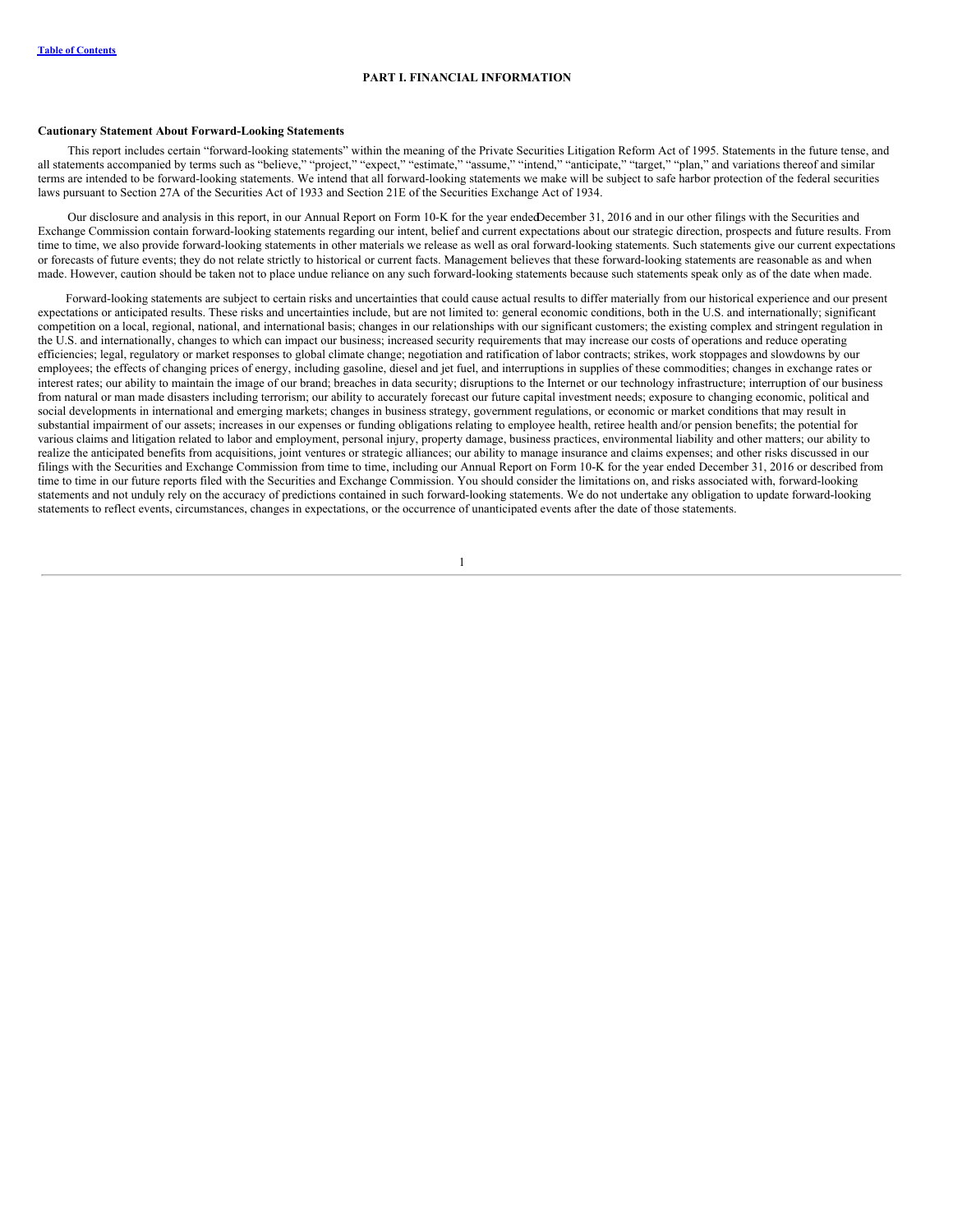[Table of Contents](#)

# PART I. FINANCIAL INFORMATION

**Cautionary Statement About Forward-Looking Statements**

This report includes certain "forward-looking statements" within the meaning of the Private Securities Litigation Reform Act of 1995. Statements in the future tense, and all statements accompanied by terms such as "believe," "project," "expect," "estimate," "assume," "intend," "anticipate," "target," "plan," and variations thereof and similar terms are intended to be forward-looking statements. We intend that all forward-looking statements we make will be subject to safe harbor protection of the federal securities laws pursuant to Section 27A of the Securities Act of 1933 and Section 21E of the Securities Exchange Act of 1934.

Our disclosure and analysis in this report, in our Annual Report on Form 10-K for the year ended December 31, 2016 and in our other filings with the Securities and Exchange Commission contain forward-looking statements regarding our intent, belief and current expectations about our strategic direction, prospects and future results. From time to time, we also provide forward-looking statements in other materials we release as well as oral forward-looking statements. Such statements give our current expectations or forecasts of future events; they do not relate strictly to historical or current facts. Management believes that these forward-looking statements are reasonable as and when made. However, caution should be taken not to place undue reliance on any such forward-looking statements because such statements speak only as of the date when made.

Forward-looking statements are subject to certain risks and uncertainties that could cause actual results to differ materially from our historical experience and our present expectations or anticipated results. These risks and uncertainties include, but are not limited to: general economic conditions, both in the U.S. and internationally; significant competition on a local, regional, national, and international basis; changes in our relationships with our significant customers; the existing complex and stringent regulation in the U.S. and internationally, changes to which can impact our business; increased security requirements that may increase our costs of operations and reduce operating efficiencies; legal, regulatory or market responses to global climate change; negotiation and ratification of labor contracts; strikes, work stoppages and slowdowns by our employees; the effects of changing prices of energy, including gasoline, diesel and jet fuel, and interruptions in supplies of these commodities; changes in exchange rates or interest rates; our ability to maintain the image of our brand; breaches in data security; disruptions to the Internet or our technology infrastructure; interruption of our business from natural or man made disasters including terrorism; our ability to accurately forecast our future capital investment needs; exposure to changing economic, political and social developments in international and emerging markets; changes in business strategy, government regulations, or economic or market conditions that may result in substantial impairment of our assets; increases in our expenses or funding obligations relating to employee health, retiree health and/or pension benefits; the potential for various claims and litigation related to labor and employment, personal injury, property damage, business practices, environmental liability and other matters; our ability to realize the anticipated benefits from acquisitions, joint ventures or strategic alliances; our ability to manage insurance and claims expenses; and other risks discussed in our filings with the Securities and Exchange Commission from time to time, including our Annual Report on Form 10-K for the year ended December 31, 2016 or described from time to time in our future reports filed with the Securities and Exchange Commission. You should consider the limitations on, and risks associated with, forward-looking statements and not unduly rely on the accuracy of predictions contained in such forward-looking statements. We do not undertake any obligation to update forward-looking statements to reflect events, circumstances, changes in expectations, or the occurrence of unanticipated events after the date of those statements.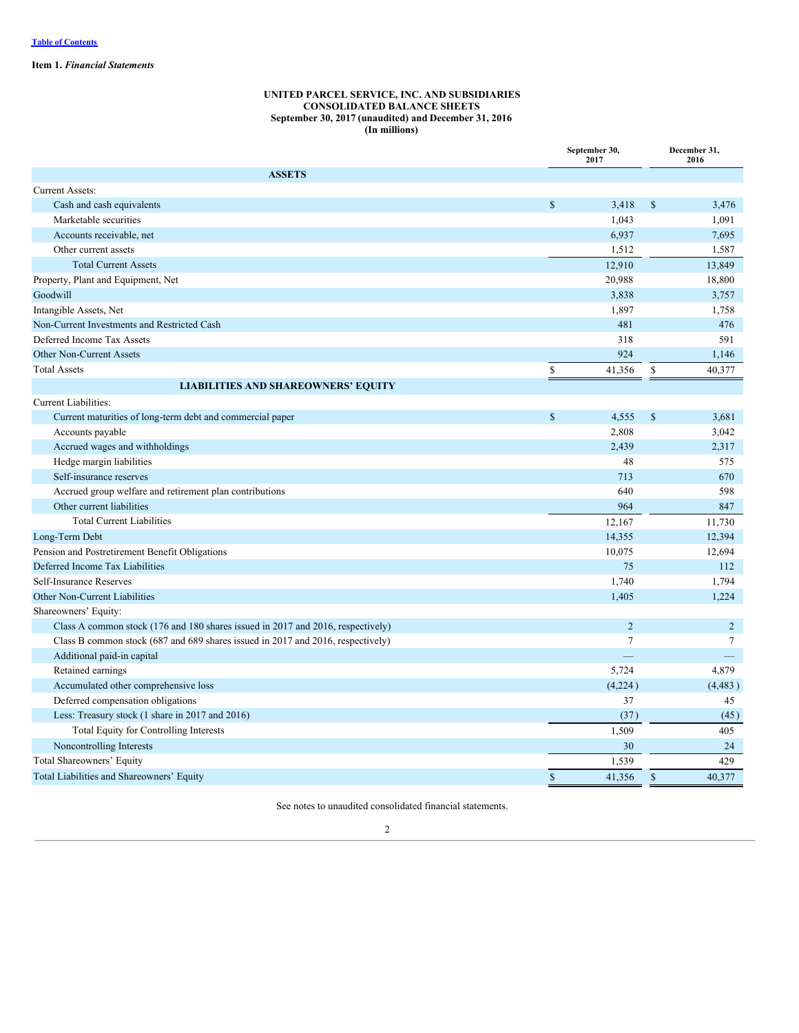[Table of Contents](#)

**Item 1.** ***Financial Statements***

**UNITED PARCEL SERVICE, INC. AND SUBSIDIARIES**
**CONSOLIDATED BALANCE SHEETS**
**September 30, 2017 (unaudited) and December 31, 2016**
**(In millions)**

| | September 30, 2017 | December 31, 2016 |
|---|---|---|
| **ASSETS** | | |
| Current Assets: | | |
| Cash and cash equivalents | $ 3,418 | $ 3,476 |
| Marketable securities | 1,043 | 1,091 |
| Accounts receivable, net | 6,937 | 7,695 |
| Other current assets | 1,512 | 1,587 |
| Total Current Assets | 12,910 | 13,849 |
| Property, Plant and Equipment, Net | 20,988 | 18,800 |
| Goodwill | 3,838 | 3,757 |
| Intangible Assets, Net | 1,897 | 1,758 |
| Non-Current Investments and Restricted Cash | 481 | 476 |
| Deferred Income Tax Assets | 318 | 591 |
| Other Non-Current Assets | 924 | 1,146 |
| Total Assets | $ 41,356 | $ 40,377 |
| **LIABILITIES AND SHAREOWNERS' EQUITY** | | |
| Current Liabilities: | | |
| Current maturities of long-term debt and commercial paper | $ 4,555 | $ 3,681 |
| Accounts payable | 2,808 | 3,042 |
| Accrued wages and withholdings | 2,439 | 2,317 |
| Hedge margin liabilities | 48 | 575 |
| Self-insurance reserves | 713 | 670 |
| Accrued group welfare and retirement plan contributions | 640 | 598 |
| Other current liabilities | 964 | 847 |
| Total Current Liabilities | 12,167 | 11,730 |
| Long-Term Debt | 14,355 | 12,394 |
| Pension and Postretirement Benefit Obligations | 10,075 | 12,694 |
| Deferred Income Tax Liabilities | 75 | 112 |
| Self-Insurance Reserves | 1,740 | 1,794 |
| Other Non-Current Liabilities | 1,405 | 1,224 |
| Shareowners' Equity: | | |
| Class A common stock (176 and 180 shares issued in 2017 and 2016, respectively) | 2 | 2 |
| Class B common stock (687 and 689 shares issued in 2017 and 2016, respectively) | 7 | 7 |
| Additional paid-in capital | — | — |
| Retained earnings | 5,724 | 4,879 |
| Accumulated other comprehensive loss | (4,224) | (4,483) |
| Deferred compensation obligations | 37 | 45 |
| Less: Treasury stock (1 share in 2017 and 2016) | (37) | (45) |
| Total Equity for Controlling Interests | 1,509 | 405 |
| Noncontrolling Interests | 30 | 24 |
| Total Shareowners' Equity | 1,539 | 429 |
| Total Liabilities and Shareowners' Equity | $ 41,356 | $ 40,377 |

See notes to unaudited consolidated financial statements.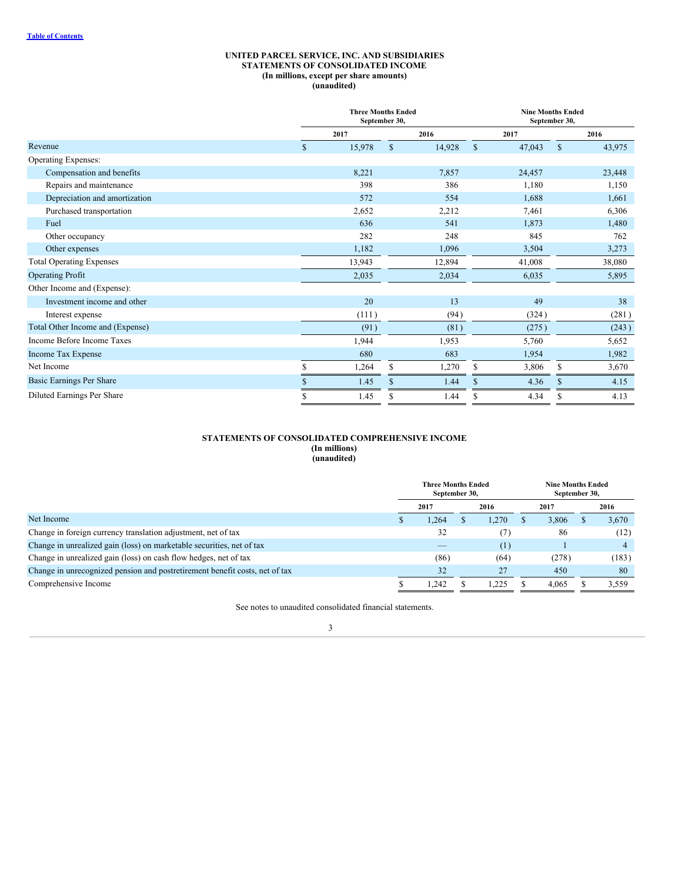Table of Contents

# UNITED PARCEL SERVICE, INC. AND SUBSIDIARIES
## STATEMENTS OF CONSOLIDATED INCOME
**(In millions, except per share amounts)**
**(unaudited)**

| | Three Months Ended September 30, | | Nine Months Ended September 30, | |
|---|---|---|---|---|
| | 2017 | 2016 | 2017 | 2016 |
| Revenue | $ 15,978 | $ 14,928 | $ 47,043 | $ 43,975 |
| Operating Expenses: | | | | |
| Compensation and benefits | 8,221 | 7,857 | 24,457 | 23,448 |
| Repairs and maintenance | 398 | 386 | 1,180 | 1,150 |
| Depreciation and amortization | 572 | 554 | 1,688 | 1,661 |
| Purchased transportation | 2,652 | 2,212 | 7,461 | 6,306 |
| Fuel | 636 | 541 | 1,873 | 1,480 |
| Other occupancy | 282 | 248 | 845 | 762 |
| Other expenses | 1,182 | 1,096 | 3,504 | 3,273 |
| Total Operating Expenses | 13,943 | 12,894 | 41,008 | 38,080 |
| Operating Profit | 2,035 | 2,034 | 6,035 | 5,895 |
| Other Income and (Expense): | | | | |
| Investment income and other | 20 | 13 | 49 | 38 |
| Interest expense | (111) | (94) | (324) | (281) |
| Total Other Income and (Expense) | (91) | (81) | (275) | (243) |
| Income Before Income Taxes | 1,944 | 1,953 | 5,760 | 5,652 |
| Income Tax Expense | 680 | 683 | 1,954 | 1,982 |
| Net Income | $ 1,264 | $ 1,270 | $ 3,806 | $ 3,670 |
| Basic Earnings Per Share | $ 1.45 | $ 1.44 | $ 4.36 | $ 4.15 |
| Diluted Earnings Per Share | $ 1.45 | $ 1.44 | $ 4.34 | $ 4.13 |

## STATEMENTS OF CONSOLIDATED COMPREHENSIVE INCOME
**(In millions)**
**(unaudited)**

| | Three Months Ended September 30, | | Nine Months Ended September 30, | |
|---|---|---|---|---|
| | 2017 | 2016 | 2017 | 2016 |
| Net Income | $ 1,264 | $ 1,270 | $ 3,806 | $ 3,670 |
| Change in foreign currency translation adjustment, net of tax | 32 | (7) | 86 | (12) |
| Change in unrealized gain (loss) on marketable securities, net of tax | — | (1) | 1 | 4 |
| Change in unrealized gain (loss) on cash flow hedges, net of tax | (86) | (64) | (278) | (183) |
| Change in unrecognized pension and postretirement benefit costs, net of tax | 32 | 27 | 450 | 80 |
| Comprehensive Income | $ 1,242 | $ 1,225 | $ 4,065 | $ 3,559 |

See notes to unaudited consolidated financial statements.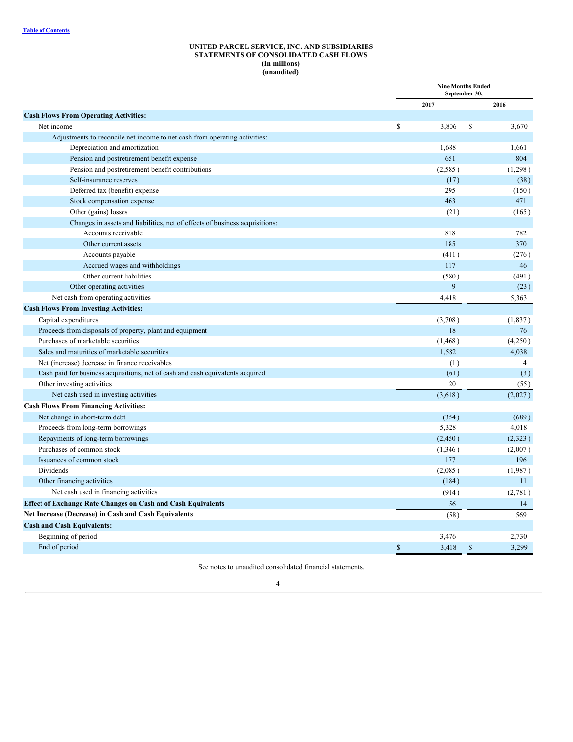[Table of Contents](#)

# UNITED PARCEL SERVICE, INC. AND SUBSIDIARIES
## STATEMENTS OF CONSOLIDATED CASH FLOWS
### (In millions)
### (unaudited)

| | Nine Months Ended September 30, | |
|---|---|---|
| | **2017** | **2016** |
| **Cash Flows From Operating Activities:** | | |
| Net income | $ 3,806 | $ 3,670 |
| Adjustments to reconcile net income to net cash from operating activities: | | |
| Depreciation and amortization | 1,688 | 1,661 |
| Pension and postretirement benefit expense | 651 | 804 |
| Pension and postretirement benefit contributions | (2,585) | (1,298) |
| Self-insurance reserves | (17) | (38) |
| Deferred tax (benefit) expense | 295 | (150) |
| Stock compensation expense | 463 | 471 |
| Other (gains) losses | (21) | (165) |
| Changes in assets and liabilities, net of effects of business acquisitions: | | |
| Accounts receivable | 818 | 782 |
| Other current assets | 185 | 370 |
| Accounts payable | (411) | (276) |
| Accrued wages and withholdings | 117 | 46 |
| Other current liabilities | (580) | (491) |
| Other operating activities | 9 | (23) |
| Net cash from operating activities | 4,418 | 5,363 |
| **Cash Flows From Investing Activities:** | | |
| Capital expenditures | (3,708) | (1,837) |
| Proceeds from disposals of property, plant and equipment | 18 | 76 |
| Purchases of marketable securities | (1,468) | (4,250) |
| Sales and maturities of marketable securities | 1,582 | 4,038 |
| Net (increase) decrease in finance receivables | (1) | 4 |
| Cash paid for business acquisitions, net of cash and cash equivalents acquired | (61) | (3) |
| Other investing activities | 20 | (55) |
| Net cash used in investing activities | (3,618) | (2,027) |
| **Cash Flows From Financing Activities:** | | |
| Net change in short-term debt | (354) | (689) |
| Proceeds from long-term borrowings | 5,328 | 4,018 |
| Repayments of long-term borrowings | (2,450) | (2,323) |
| Purchases of common stock | (1,346) | (2,007) |
| Issuances of common stock | 177 | 196 |
| Dividends | (2,085) | (1,987) |
| Other financing activities | (184) | 11 |
| Net cash used in financing activities | (914) | (2,781) |
| **Effect of Exchange Rate Changes on Cash and Cash Equivalents** | 56 | 14 |
| **Net Increase (Decrease) in Cash and Cash Equivalents** | (58) | 569 |
| **Cash and Cash Equivalents:** | | |
| Beginning of period | 3,476 | 2,730 |
| End of period | $ 3,418 | $ 3,299 |

See notes to unaudited consolidated financial statements.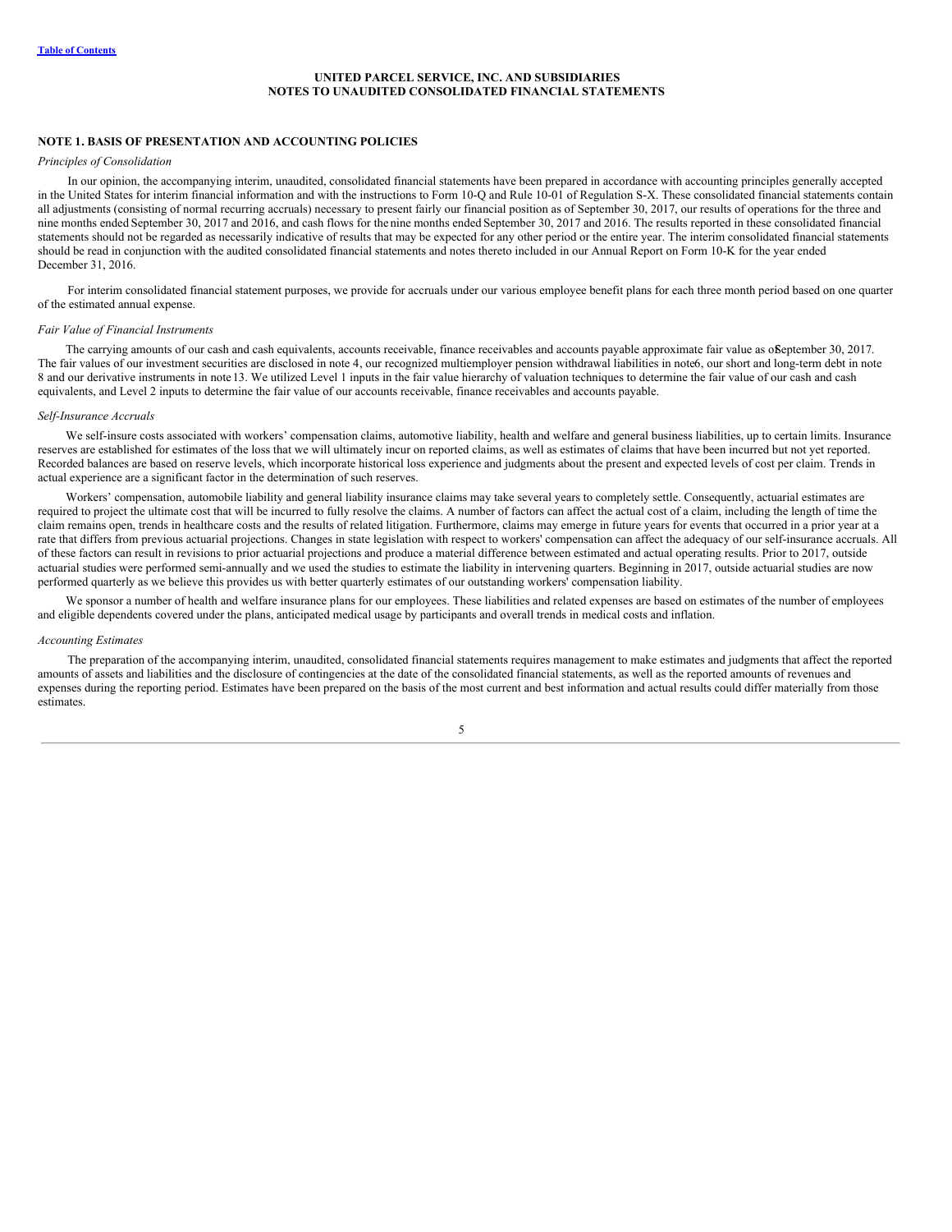# UNITED PARCEL SERVICE, INC. AND SUBSIDIARIES
# NOTES TO UNAUDITED CONSOLIDATED FINANCIAL STATEMENTS

## NOTE 1. BASIS OF PRESENTATION AND ACCOUNTING POLICIES

*Principles of Consolidation*

In our opinion, the accompanying interim, unaudited, consolidated financial statements have been prepared in accordance with accounting principles generally accepted in the United States for interim financial information and with the instructions to Form 10-Q and Rule 10-01 of Regulation S-X. These consolidated financial statements contain all adjustments (consisting of normal recurring accruals) necessary to present fairly our financial position as of September 30, 2017, our results of operations for the three and nine months ended September 30, 2017 and 2016, and cash flows for the nine months ended September 30, 2017 and 2016. The results reported in these consolidated financial statements should not be regarded as necessarily indicative of results that may be expected for any other period or the entire year. The interim consolidated financial statements should be read in conjunction with the audited consolidated financial statements and notes thereto included in our Annual Report on Form 10-K for the year ended December 31, 2016.

For interim consolidated financial statement purposes, we provide for accruals under our various employee benefit plans for each three month period based on one quarter of the estimated annual expense.

*Fair Value of Financial Instruments*

The carrying amounts of our cash and cash equivalents, accounts receivable, finance receivables and accounts payable approximate fair value as of September 30, 2017. The fair values of our investment securities are disclosed in note 4, our recognized multiemployer pension withdrawal liabilities in note 6, our short and long-term debt in note 8 and our derivative instruments in note 13. We utilized Level 1 inputs in the fair value hierarchy of valuation techniques to determine the fair value of our cash and cash equivalents, and Level 2 inputs to determine the fair value of our accounts receivable, finance receivables and accounts payable.

*Self-Insurance Accruals*

We self-insure costs associated with workers' compensation claims, automotive liability, health and welfare and general business liabilities, up to certain limits. Insurance reserves are established for estimates of the loss that we will ultimately incur on reported claims, as well as estimates of claims that have been incurred but not yet reported. Recorded balances are based on reserve levels, which incorporate historical loss experience and judgments about the present and expected levels of cost per claim. Trends in actual experience are a significant factor in the determination of such reserves.

Workers' compensation, automobile liability and general liability insurance claims may take several years to completely settle. Consequently, actuarial estimates are required to project the ultimate cost that will be incurred to fully resolve the claims. A number of factors can affect the actual cost of a claim, including the length of time the claim remains open, trends in healthcare costs and the results of related litigation. Furthermore, claims may emerge in future years for events that occurred in a prior year at a rate that differs from previous actuarial projections. Changes in state legislation with respect to workers' compensation can affect the adequacy of our self-insurance accruals. All of these factors can result in revisions to prior actuarial projections and produce a material difference between estimated and actual operating results. Prior to 2017, outside actuarial studies were performed semi-annually and we used the studies to estimate the liability in intervening quarters. Beginning in 2017, outside actuarial studies are now performed quarterly as we believe this provides us with better quarterly estimates of our outstanding workers' compensation liability.

We sponsor a number of health and welfare insurance plans for our employees. These liabilities and related expenses are based on estimates of the number of employees and eligible dependents covered under the plans, anticipated medical usage by participants and overall trends in medical costs and inflation.

*Accounting Estimates*

The preparation of the accompanying interim, unaudited, consolidated financial statements requires management to make estimates and judgments that affect the reported amounts of assets and liabilities and the disclosure of contingencies at the date of the consolidated financial statements, as well as the reported amounts of revenues and expenses during the reporting period. Estimates have been prepared on the basis of the most current and best information and actual results could differ materially from those estimates.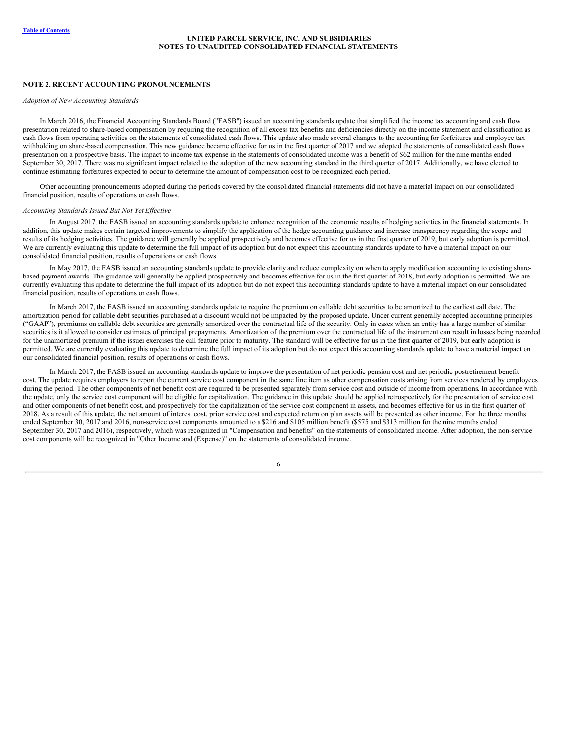UNITED PARCEL SERVICE, INC. AND SUBSIDIARIES
NOTES TO UNAUDITED CONSOLIDATED FINANCIAL STATEMENTS

## NOTE 2. RECENT ACCOUNTING PRONOUNCEMENTS

*Adoption of New Accounting Standards*

In March 2016, the Financial Accounting Standards Board ("FASB") issued an accounting standards update that simplified the income tax accounting and cash flow presentation related to share-based compensation by requiring the recognition of all excess tax benefits and deficiencies directly on the income statement and classification as cash flows from operating activities on the statements of consolidated cash flows. This update also made several changes to the accounting for forfeitures and employee tax withholding on share-based compensation. This new guidance became effective for us in the first quarter of 2017 and we adopted the statements of consolidated cash flows presentation on a prospective basis. The impact to income tax expense in the statements of consolidated income was a benefit of $62 million for the nine months ended September 30, 2017. There was no significant impact related to the adoption of the new accounting standard in the third quarter of 2017. Additionally, we have elected to continue estimating forfeitures expected to occur to determine the amount of compensation cost to be recognized each period.

Other accounting pronouncements adopted during the periods covered by the consolidated financial statements did not have a material impact on our consolidated financial position, results of operations or cash flows.

*Accounting Standards Issued But Not Yet Effective*

In August 2017, the FASB issued an accounting standards update to enhance recognition of the economic results of hedging activities in the financial statements. In addition, this update makes certain targeted improvements to simplify the application of the hedge accounting guidance and increase transparency regarding the scope and results of its hedging activities. The guidance will generally be applied prospectively and becomes effective for us in the first quarter of 2019, but early adoption is permitted. We are currently evaluating this update to determine the full impact of its adoption but do not expect this accounting standards update to have a material impact on our consolidated financial position, results of operations or cash flows.

In May 2017, the FASB issued an accounting standards update to provide clarity and reduce complexity on when to apply modification accounting to existing share-based payment awards. The guidance will generally be applied prospectively and becomes effective for us in the first quarter of 2018, but early adoption is permitted. We are currently evaluating this update to determine the full impact of its adoption but do not expect this accounting standards update to have a material impact on our consolidated financial position, results of operations or cash flows.

In March 2017, the FASB issued an accounting standards update to require the premium on callable debt securities to be amortized to the earliest call date. The amortization period for callable debt securities purchased at a discount would not be impacted by the proposed update. Under current generally accepted accounting principles ("GAAP"), premiums on callable debt securities are generally amortized over the contractual life of the security. Only in cases when an entity has a large number of similar securities is it allowed to consider estimates of principal prepayments. Amortization of the premium over the contractual life of the instrument can result in losses being recorded for the unamortized premium if the issuer exercises the call feature prior to maturity. The standard will be effective for us in the first quarter of 2019, but early adoption is permitted. We are currently evaluating this update to determine the full impact of its adoption but do not expect this accounting standards update to have a material impact on our consolidated financial position, results of operations or cash flows.

In March 2017, the FASB issued an accounting standards update to improve the presentation of net periodic pension cost and net periodic postretirement benefit cost. The update requires employers to report the current service cost component in the same line item as other compensation costs arising from services rendered by employees during the period. The other components of net benefit cost are required to be presented separately from service cost and outside of income from operations. In accordance with the update, only the service cost component will be eligible for capitalization. The guidance in this update should be applied retrospectively for the presentation of service cost and other components of net benefit cost, and prospectively for the capitalization of the service cost component in assets, and becomes effective for us in the first quarter of 2018. As a result of this update, the net amount of interest cost, prior service cost and expected return on plan assets will be presented as other income. For the three months ended September 30, 2017 and 2016, non-service cost components amounted to a $216 and $105 million benefit ($575 and $313 million for the nine months ended September 30, 2017 and 2016), respectively, which was recognized in "Compensation and benefits" on the statements of consolidated income. After adoption, the non-service cost components will be recognized in "Other Income and (Expense)" on the statements of consolidated income.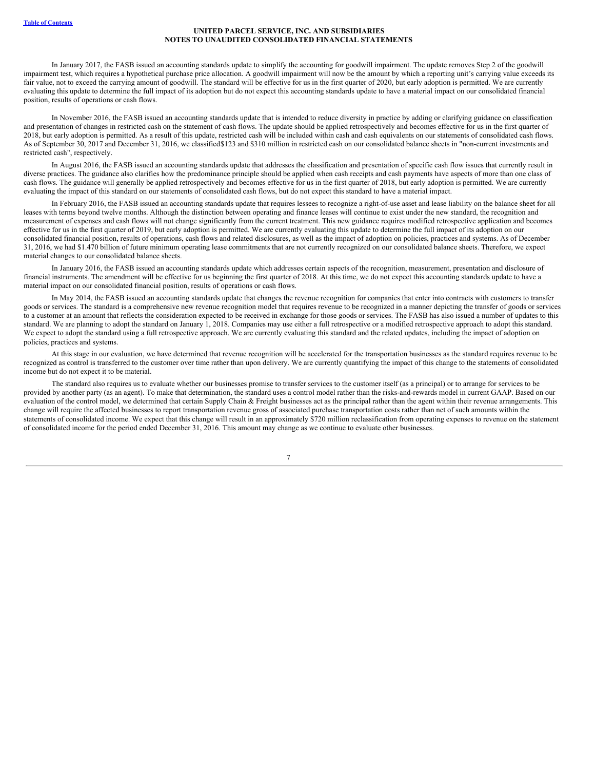In January 2017, the FASB issued an accounting standards update to simplify the accounting for goodwill impairment. The update removes Step 2 of the goodwill impairment test, which requires a hypothetical purchase price allocation. A goodwill impairment will now be the amount by which a reporting unit's carrying value exceeds its fair value, not to exceed the carrying amount of goodwill. The standard will be effective for us in the first quarter of 2020, but early adoption is permitted. We are currently evaluating this update to determine the full impact of its adoption but do not expect this accounting standards update to have a material impact on our consolidated financial position, results of operations or cash flows.

In November 2016, the FASB issued an accounting standards update that is intended to reduce diversity in practice by adding or clarifying guidance on classification and presentation of changes in restricted cash on the statement of cash flows. The update should be applied retrospectively and becomes effective for us in the first quarter of 2018, but early adoption is permitted. As a result of this update, restricted cash will be included within cash and cash equivalents on our statements of consolidated cash flows. As of September 30, 2017 and December 31, 2016, we classified$123 and $310 million in restricted cash on our consolidated balance sheets in "non-current investments and restricted cash", respectively.

In August 2016, the FASB issued an accounting standards update that addresses the classification and presentation of specific cash flow issues that currently result in diverse practices. The guidance also clarifies how the predominance principle should be applied when cash receipts and cash payments have aspects of more than one class of cash flows. The guidance will generally be applied retrospectively and becomes effective for us in the first quarter of 2018, but early adoption is permitted. We are currently evaluating the impact of this standard on our statements of consolidated cash flows, but do not expect this standard to have a material impact.

In February 2016, the FASB issued an accounting standards update that requires lessees to recognize a right-of-use asset and lease liability on the balance sheet for all leases with terms beyond twelve months. Although the distinction between operating and finance leases will continue to exist under the new standard, the recognition and measurement of expenses and cash flows will not change significantly from the current treatment. This new guidance requires modified retrospective application and becomes effective for us in the first quarter of 2019, but early adoption is permitted. We are currently evaluating this update to determine the full impact of its adoption on our consolidated financial position, results of operations, cash flows and related disclosures, as well as the impact of adoption on policies, practices and systems. As of December 31, 2016, we had $1.470 billion of future minimum operating lease commitments that are not currently recognized on our consolidated balance sheets. Therefore, we expect material changes to our consolidated balance sheets.

In January 2016, the FASB issued an accounting standards update which addresses certain aspects of the recognition, measurement, presentation and disclosure of financial instruments. The amendment will be effective for us beginning the first quarter of 2018. At this time, we do not expect this accounting standards update to have a material impact on our consolidated financial position, results of operations or cash flows.

In May 2014, the FASB issued an accounting standards update that changes the revenue recognition for companies that enter into contracts with customers to transfer goods or services. The standard is a comprehensive new revenue recognition model that requires revenue to be recognized in a manner depicting the transfer of goods or services to a customer at an amount that reflects the consideration expected to be received in exchange for those goods or services. The FASB has also issued a number of updates to this standard. We are planning to adopt the standard on January 1, 2018. Companies may use either a full retrospective or a modified retrospective approach to adopt this standard. We expect to adopt the standard using a full retrospective approach. We are currently evaluating this standard and the related updates, including the impact of adoption on policies, practices and systems.

At this stage in our evaluation, we have determined that revenue recognition will be accelerated for the transportation businesses as the standard requires revenue to be recognized as control is transferred to the customer over time rather than upon delivery. We are currently quantifying the impact of this change to the statements of consolidated income but do not expect it to be material.

The standard also requires us to evaluate whether our businesses promise to transfer services to the customer itself (as a principal) or to arrange for services to be provided by another party (as an agent). To make that determination, the standard uses a control model rather than the risks-and-rewards model in current GAAP. Based on our evaluation of the control model, we determined that certain Supply Chain & Freight businesses act as the principal rather than the agent within their revenue arrangements. This change will require the affected businesses to report transportation revenue gross of associated purchase transportation costs rather than net of such amounts within the statements of consolidated income. We expect that this change will result in an approximately $720 million reclassification from operating expenses to revenue on the statement of consolidated income for the period ended December 31, 2016. This amount may change as we continue to evaluate other businesses.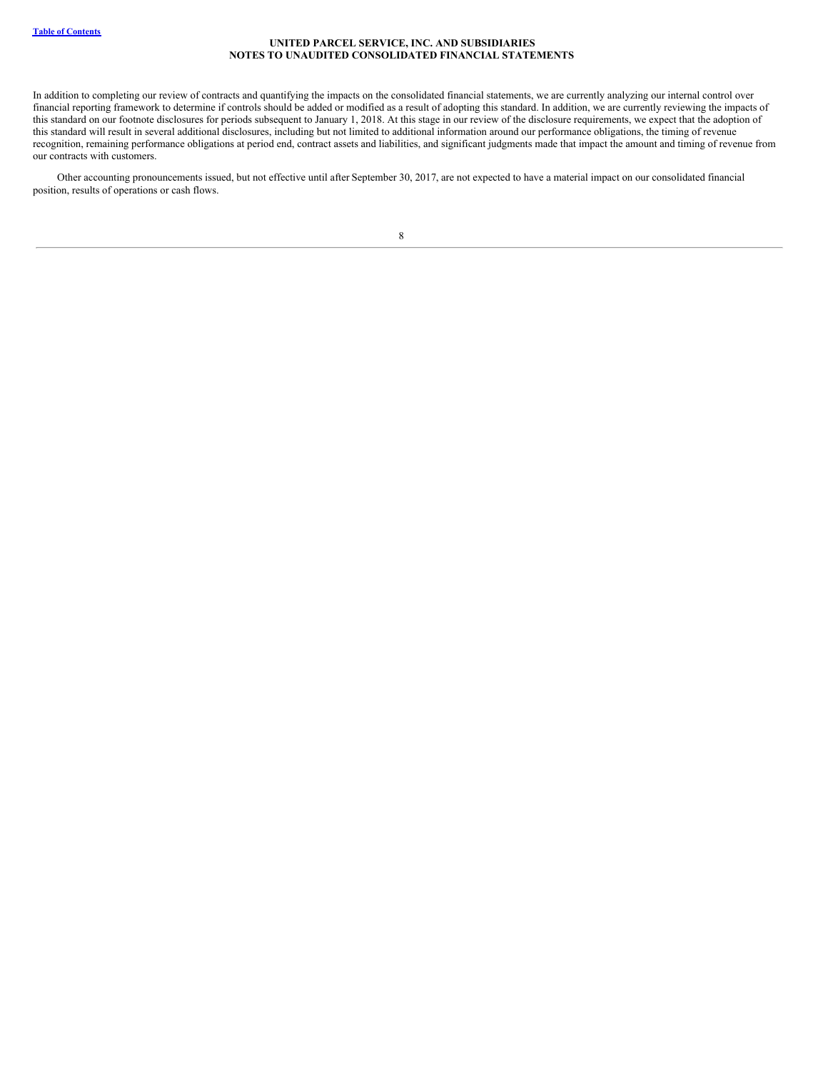In addition to completing our review of contracts and quantifying the impacts on the consolidated financial statements, we are currently analyzing our internal control over financial reporting framework to determine if controls should be added or modified as a result of adopting this standard. In addition, we are currently reviewing the impacts of this standard on our footnote disclosures for periods subsequent to January 1, 2018. At this stage in our review of the disclosure requirements, we expect that the adoption of this standard will result in several additional disclosures, including but not limited to additional information around our performance obligations, the timing of revenue recognition, remaining performance obligations at period end, contract assets and liabilities, and significant judgments made that impact the amount and timing of revenue from our contracts with customers.

Other accounting pronouncements issued, but not effective until after September 30, 2017, are not expected to have a material impact on our consolidated financial position, results of operations or cash flows.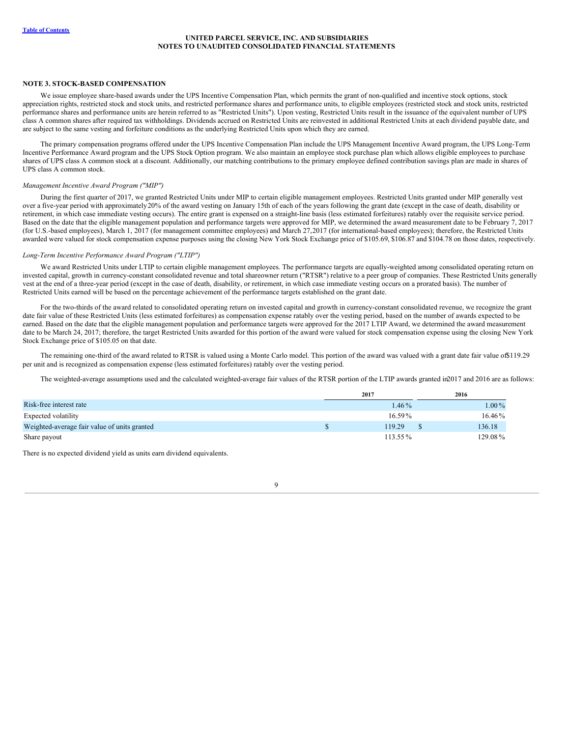UNITED PARCEL SERVICE, INC. AND SUBSIDIARIES
NOTES TO UNAUDITED CONSOLIDATED FINANCIAL STATEMENTS

## NOTE 3. STOCK-BASED COMPENSATION

We issue employee share-based awards under the UPS Incentive Compensation Plan, which permits the grant of non-qualified and incentive stock options, stock appreciation rights, restricted stock and stock units, and restricted performance shares and performance units, to eligible employees (restricted stock and stock units, restricted performance shares and performance units are herein referred to as "Restricted Units"). Upon vesting, Restricted Units result in the issuance of the equivalent number of UPS class A common shares after required tax withholdings. Dividends accrued on Restricted Units are reinvested in additional Restricted Units at each dividend payable date, and are subject to the same vesting and forfeiture conditions as the underlying Restricted Units upon which they are earned.

The primary compensation programs offered under the UPS Incentive Compensation Plan include the UPS Management Incentive Award program, the UPS Long-Term Incentive Performance Award program and the UPS Stock Option program. We also maintain an employee stock purchase plan which allows eligible employees to purchase shares of UPS class A common stock at a discount. Additionally, our matching contributions to the primary employee defined contribution savings plan are made in shares of UPS class A common stock.

*Management Incentive Award Program ("MIP")*

During the first quarter of 2017, we granted Restricted Units under MIP to certain eligible management employees. Restricted Units granted under MIP generally vest over a five-year period with approximately 20% of the award vesting on January 15th of each of the years following the grant date (except in the case of death, disability or retirement, in which case immediate vesting occurs). The entire grant is expensed on a straight-line basis (less estimated forfeitures) ratably over the requisite service period. Based on the date that the eligible management population and performance targets were approved for MIP, we determined the award measurement date to be February 7, 2017 (for U.S.-based employees), March 1, 2017 (for management committee employees) and March 27, 2017 (for international-based employees); therefore, the Restricted Units awarded were valued for stock compensation expense purposes using the closing New York Stock Exchange price of $105.69, $106.87 and $104.78 on those dates, respectively.

*Long-Term Incentive Performance Award Program ("LTIP")*

We award Restricted Units under LTIP to certain eligible management employees. The performance targets are equally-weighted among consolidated operating return on invested capital, growth in currency-constant consolidated revenue and total shareowner return ("RTSR") relative to a peer group of companies. These Restricted Units generally vest at the end of a three-year period (except in the case of death, disability, or retirement, in which case immediate vesting occurs on a prorated basis). The number of Restricted Units earned will be based on the percentage achievement of the performance targets established on the grant date.

For the two-thirds of the award related to consolidated operating return on invested capital and growth in currency-constant consolidated revenue, we recognize the grant date fair value of these Restricted Units (less estimated forfeitures) as compensation expense ratably over the vesting period, based on the number of awards expected to be earned. Based on the date that the eligible management population and performance targets were approved for the 2017 LTIP Award, we determined the award measurement date to be March 24, 2017; therefore, the target Restricted Units awarded for this portion of the award were valued for stock compensation expense using the closing New York Stock Exchange price of $105.05 on that date.

The remaining one-third of the award related to RTSR is valued using a Monte Carlo model. This portion of the award was valued with a grant date fair value of $119.29 per unit and is recognized as compensation expense (less estimated forfeitures) ratably over the vesting period.

The weighted-average assumptions used and the calculated weighted-average fair values of the RTSR portion of the LTIP awards granted in 2017 and 2016 are as follows:

| | 2017 | 2016 |
|---|---|---|
| Risk-free interest rate | 1.46% | 1.00% |
| Expected volatility | 16.59% | 16.46% |
| Weighted-average fair value of units granted | $ 119.29 | $ 136.18 |
| Share payout | 113.55% | 129.08% |

There is no expected dividend yield as units earn dividend equivalents.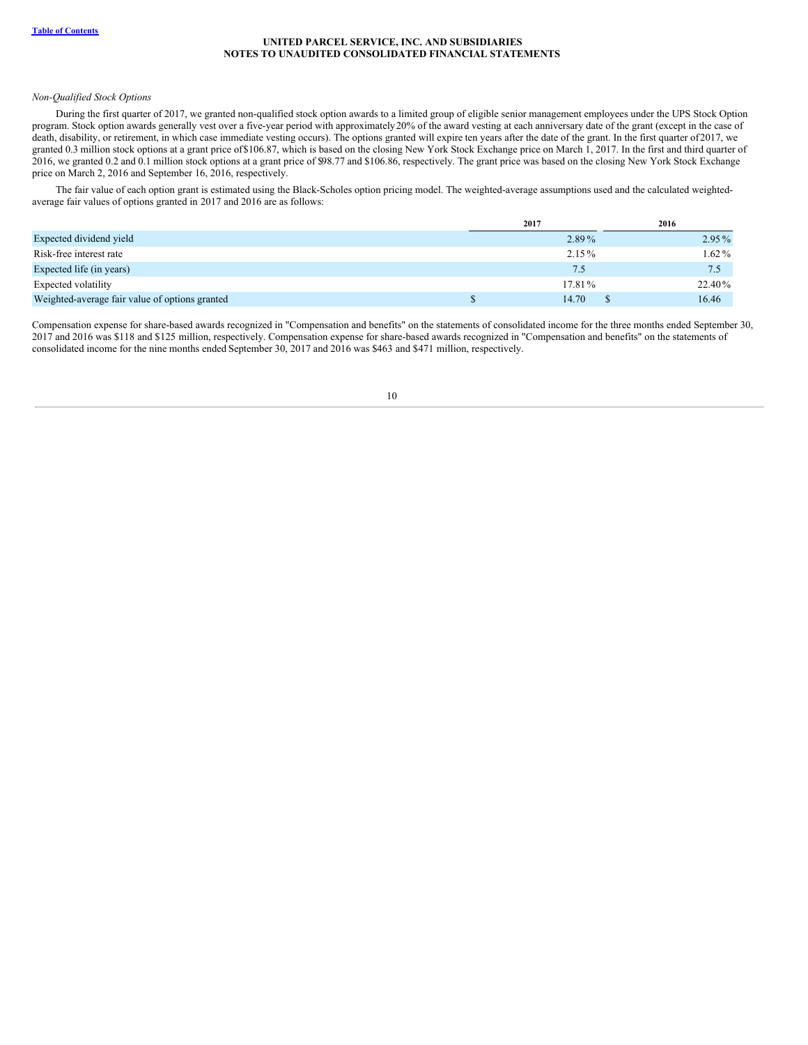*Non-Qualified Stock Options*

During the first quarter of 2017, we granted non-qualified stock option awards to a limited group of eligible senior management employees under the UPS Stock Option program. Stock option awards generally vest over a five-year period with approximately 20% of the award vesting at each anniversary date of the grant (except in the case of death, disability, or retirement, in which case immediate vesting occurs). The options granted will expire ten years after the date of the grant. In the first quarter of 2017, we granted 0.3 million stock options at a grant price of $106.87, which is based on the closing New York Stock Exchange price on March 1, 2017. In the first and third quarter of 2016, we granted 0.2 and 0.1 million stock options at a grant price of $98.77 and $106.86, respectively. The grant price was based on the closing New York Stock Exchange price on March 2, 2016 and September 16, 2016, respectively.

The fair value of each option grant is estimated using the Black-Scholes option pricing model. The weighted-average assumptions used and the calculated weighted-average fair values of options granted in 2017 and 2016 are as follows:

| | 2017 | 2016 |
|---|---|---|
| Expected dividend yield | 2.89% | 2.95% |
| Risk-free interest rate | 2.15% | 1.62% |
| Expected life (in years) | 7.5 | 7.5 |
| Expected volatility | 17.81% | 22.40% |
| Weighted-average fair value of options granted | $ 14.70 | $ 16.46 |

Compensation expense for share-based awards recognized in "Compensation and benefits" on the statements of consolidated income for the three months ended September 30, 2017 and 2016 was $118 and $125 million, respectively. Compensation expense for share-based awards recognized in "Compensation and benefits" on the statements of consolidated income for the nine months ended September 30, 2017 and 2016 was $463 and $471 million, respectively.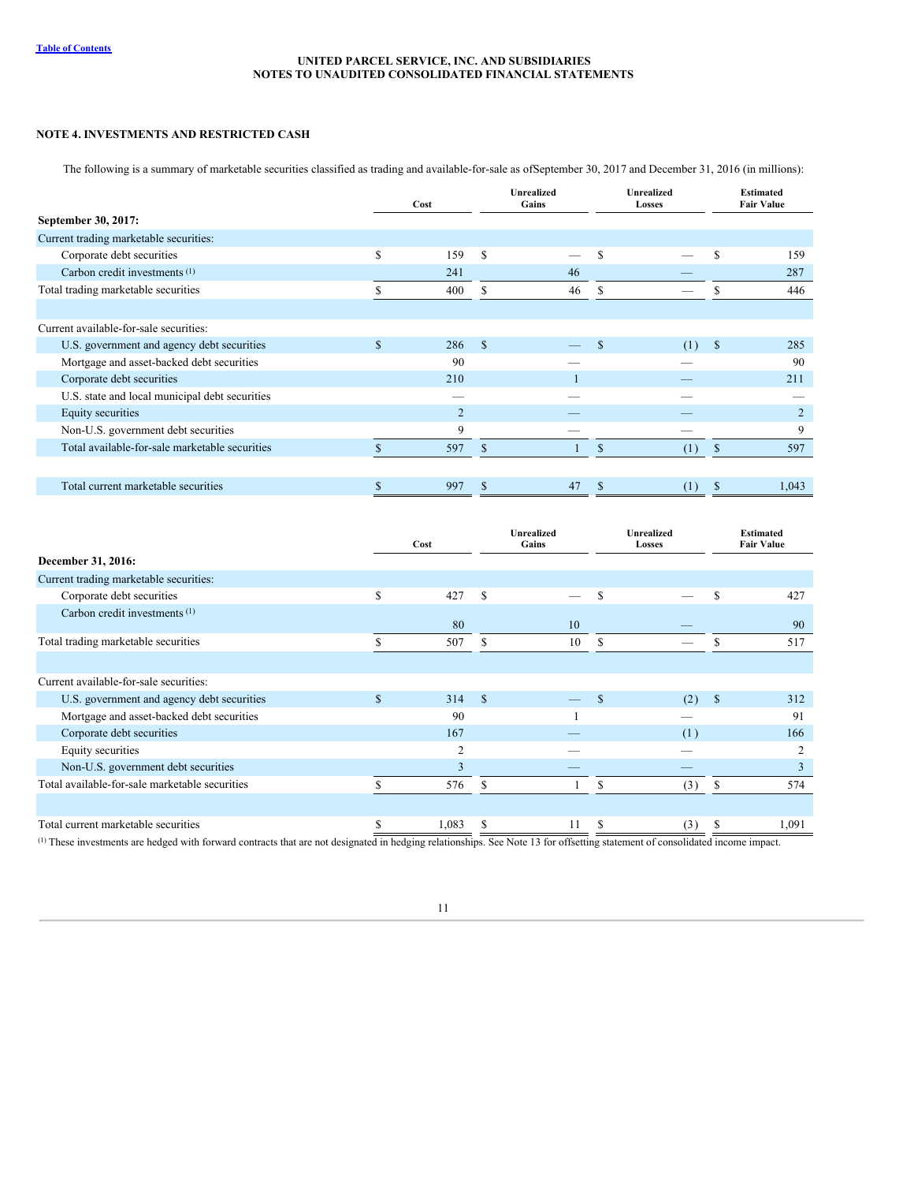## NOTE 4. INVESTMENTS AND RESTRICTED CASH

The following is a summary of marketable securities classified as trading and available-for-sale as of September 30, 2017 and December 31, 2016 (in millions):

| | Cost | Unrealized Gains | Unrealized Losses | Estimated Fair Value |
|---|---|---|---|---|
| **September 30, 2017:** | | | | |
| Current trading marketable securities: | | | | |
| Corporate debt securities | $ 159 | $ — | $ — | $ 159 |
| Carbon credit investments [(1)] | 241 | 46 | — | 287 |
| Total trading marketable securities | $ 400 | $ 46 | $ — | $ 446 |
| | | | | |
| Current available-for-sale securities: | | | | |
| U.S. government and agency debt securities | $ 286 | $ — | $ (1) | $ 285 |
| Mortgage and asset-backed debt securities | 90 | — | — | 90 |
| Corporate debt securities | 210 | 1 | — | 211 |
| U.S. state and local municipal debt securities | — | — | — | — |
| Equity securities | 2 | — | — | 2 |
| Non-U.S. government debt securities | 9 | — | — | 9 |
| Total available-for-sale marketable securities | $ 597 | $ 1 | $ (1) | $ 597 |
| | | | | |
| Total current marketable securities | $ 997 | $ 47 | $ (1) | $ 1,043 |

| | Cost | Unrealized Gains | Unrealized Losses | Estimated Fair Value |
|---|---|---|---|---|
| **December 31, 2016:** | | | | |
| Current trading marketable securities: | | | | |
| Corporate debt securities | $ 427 | $ — | $ — | $ 427 |
| Carbon credit investments [(1)] | 80 | 10 | — | 90 |
| Total trading marketable securities | $ 507 | $ 10 | $ — | $ 517 |
| | | | | |
| Current available-for-sale securities: | | | | |
| U.S. government and agency debt securities | $ 314 | $ — | $ (2) | $ 312 |
| Mortgage and asset-backed debt securities | 90 | 1 | — | 91 |
| Corporate debt securities | 167 | — | (1) | 166 |
| Equity securities | 2 | — | — | 2 |
| Non-U.S. government debt securities | 3 | — | — | 3 |
| Total available-for-sale marketable securities | $ 576 | $ 1 | $ (3) | $ 574 |
| | | | | |
| Total current marketable securities | $ 1,083 | $ 11 | $ (3) | $ 1,091 |

[(1)] These investments are hedged with forward contracts that are not designated in hedging relationships. See Note 13 for offsetting statement of consolidated income impact.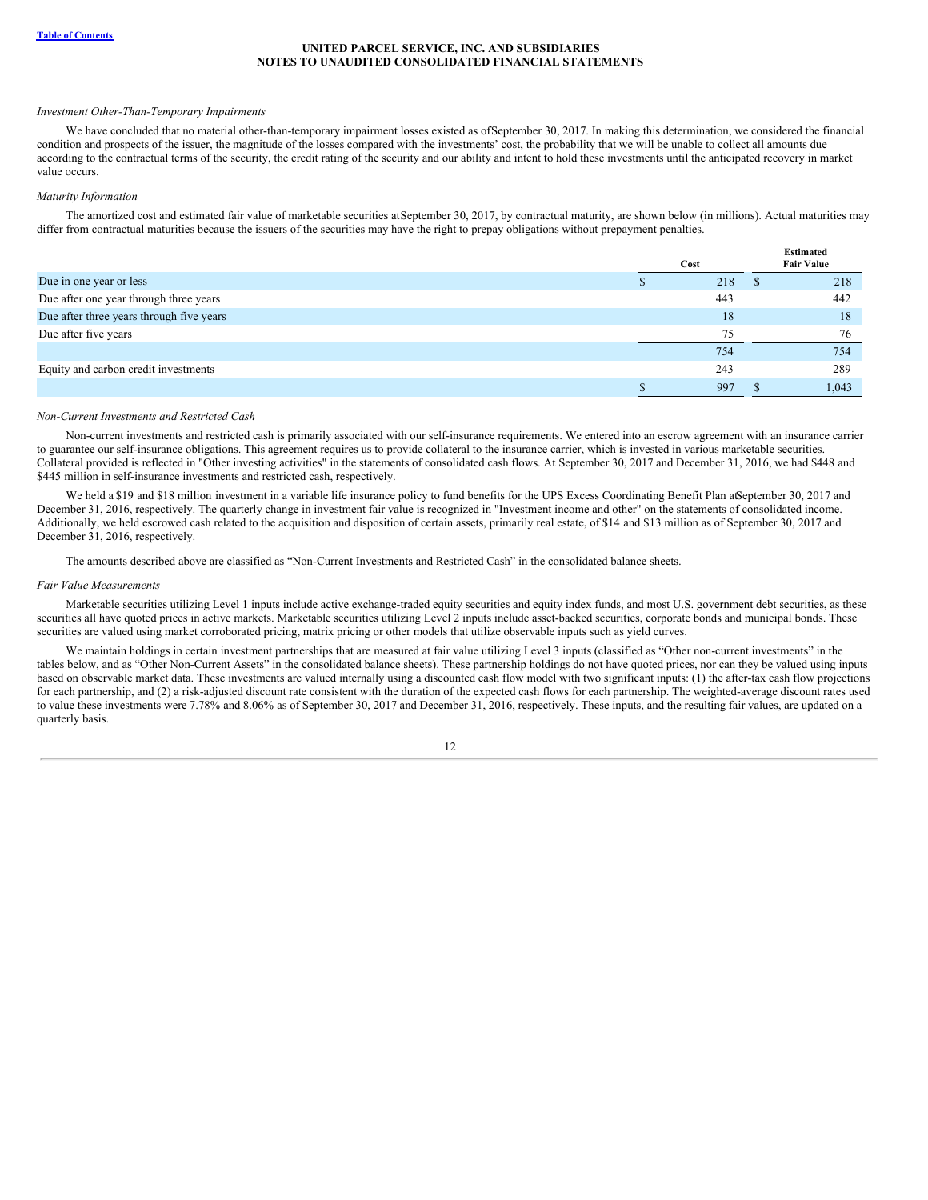*Investment Other-Than-Temporary Impairments*

We have concluded that no material other-than-temporary impairment losses existed as of September 30, 2017. In making this determination, we considered the financial condition and prospects of the issuer, the magnitude of the losses compared with the investments' cost, the probability that we will be unable to collect all amounts due according to the contractual terms of the security, the credit rating of the security and our ability and intent to hold these investments until the anticipated recovery in market value occurs.

*Maturity Information*

The amortized cost and estimated fair value of marketable securities at September 30, 2017, by contractual maturity, are shown below (in millions). Actual maturities may differ from contractual maturities because the issuers of the securities may have the right to prepay obligations without prepayment penalties.

| | Cost | Estimated Fair Value |
|---|---|---|
| Due in one year or less | $ 218 | $ 218 |
| Due after one year through three years | 443 | 442 |
| Due after three years through five years | 18 | 18 |
| Due after five years | 75 | 76 |
| | 754 | 754 |
| Equity and carbon credit investments | 243 | 289 |
| | $ 997 | $ 1,043 |

*Non-Current Investments and Restricted Cash*

Non-current investments and restricted cash is primarily associated with our self-insurance requirements. We entered into an escrow agreement with an insurance carrier to guarantee our self-insurance obligations. This agreement requires us to provide collateral to the insurance carrier, which is invested in various marketable securities. Collateral provided is reflected in "Other investing activities" in the statements of consolidated cash flows. At September 30, 2017 and December 31, 2016, we had $448 and $445 million in self-insurance investments and restricted cash, respectively.

We held a $19 and $18 million investment in a variable life insurance policy to fund benefits for the UPS Excess Coordinating Benefit Plan at September 30, 2017 and December 31, 2016, respectively. The quarterly change in investment fair value is recognized in "Investment income and other" on the statements of consolidated income. Additionally, we held escrowed cash related to the acquisition and disposition of certain assets, primarily real estate, of $14 and $13 million as of September 30, 2017 and December 31, 2016, respectively.

The amounts described above are classified as "Non-Current Investments and Restricted Cash" in the consolidated balance sheets.

*Fair Value Measurements*

Marketable securities utilizing Level 1 inputs include active exchange-traded equity securities and equity index funds, and most U.S. government debt securities, as these securities all have quoted prices in active markets. Marketable securities utilizing Level 2 inputs include asset-backed securities, corporate bonds and municipal bonds. These securities are valued using market corroborated pricing, matrix pricing or other models that utilize observable inputs such as yield curves.

We maintain holdings in certain investment partnerships that are measured at fair value utilizing Level 3 inputs (classified as "Other non-current investments" in the tables below, and as "Other Non-Current Assets" in the consolidated balance sheets). These partnership holdings do not have quoted prices, nor can they be valued using inputs based on observable market data. These investments are valued internally using a discounted cash flow model with two significant inputs: (1) the after-tax cash flow projections for each partnership, and (2) a risk-adjusted discount rate consistent with the duration of the expected cash flows for each partnership. The weighted-average discount rates used to value these investments were 7.78% and 8.06% as of September 30, 2017 and December 31, 2016, respectively. These inputs, and the resulting fair values, are updated on a quarterly basis.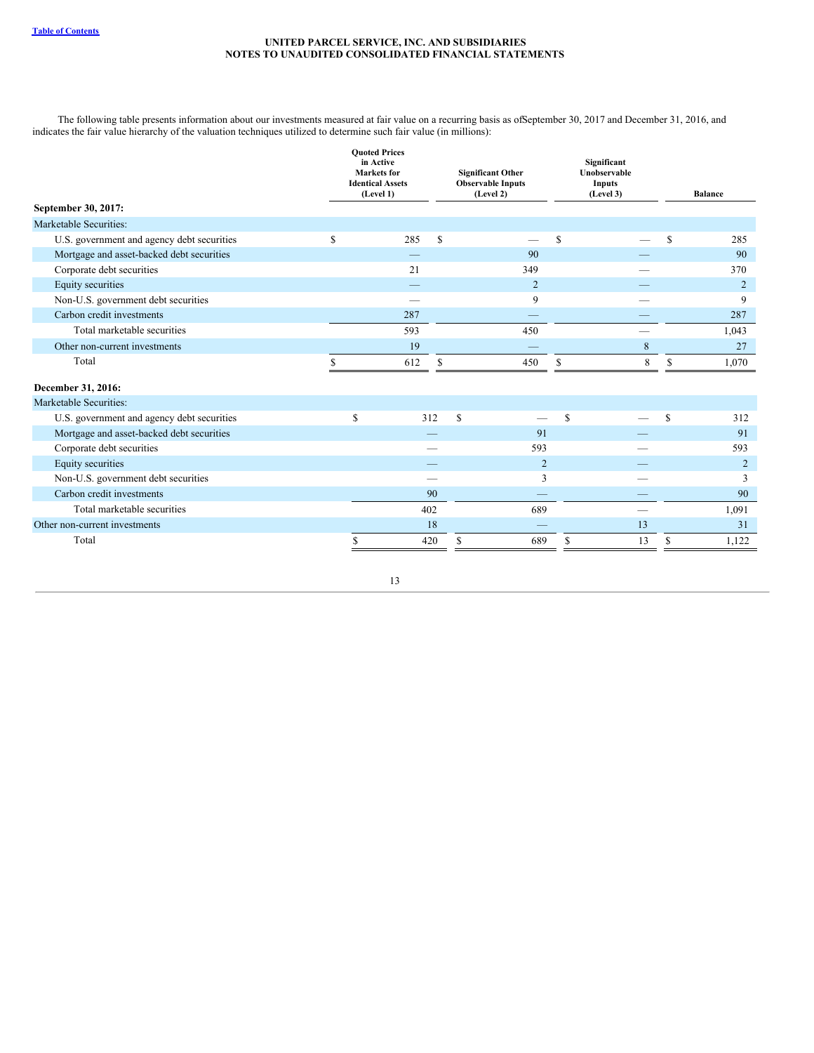The following table presents information about our investments measured at fair value on a recurring basis as of September 30, 2017 and December 31, 2016, and indicates the fair value hierarchy of the valuation techniques utilized to determine such fair value (in millions):

| | Quoted Prices in Active Markets for Identical Assets (Level 1) | Significant Other Observable Inputs (Level 2) | Significant Unobservable Inputs (Level 3) | Balance |
|---|---|---|---|---|
| **September 30, 2017:** | | | | |
| Marketable Securities: | | | | |
| U.S. government and agency debt securities | $ 285 | $ — | $ — | $ 285 |
| Mortgage and asset-backed debt securities | — | 90 | — | 90 |
| Corporate debt securities | 21 | 349 | — | 370 |
| Equity securities | — | 2 | — | 2 |
| Non-U.S. government debt securities | — | 9 | — | 9 |
| Carbon credit investments | 287 | — | — | 287 |
| Total marketable securities | 593 | 450 | — | 1,043 |
| Other non-current investments | 19 | — | 8 | 27 |
| Total | $ 612 | $ 450 | $ 8 | $ 1,070 |
| **December 31, 2016:** | | | | |
| Marketable Securities: | | | | |
| U.S. government and agency debt securities | $ 312 | $ — | $ — | $ 312 |
| Mortgage and asset-backed debt securities | — | 91 | — | 91 |
| Corporate debt securities | — | 593 | — | 593 |
| Equity securities | — | 2 | — | 2 |
| Non-U.S. government debt securities | — | 3 | — | 3 |
| Carbon credit investments | 90 | — | — | 90 |
| Total marketable securities | 402 | 689 | — | 1,091 |
| Other non-current investments | 18 | — | 13 | 31 |
| Total | $ 420 | $ 689 | $ 13 | $ 1,122 |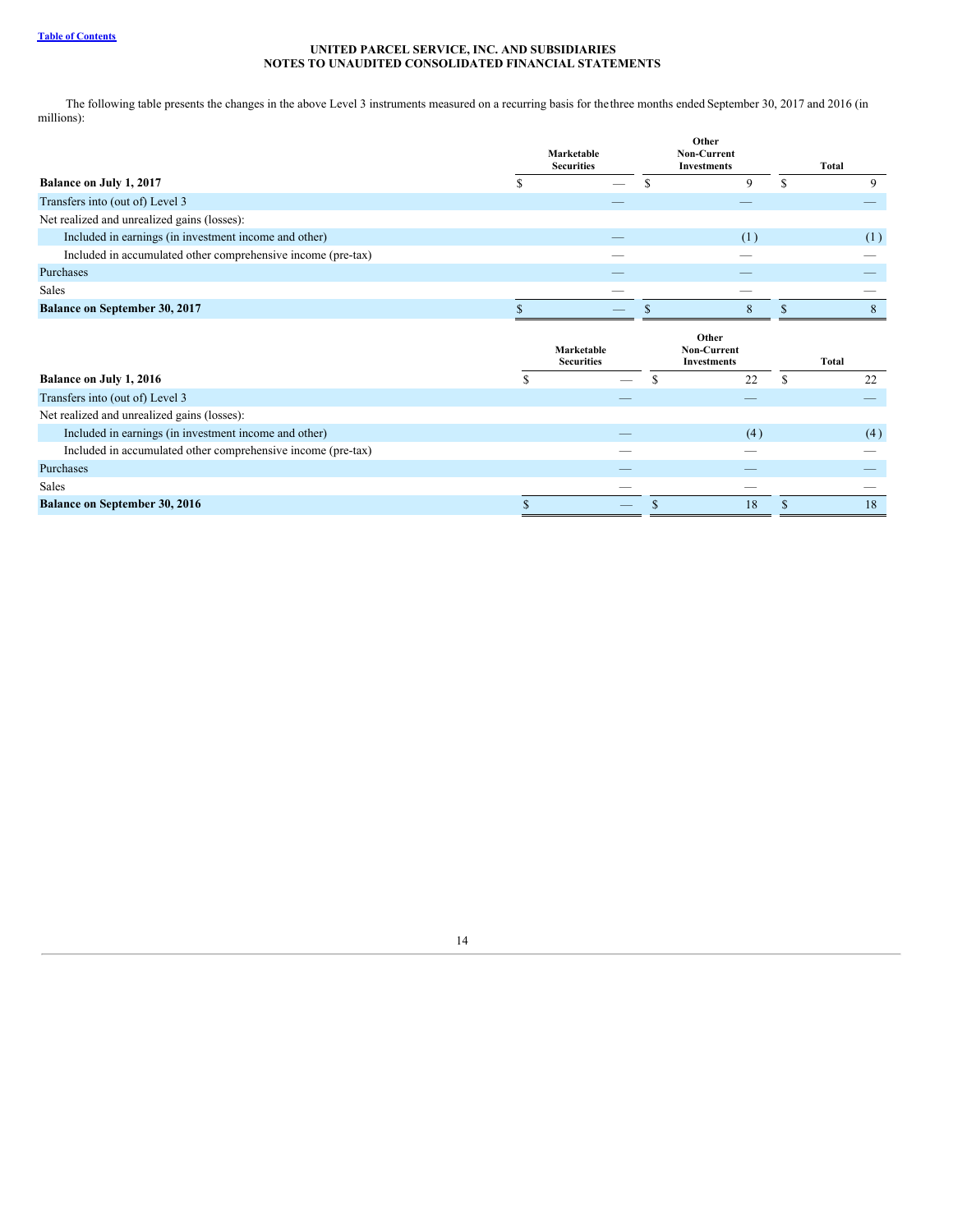The following table presents the changes in the above Level 3 instruments measured on a recurring basis for the three months ended September 30, 2017 and 2016 (in millions):

| | Marketable Securities | Other Non-Current Investments | Total |
|---|---|---|---|
| **Balance on July 1, 2017** | $ — | $ 9 | $ 9 |
| Transfers into (out of) Level 3 | — | — | — |
| Net realized and unrealized gains (losses): | | | |
| Included in earnings (in investment income and other) | — | (1) | (1) |
| Included in accumulated other comprehensive income (pre-tax) | — | — | — |
| Purchases | — | — | — |
| Sales | — | — | — |
| **Balance on September 30, 2017** | $ — | $ 8 | $ 8 |

| | Marketable Securities | Other Non-Current Investments | Total |
|---|---|---|---|
| **Balance on July 1, 2016** | $ — | $ 22 | $ 22 |
| Transfers into (out of) Level 3 | — | — | — |
| Net realized and unrealized gains (losses): | | | |
| Included in earnings (in investment income and other) | — | (4) | (4) |
| Included in accumulated other comprehensive income (pre-tax) | — | — | — |
| Purchases | — | — | — |
| Sales | — | — | — |
| **Balance on September 30, 2016** | $ — | $ 18 | $ 18 |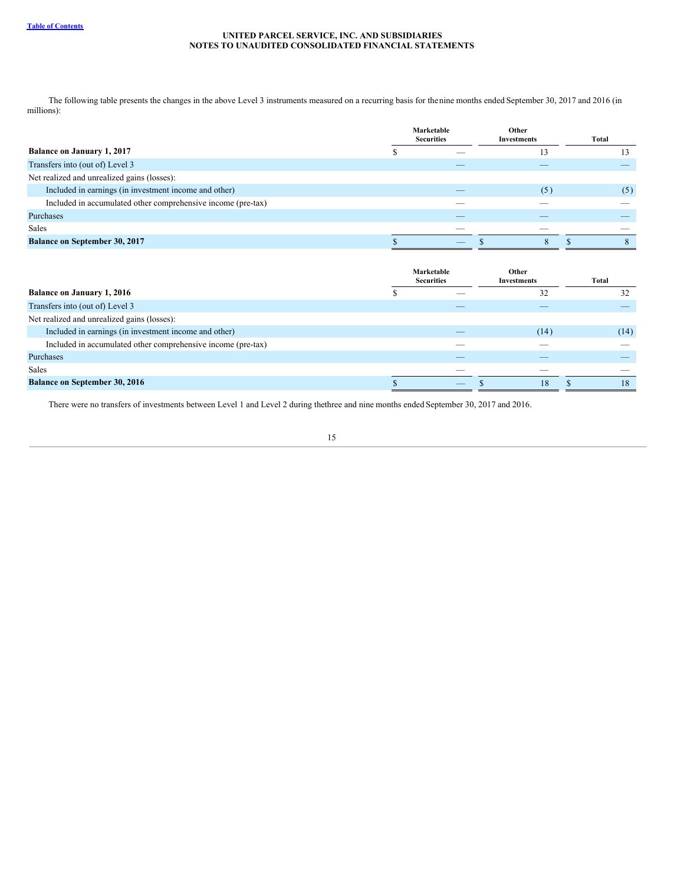The following table presents the changes in the above Level 3 instruments measured on a recurring basis for the nine months ended September 30, 2017 and 2016 (in millions):

| | Marketable Securities | Other Investments | Total |
|---|---|---|---|
| **Balance on January 1, 2017** | $ — | 13 | 13 |
| Transfers into (out of) Level 3 | — | — | — |
| Net realized and unrealized gains (losses): | | | |
| Included in earnings (in investment income and other) | — | (5) | (5) |
| Included in accumulated other comprehensive income (pre-tax) | — | — | — |
| Purchases | — | — | — |
| Sales | — | — | — |
| **Balance on September 30, 2017** | $ — | $ 8 | $ 8 |

| | Marketable Securities | Other Investments | Total |
|---|---|---|---|
| **Balance on January 1, 2016** | $ — | 32 | 32 |
| Transfers into (out of) Level 3 | — | — | — |
| Net realized and unrealized gains (losses): | | | |
| Included in earnings (in investment income and other) | — | (14) | (14) |
| Included in accumulated other comprehensive income (pre-tax) | — | — | — |
| Purchases | — | — | — |
| Sales | — | — | — |
| **Balance on September 30, 2016** | $ — | $ 18 | $ 18 |

There were no transfers of investments between Level 1 and Level 2 during the three and nine months ended September 30, 2017 and 2016.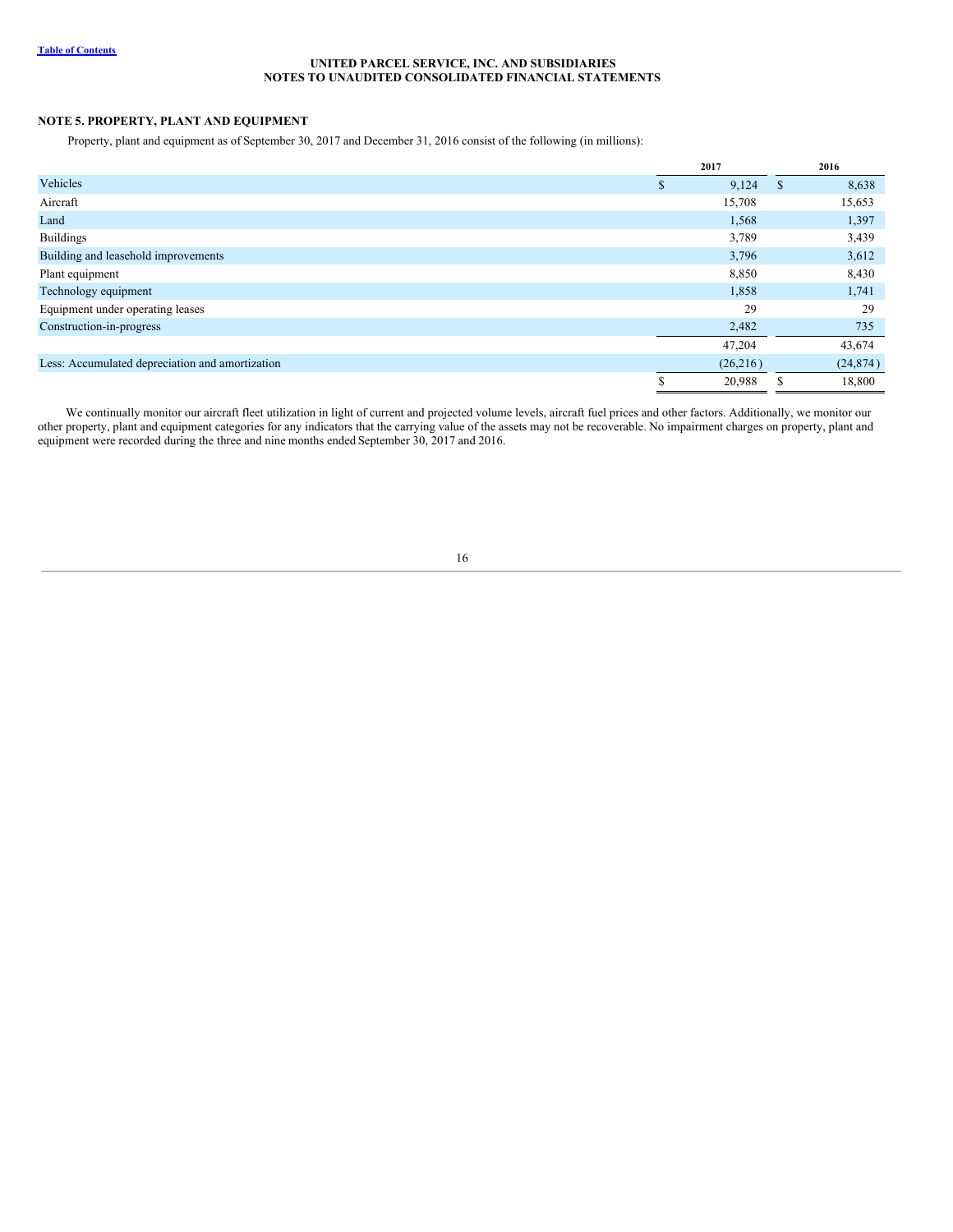**UNITED PARCEL SERVICE, INC. AND SUBSIDIARIES**
**NOTES TO UNAUDITED CONSOLIDATED FINANCIAL STATEMENTS**

## NOTE 5. PROPERTY, PLANT AND EQUIPMENT

Property, plant and equipment as of September 30, 2017 and December 31, 2016 consist of the following (in millions):

| | 2017 | 2016 |
|---|---|---|
| Vehicles | $ 9,124 | $ 8,638 |
| Aircraft | 15,708 | 15,653 |
| Land | 1,568 | 1,397 |
| Buildings | 3,789 | 3,439 |
| Building and leasehold improvements | 3,796 | 3,612 |
| Plant equipment | 8,850 | 8,430 |
| Technology equipment | 1,858 | 1,741 |
| Equipment under operating leases | 29 | 29 |
| Construction-in-progress | 2,482 | 735 |
| | 47,204 | 43,674 |
| Less: Accumulated depreciation and amortization | (26,216) | (24,874) |
| | $ 20,988 | $ 18,800 |

We continually monitor our aircraft fleet utilization in light of current and projected volume levels, aircraft fuel prices and other factors. Additionally, we monitor our other property, plant and equipment categories for any indicators that the carrying value of the assets may not be recoverable. No impairment charges on property, plant and equipment were recorded during the three and nine months ended September 30, 2017 and 2016.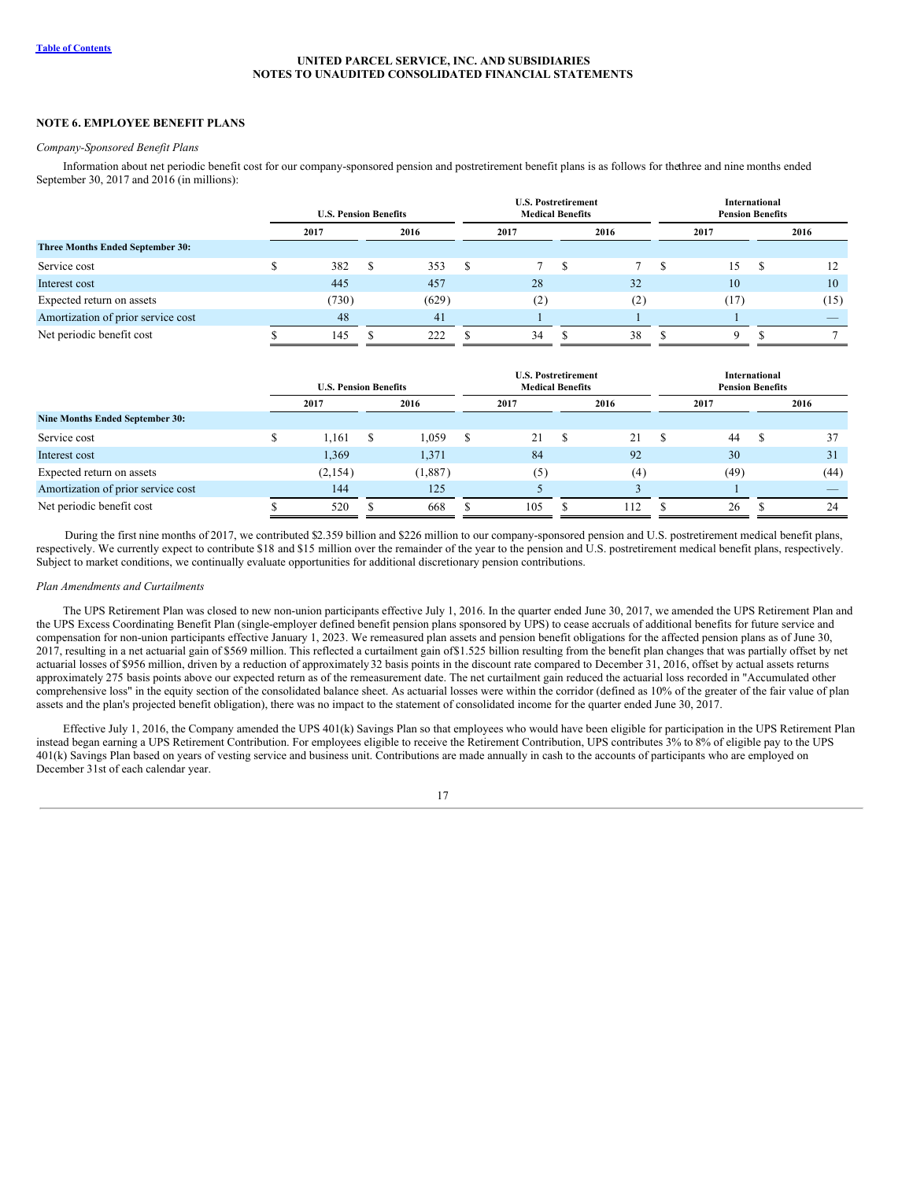**UNITED PARCEL SERVICE, INC. AND SUBSIDIARIES**
**NOTES TO UNAUDITED CONSOLIDATED FINANCIAL STATEMENTS**

## NOTE 6. EMPLOYEE BENEFIT PLANS

*Company-Sponsored Benefit Plans*

Information about net periodic benefit cost for our company-sponsored pension and postretirement benefit plans is as follows for the three and nine months ended September 30, 2017 and 2016 (in millions):

| | U.S. Pension Benefits | | U.S. Postretirement Medical Benefits | | International Pension Benefits | |
|---|---|---|---|---|---|---|
| | 2017 | 2016 | 2017 | 2016 | 2017 | 2016 |
| **Three Months Ended September 30:** | | | | | | |
| Service cost | $ 382 | $ 353 | $ 7 | $ 7 | $ 15 | $ 12 |
| Interest cost | 445 | 457 | 28 | 32 | 10 | 10 |
| Expected return on assets | (730) | (629) | (2) | (2) | (17) | (15) |
| Amortization of prior service cost | 48 | 41 | 1 | 1 | 1 | — |
| Net periodic benefit cost | $ 145 | $ 222 | $ 34 | $ 38 | $ 9 | $ 7 |

| | U.S. Pension Benefits | | U.S. Postretirement Medical Benefits | | International Pension Benefits | |
|---|---|---|---|---|---|---|
| | 2017 | 2016 | 2017 | 2016 | 2017 | 2016 |
| **Nine Months Ended September 30:** | | | | | | |
| Service cost | $ 1,161 | $ 1,059 | $ 21 | $ 21 | $ 44 | $ 37 |
| Interest cost | 1,369 | 1,371 | 84 | 92 | 30 | 31 |
| Expected return on assets | (2,154) | (1,887) | (5) | (4) | (49) | (44) |
| Amortization of prior service cost | 144 | 125 | 5 | 3 | 1 | — |
| Net periodic benefit cost | $ 520 | $ 668 | $ 105 | $ 112 | $ 26 | $ 24 |

During the first nine months of 2017, we contributed $2.359 billion and $226 million to our company-sponsored pension and U.S. postretirement medical benefit plans, respectively. We currently expect to contribute $18 and $15 million over the remainder of the year to the pension and U.S. postretirement medical benefit plans, respectively. Subject to market conditions, we continually evaluate opportunities for additional discretionary pension contributions.

*Plan Amendments and Curtailments*

The UPS Retirement Plan was closed to new non-union participants effective July 1, 2016. In the quarter ended June 30, 2017, we amended the UPS Retirement Plan and the UPS Excess Coordinating Benefit Plan (single-employer defined benefit pension plans sponsored by UPS) to cease accruals of additional benefits for future service and compensation for non-union participants effective January 1, 2023. We remeasured plan assets and pension benefit obligations for the affected pension plans as of June 30, 2017, resulting in a net actuarial gain of $569 million. This reflected a curtailment gain of $1.525 billion resulting from the benefit plan changes that was partially offset by net actuarial losses of $956 million, driven by a reduction of approximately 32 basis points in the discount rate compared to December 31, 2016, offset by actual assets returns approximately 275 basis points above our expected return as of the remeasurement date. The net curtailment gain reduced the actuarial loss recorded in "Accumulated other comprehensive loss" in the equity section of the consolidated balance sheet. As actuarial losses were within the corridor (defined as 10% of the greater of the fair value of plan assets and the plan's projected benefit obligation), there was no impact to the statement of consolidated income for the quarter ended June 30, 2017.

Effective July 1, 2016, the Company amended the UPS 401(k) Savings Plan so that employees who would have been eligible for participation in the UPS Retirement Plan instead began earning a UPS Retirement Contribution. For employees eligible to receive the Retirement Contribution, UPS contributes 3% to 8% of eligible pay to the UPS 401(k) Savings Plan based on years of vesting service and business unit. Contributions are made annually in cash to the accounts of participants who are employed on December 31st of each calendar year.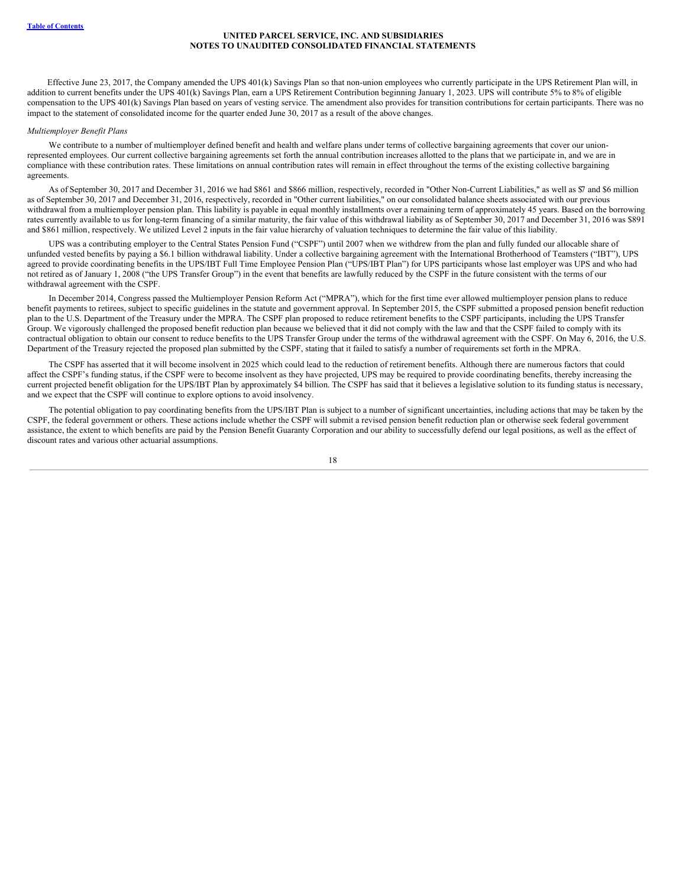Effective June 23, 2017, the Company amended the UPS 401(k) Savings Plan so that non-union employees who currently participate in the UPS Retirement Plan will, in addition to current benefits under the UPS 401(k) Savings Plan, earn a UPS Retirement Contribution beginning January 1, 2023. UPS will contribute 5% to 8% of eligible compensation to the UPS 401(k) Savings Plan based on years of vesting service. The amendment also provides for transition contributions for certain participants. There was no impact to the statement of consolidated income for the quarter ended June 30, 2017 as a result of the above changes.

*Multiemployer Benefit Plans*

We contribute to a number of multiemployer defined benefit and health and welfare plans under terms of collective bargaining agreements that cover our union-represented employees. Our current collective bargaining agreements set forth the annual contribution increases allotted to the plans that we participate in, and we are in compliance with these contribution rates. These limitations on annual contribution rates will remain in effect throughout the terms of the existing collective bargaining agreements.

As of September 30, 2017 and December 31, 2016 we had $861 and $866 million, respectively, recorded in "Other Non-Current Liabilities," as well as $7 and $6 million as of September 30, 2017 and December 31, 2016, respectively, recorded in "Other current liabilities," on our consolidated balance sheets associated with our previous withdrawal from a multiemployer pension plan. This liability is payable in equal monthly installments over a remaining term of approximately 45 years. Based on the borrowing rates currently available to us for long-term financing of a similar maturity, the fair value of this withdrawal liability as of September 30, 2017 and December 31, 2016 was $891 and $861 million, respectively. We utilized Level 2 inputs in the fair value hierarchy of valuation techniques to determine the fair value of this liability.

UPS was a contributing employer to the Central States Pension Fund ("CSPF") until 2007 when we withdrew from the plan and fully funded our allocable share of unfunded vested benefits by paying a $6.1 billion withdrawal liability. Under a collective bargaining agreement with the International Brotherhood of Teamsters ("IBT"), UPS agreed to provide coordinating benefits in the UPS/IBT Full Time Employee Pension Plan ("UPS/IBT Plan") for UPS participants whose last employer was UPS and who had not retired as of January 1, 2008 ("the UPS Transfer Group") in the event that benefits are lawfully reduced by the CSPF in the future consistent with the terms of our withdrawal agreement with the CSPF.

In December 2014, Congress passed the Multiemployer Pension Reform Act ("MPRA"), which for the first time ever allowed multiemployer pension plans to reduce benefit payments to retirees, subject to specific guidelines in the statute and government approval. In September 2015, the CSPF submitted a proposed pension benefit reduction plan to the U.S. Department of the Treasury under the MPRA. The CSPF plan proposed to reduce retirement benefits to the CSPF participants, including the UPS Transfer Group. We vigorously challenged the proposed benefit reduction plan because we believed that it did not comply with the law and that the CSPF failed to comply with its contractual obligation to obtain our consent to reduce benefits to the UPS Transfer Group under the terms of the withdrawal agreement with the CSPF. On May 6, 2016, the U.S. Department of the Treasury rejected the proposed plan submitted by the CSPF, stating that it failed to satisfy a number of requirements set forth in the MPRA.

The CSPF has asserted that it will become insolvent in 2025 which could lead to the reduction of retirement benefits. Although there are numerous factors that could affect the CSPF's funding status, if the CSPF were to become insolvent as they have projected, UPS may be required to provide coordinating benefits, thereby increasing the current projected benefit obligation for the UPS/IBT Plan by approximately $4 billion. The CSPF has said that it believes a legislative solution to its funding status is necessary, and we expect that the CSPF will continue to explore options to avoid insolvency.

The potential obligation to pay coordinating benefits from the UPS/IBT Plan is subject to a number of significant uncertainties, including actions that may be taken by the CSPF, the federal government or others. These actions include whether the CSPF will submit a revised pension benefit reduction plan or otherwise seek federal government assistance, the extent to which benefits are paid by the Pension Benefit Guaranty Corporation and our ability to successfully defend our legal positions, as well as the effect of discount rates and various other actuarial assumptions.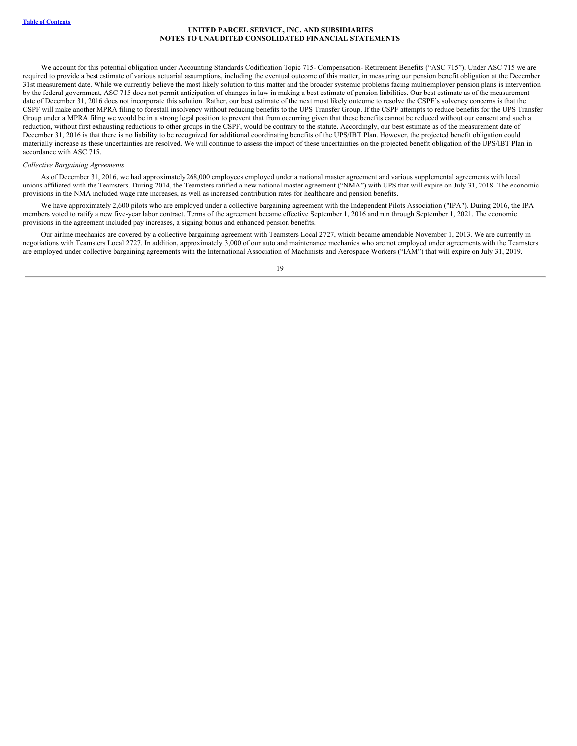We account for this potential obligation under Accounting Standards Codification Topic 715- Compensation- Retirement Benefits ("ASC 715"). Under ASC 715 we are required to provide a best estimate of various actuarial assumptions, including the eventual outcome of this matter, in measuring our pension benefit obligation at the December 31st measurement date. While we currently believe the most likely solution to this matter and the broader systemic problems facing multiemployer pension plans is intervention by the federal government, ASC 715 does not permit anticipation of changes in law in making a best estimate of pension liabilities. Our best estimate as of the measurement date of December 31, 2016 does not incorporate this solution. Rather, our best estimate of the next most likely outcome to resolve the CSPF's solvency concerns is that the CSPF will make another MPRA filing to forestall insolvency without reducing benefits to the UPS Transfer Group. If the CSPF attempts to reduce benefits for the UPS Transfer Group under a MPRA filing we would be in a strong legal position to prevent that from occurring given that these benefits cannot be reduced without our consent and such a reduction, without first exhausting reductions to other groups in the CSPF, would be contrary to the statute. Accordingly, our best estimate as of the measurement date of December 31, 2016 is that there is no liability to be recognized for additional coordinating benefits of the UPS/IBT Plan. However, the projected benefit obligation could materially increase as these uncertainties are resolved. We will continue to assess the impact of these uncertainties on the projected benefit obligation of the UPS/IBT Plan in accordance with ASC 715.

*Collective Bargaining Agreements*

As of December 31, 2016, we had approximately 268,000 employees employed under a national master agreement and various supplemental agreements with local unions affiliated with the Teamsters. During 2014, the Teamsters ratified a new national master agreement ("NMA") with UPS that will expire on July 31, 2018. The economic provisions in the NMA included wage rate increases, as well as increased contribution rates for healthcare and pension benefits.

We have approximately 2,600 pilots who are employed under a collective bargaining agreement with the Independent Pilots Association ("IPA"). During 2016, the IPA members voted to ratify a new five-year labor contract. Terms of the agreement became effective September 1, 2016 and run through September 1, 2021. The economic provisions in the agreement included pay increases, a signing bonus and enhanced pension benefits.

Our airline mechanics are covered by a collective bargaining agreement with Teamsters Local 2727, which became amendable November 1, 2013. We are currently in negotiations with Teamsters Local 2727. In addition, approximately 3,000 of our auto and maintenance mechanics who are not employed under agreements with the Teamsters are employed under collective bargaining agreements with the International Association of Machinists and Aerospace Workers ("IAM") that will expire on July 31, 2019.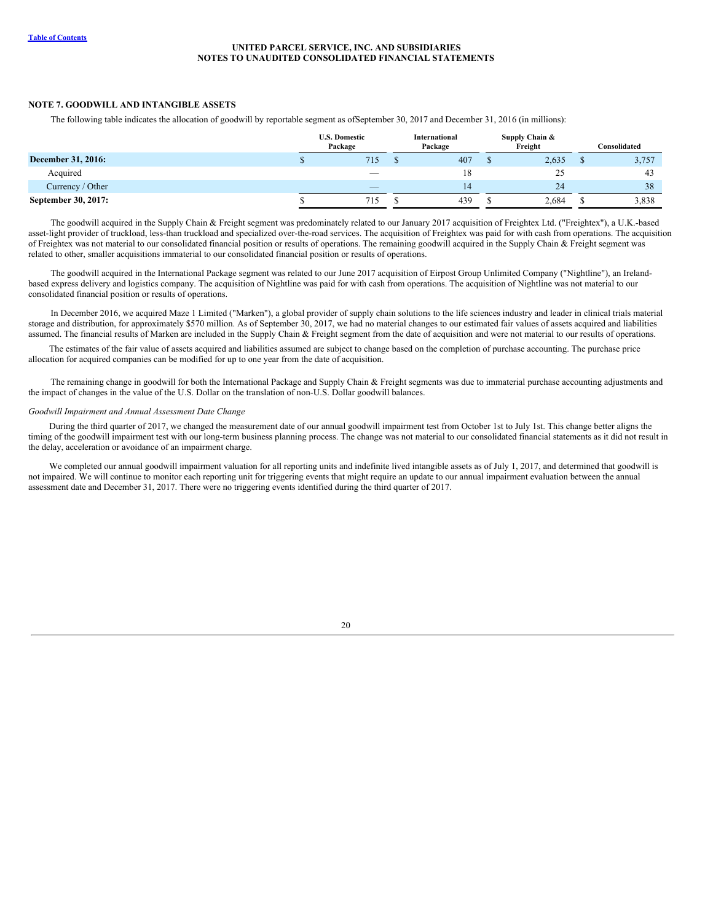**UNITED PARCEL SERVICE, INC. AND SUBSIDIARIES**
**NOTES TO UNAUDITED CONSOLIDATED FINANCIAL STATEMENTS**

## NOTE 7. GOODWILL AND INTANGIBLE ASSETS

The following table indicates the allocation of goodwill by reportable segment as ofSeptember 30, 2017 and December 31, 2016 (in millions):

| | U.S. Domestic Package | International Package | Supply Chain & Freight | Consolidated |
|---|---|---|---|---|
| **December 31, 2016:** | $ 715 | $ 407 | $ 2,635 | $ 3,757 |
| Acquired | — | 18 | 25 | 43 |
| Currency / Other | — | 14 | 24 | 38 |
| **September 30, 2017:** | $ 715 | $ 439 | $ 2,684 | $ 3,838 |

The goodwill acquired in the Supply Chain & Freight segment was predominately related to our January 2017 acquisition of Freightex Ltd. ("Freightex"), a U.K.-based asset-light provider of truckload, less-than truckload and specialized over-the-road services. The acquisition of Freightex was paid for with cash from operations. The acquisition of Freightex was not material to our consolidated financial position or results of operations. The remaining goodwill acquired in the Supply Chain & Freight segment was related to other, smaller acquisitions immaterial to our consolidated financial position or results of operations.

The goodwill acquired in the International Package segment was related to our June 2017 acquisition of Eirpost Group Unlimited Company ("Nightline"), an Ireland-based express delivery and logistics company. The acquisition of Nightline was paid for with cash from operations. The acquisition of Nightline was not material to our consolidated financial position or results of operations.

In December 2016, we acquired Maze 1 Limited ("Marken"), a global provider of supply chain solutions to the life sciences industry and leader in clinical trials material storage and distribution, for approximately $570 million. As of September 30, 2017, we had no material changes to our estimated fair values of assets acquired and liabilities assumed. The financial results of Marken are included in the Supply Chain & Freight segment from the date of acquisition and were not material to our results of operations.

The estimates of the fair value of assets acquired and liabilities assumed are subject to change based on the completion of purchase accounting. The purchase price allocation for acquired companies can be modified for up to one year from the date of acquisition.

The remaining change in goodwill for both the International Package and Supply Chain & Freight segments was due to immaterial purchase accounting adjustments and the impact of changes in the value of the U.S. Dollar on the translation of non-U.S. Dollar goodwill balances.

*Goodwill Impairment and Annual Assessment Date Change*

During the third quarter of 2017, we changed the measurement date of our annual goodwill impairment test from October 1st to July 1st. This change better aligns the timing of the goodwill impairment test with our long-term business planning process. The change was not material to our consolidated financial statements as it did not result in the delay, acceleration or avoidance of an impairment charge.

We completed our annual goodwill impairment valuation for all reporting units and indefinite lived intangible assets as of July 1, 2017, and determined that goodwill is not impaired. We will continue to monitor each reporting unit for triggering events that might require an update to our annual impairment evaluation between the annual assessment date and December 31, 2017. There were no triggering events identified during the third quarter of 2017.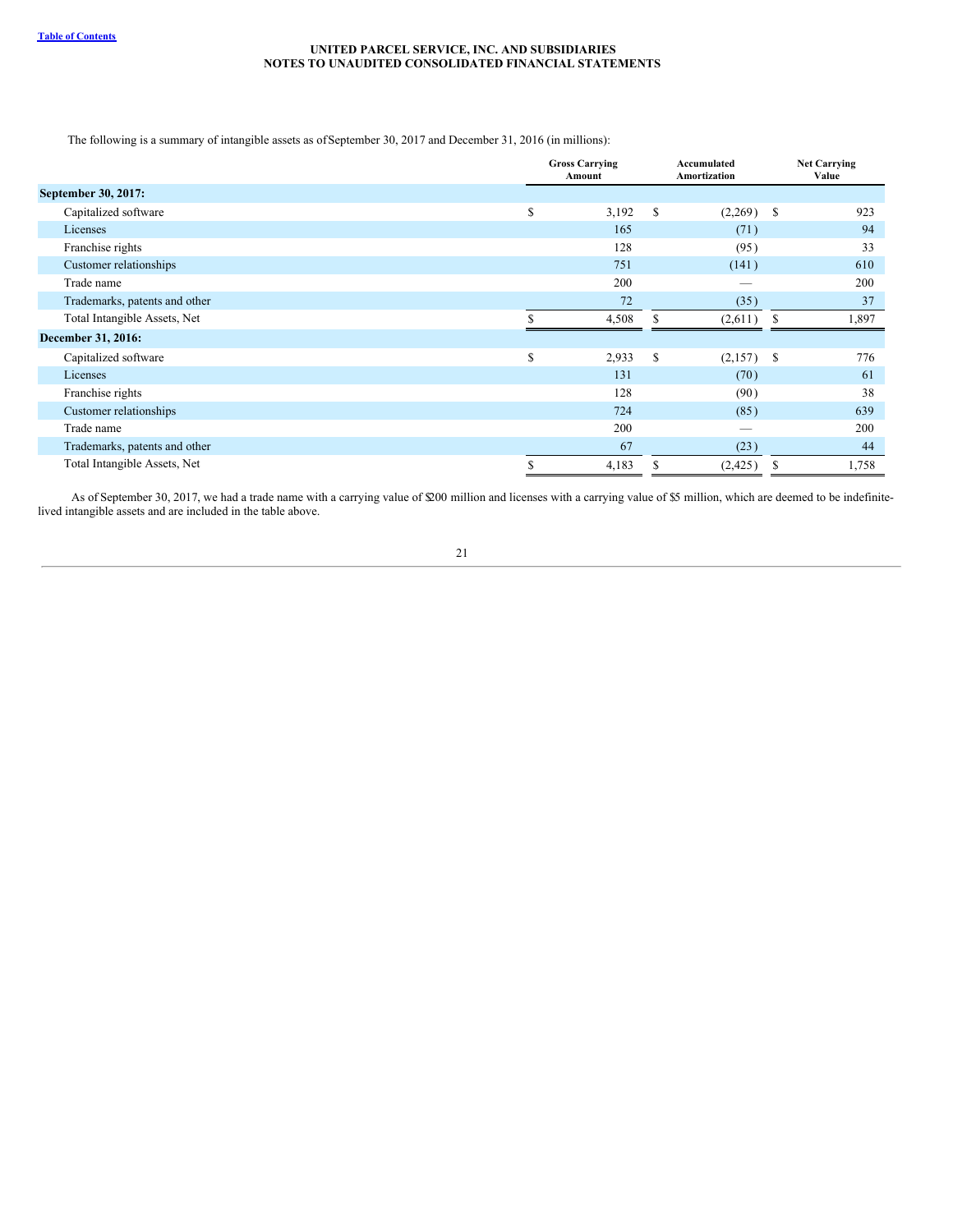The following is a summary of intangible assets as of September 30, 2017 and December 31, 2016 (in millions):

| | Gross Carrying Amount | Accumulated Amortization | Net Carrying Value |
|---|---|---|---|
| **September 30, 2017:** | | | |
| Capitalized software | $ 3,192 | $ (2,269) | $ 923 |
| Licenses | 165 | (71) | 94 |
| Franchise rights | 128 | (95) | 33 |
| Customer relationships | 751 | (141) | 610 |
| Trade name | 200 | — | 200 |
| Trademarks, patents and other | 72 | (35) | 37 |
| Total Intangible Assets, Net | $ 4,508 | $ (2,611) | $ 1,897 |
| **December 31, 2016:** | | | |
| Capitalized software | $ 2,933 | $ (2,157) | $ 776 |
| Licenses | 131 | (70) | 61 |
| Franchise rights | 128 | (90) | 38 |
| Customer relationships | 724 | (85) | 639 |
| Trade name | 200 | — | 200 |
| Trademarks, patents and other | 67 | (23) | 44 |
| Total Intangible Assets, Net | $ 4,183 | $ (2,425) | $ 1,758 |

As of September 30, 2017, we had a trade name with a carrying value of $200 million and licenses with a carrying value of $5 million, which are deemed to be indefinite-lived intangible assets and are included in the table above.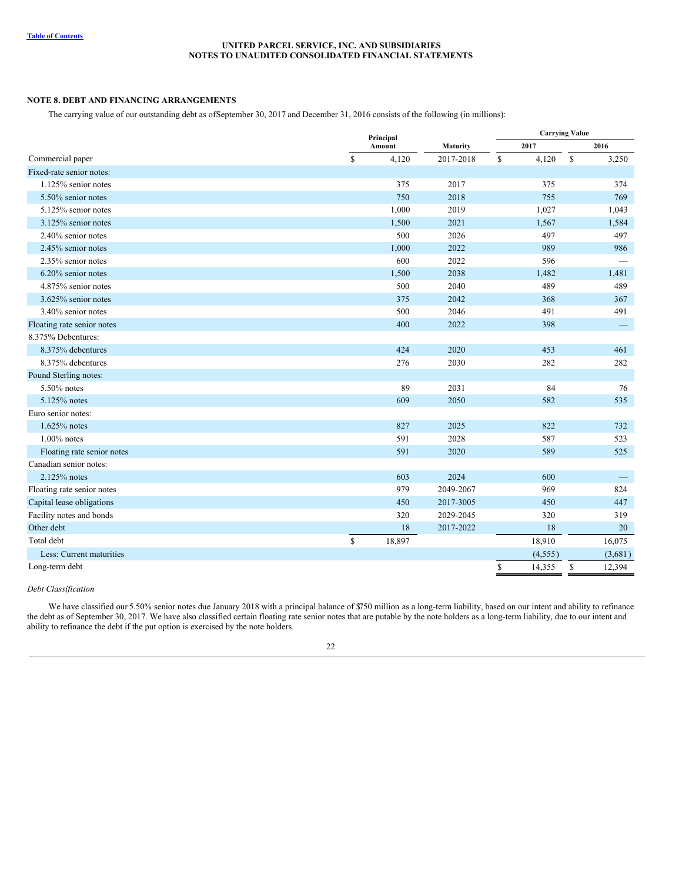UNITED PARCEL SERVICE, INC. AND SUBSIDIARIES
NOTES TO UNAUDITED CONSOLIDATED FINANCIAL STATEMENTS

## NOTE 8. DEBT AND FINANCING ARRANGEMENTS

The carrying value of our outstanding debt as ofSeptember 30, 2017 and December 31, 2016 consists of the following (in millions):

| | Principal Amount | Maturity | Carrying Value 2017 | Carrying Value 2016 |
|---|---|---|---|---|
| Commercial paper | $ 4,120 | 2017-2018 | $ 4,120 | $ 3,250 |
| Fixed-rate senior notes: | | | | |
| 1.125% senior notes | 375 | 2017 | 375 | 374 |
| 5.50% senior notes | 750 | 2018 | 755 | 769 |
| 5.125% senior notes | 1,000 | 2019 | 1,027 | 1,043 |
| 3.125% senior notes | 1,500 | 2021 | 1,567 | 1,584 |
| 2.40% senior notes | 500 | 2026 | 497 | 497 |
| 2.45% senior notes | 1,000 | 2022 | 989 | 986 |
| 2.35% senior notes | 600 | 2022 | 596 | — |
| 6.20% senior notes | 1,500 | 2038 | 1,482 | 1,481 |
| 4.875% senior notes | 500 | 2040 | 489 | 489 |
| 3.625% senior notes | 375 | 2042 | 368 | 367 |
| 3.40% senior notes | 500 | 2046 | 491 | 491 |
| Floating rate senior notes | 400 | 2022 | 398 | — |
| 8.375% Debentures: | | | | |
| 8.375% debentures | 424 | 2020 | 453 | 461 |
| 8.375% debentures | 276 | 2030 | 282 | 282 |
| Pound Sterling notes: | | | | |
| 5.50% notes | 89 | 2031 | 84 | 76 |
| 5.125% notes | 609 | 2050 | 582 | 535 |
| Euro senior notes: | | | | |
| 1.625% notes | 827 | 2025 | 822 | 732 |
| 1.00% notes | 591 | 2028 | 587 | 523 |
| Floating rate senior notes | 591 | 2020 | 589 | 525 |
| Canadian senior notes: | | | | |
| 2.125% notes | 603 | 2024 | 600 | — |
| Floating rate senior notes | 979 | 2049-2067 | 969 | 824 |
| Capital lease obligations | 450 | 2017-3005 | 450 | 447 |
| Facility notes and bonds | 320 | 2029-2045 | 320 | 319 |
| Other debt | 18 | 2017-2022 | 18 | 20 |
| Total debt | $ 18,897 | | 18,910 | 16,075 |
| Less: Current maturities | | | (4,555) | (3,681) |
| Long-term debt | | | $ 14,355 | $ 12,394 |

*Debt Classification*

We have classified our 5.50% senior notes due January 2018 with a principal balance of $750 million as a long-term liability, based on our intent and ability to refinance the debt as of September 30, 2017. We have also classified certain floating rate senior notes that are putable by the note holders as a long-term liability, due to our intent and ability to refinance the debt if the put option is exercised by the note holders.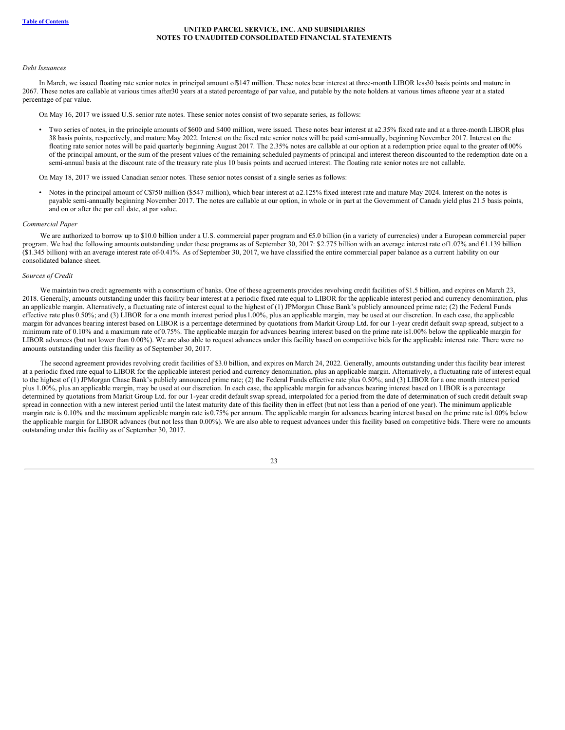*Debt Issuances*

In March, we issued floating rate senior notes in principal amount of $147 million. These notes bear interest at three-month LIBOR less 30 basis points and mature in 2067. These notes are callable at various times after 30 years at a stated percentage of par value, and putable by the note holders at various times after one year at a stated percentage of par value.

On May 16, 2017 we issued U.S. senior rate notes. These senior notes consist of two separate series, as follows:

- Two series of notes, in the principle amounts of $600 and $400 million, were issued. These notes bear interest at a 2.35% fixed rate and at a three-month LIBOR plus 38 basis points, respectively, and mature May 2022. Interest on the fixed rate senior notes will be paid semi-annually, beginning November 2017. Interest on the floating rate senior notes will be paid quarterly beginning August 2017. The 2.35% notes are callable at our option at a redemption price equal to the greater of 100% of the principal amount, or the sum of the present values of the remaining scheduled payments of principal and interest thereon discounted to the redemption date on a semi-annual basis at the discount rate of the treasury rate plus 10 basis points and accrued interest. The floating rate senior notes are not callable.

On May 18, 2017 we issued Canadian senior notes. These senior notes consist of a single series as follows:

- Notes in the principal amount of C$750 million ($547 million), which bear interest at a 2.125% fixed interest rate and mature May 2024. Interest on the notes is payable semi-annually beginning November 2017. The notes are callable at our option, in whole or in part at the Government of Canada yield plus 21.5 basis points, and on or after the par call date, at par value.

*Commercial Paper*

We are authorized to borrow up to $10.0 billion under a U.S. commercial paper program and €5.0 billion (in a variety of currencies) under a European commercial paper program. We had the following amounts outstanding under these programs as of September 30, 2017: $2.775 billion with an average interest rate of 1.07% and €1.139 billion ($1.345 billion) with an average interest rate of -0.41%. As of September 30, 2017, we have classified the entire commercial paper balance as a current liability on our consolidated balance sheet.

*Sources of Credit*

We maintain two credit agreements with a consortium of banks. One of these agreements provides revolving credit facilities of $1.5 billion, and expires on March 23, 2018. Generally, amounts outstanding under this facility bear interest at a periodic fixed rate equal to LIBOR for the applicable interest period and currency denomination, plus an applicable margin. Alternatively, a fluctuating rate of interest equal to the highest of (1) JPMorgan Chase Bank's publicly announced prime rate; (2) the Federal Funds effective rate plus 0.50%; and (3) LIBOR for a one month interest period plus 1.00%, plus an applicable margin, may be used at our discretion. In each case, the applicable margin for advances bearing interest based on LIBOR is a percentage determined by quotations from Markit Group Ltd. for our 1-year credit default swap spread, subject to a minimum rate of 0.10% and a maximum rate of 0.75%. The applicable margin for advances bearing interest based on the prime rate is 1.00% below the applicable margin for LIBOR advances (but not lower than 0.00%). We are also able to request advances under this facility based on competitive bids for the applicable interest rate. There were no amounts outstanding under this facility as of September 30, 2017.

The second agreement provides revolving credit facilities of $3.0 billion, and expires on March 24, 2022. Generally, amounts outstanding under this facility bear interest at a periodic fixed rate equal to LIBOR for the applicable interest period and currency denomination, plus an applicable margin. Alternatively, a fluctuating rate of interest equal to the highest of (1) JPMorgan Chase Bank's publicly announced prime rate; (2) the Federal Funds effective rate plus 0.50%; and (3) LIBOR for a one month interest period plus 1.00%, plus an applicable margin, may be used at our discretion. In each case, the applicable margin for advances bearing interest based on LIBOR is a percentage determined by quotations from Markit Group Ltd. for our 1-year credit default swap spread, interpolated for a period from the date of determination of such credit default swap spread in connection with a new interest period until the latest maturity date of this facility then in effect (but not less than a period of one year). The minimum applicable margin rate is 0.10% and the maximum applicable margin rate is 0.75% per annum. The applicable margin for advances bearing interest based on the prime rate is 1.00% below the applicable margin for LIBOR advances (but not less than 0.00%). We are also able to request advances under this facility based on competitive bids. There were no amounts outstanding under this facility as of September 30, 2017.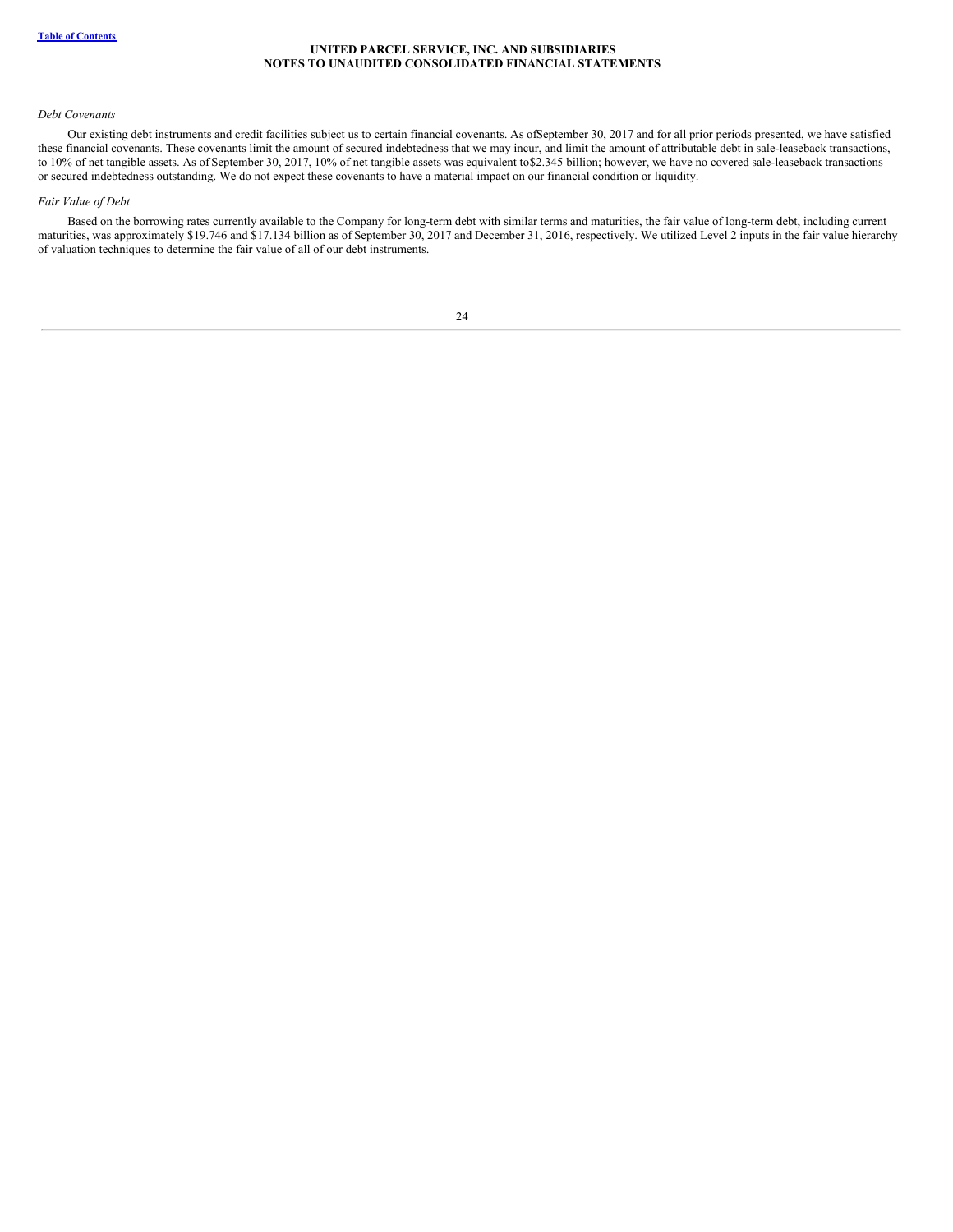*Debt Covenants*

Our existing debt instruments and credit facilities subject us to certain financial covenants. As of September 30, 2017 and for all prior periods presented, we have satisfied these financial covenants. These covenants limit the amount of secured indebtedness that we may incur, and limit the amount of attributable debt in sale-leaseback transactions, to 10% of net tangible assets. As of September 30, 2017, 10% of net tangible assets was equivalent to $2.345 billion; however, we have no covered sale-leaseback transactions or secured indebtedness outstanding. We do not expect these covenants to have a material impact on our financial condition or liquidity.

*Fair Value of Debt*

Based on the borrowing rates currently available to the Company for long-term debt with similar terms and maturities, the fair value of long-term debt, including current maturities, was approximately $19.746 and $17.134 billion as of September 30, 2017 and December 31, 2016, respectively. We utilized Level 2 inputs in the fair value hierarchy of valuation techniques to determine the fair value of all of our debt instruments.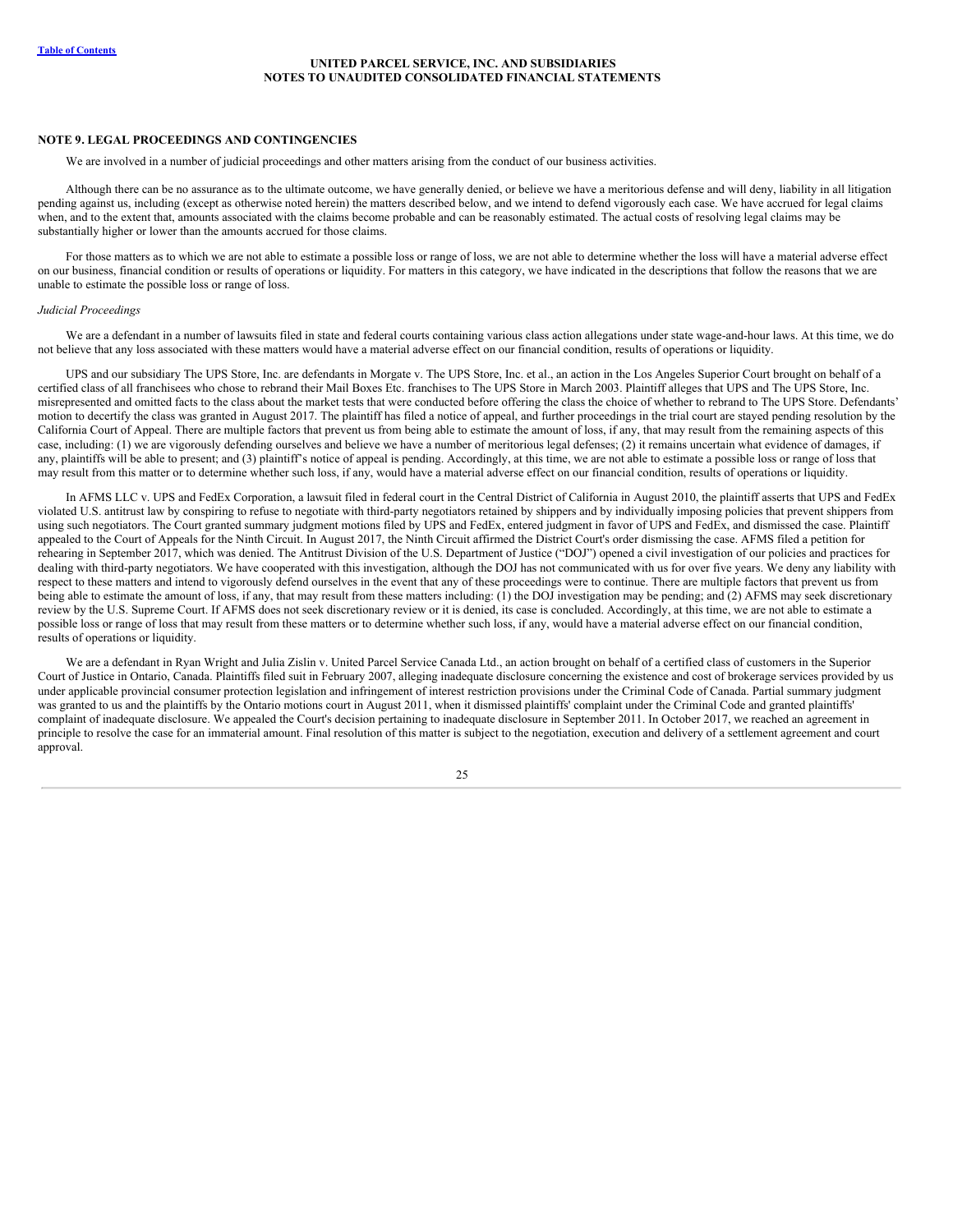## NOTE 9. LEGAL PROCEEDINGS AND CONTINGENCIES

We are involved in a number of judicial proceedings and other matters arising from the conduct of our business activities.

Although there can be no assurance as to the ultimate outcome, we have generally denied, or believe we have a meritorious defense and will deny, liability in all litigation pending against us, including (except as otherwise noted herein) the matters described below, and we intend to defend vigorously each case. We have accrued for legal claims when, and to the extent that, amounts associated with the claims become probable and can be reasonably estimated. The actual costs of resolving legal claims may be substantially higher or lower than the amounts accrued for those claims.

For those matters as to which we are not able to estimate a possible loss or range of loss, we are not able to determine whether the loss will have a material adverse effect on our business, financial condition or results of operations or liquidity. For matters in this category, we have indicated in the descriptions that follow the reasons that we are unable to estimate the possible loss or range of loss.

*Judicial Proceedings*

We are a defendant in a number of lawsuits filed in state and federal courts containing various class action allegations under state wage-and-hour laws. At this time, we do not believe that any loss associated with these matters would have a material adverse effect on our financial condition, results of operations or liquidity.

UPS and our subsidiary The UPS Store, Inc. are defendants in Morgate v. The UPS Store, Inc. et al., an action in the Los Angeles Superior Court brought on behalf of a certified class of all franchisees who chose to rebrand their Mail Boxes Etc. franchises to The UPS Store in March 2003. Plaintiff alleges that UPS and The UPS Store, Inc. misrepresented and omitted facts to the class about the market tests that were conducted before offering the class the choice of whether to rebrand to The UPS Store. Defendants' motion to decertify the class was granted in August 2017. The plaintiff has filed a notice of appeal, and further proceedings in the trial court are stayed pending resolution by the California Court of Appeal. There are multiple factors that prevent us from being able to estimate the amount of loss, if any, that may result from the remaining aspects of this case, including: (1) we are vigorously defending ourselves and believe we have a number of meritorious legal defenses; (2) it remains uncertain what evidence of damages, if any, plaintiffs will be able to present; and (3) plaintiff's notice of appeal is pending. Accordingly, at this time, we are not able to estimate a possible loss or range of loss that may result from this matter or to determine whether such loss, if any, would have a material adverse effect on our financial condition, results of operations or liquidity.

In AFMS LLC v. UPS and FedEx Corporation, a lawsuit filed in federal court in the Central District of California in August 2010, the plaintiff asserts that UPS and FedEx violated U.S. antitrust law by conspiring to refuse to negotiate with third-party negotiators retained by shippers and by individually imposing policies that prevent shippers from using such negotiators. The Court granted summary judgment motions filed by UPS and FedEx, entered judgment in favor of UPS and FedEx, and dismissed the case. Plaintiff appealed to the Court of Appeals for the Ninth Circuit. In August 2017, the Ninth Circuit affirmed the District Court's order dismissing the case. AFMS filed a petition for rehearing in September 2017, which was denied. The Antitrust Division of the U.S. Department of Justice ("DOJ") opened a civil investigation of our policies and practices for dealing with third-party negotiators. We have cooperated with this investigation, although the DOJ has not communicated with us for over five years. We deny any liability with respect to these matters and intend to vigorously defend ourselves in the event that any of these proceedings were to continue. There are multiple factors that prevent us from being able to estimate the amount of loss, if any, that may result from these matters including: (1) the DOJ investigation may be pending; and (2) AFMS may seek discretionary review by the U.S. Supreme Court. If AFMS does not seek discretionary review or it is denied, its case is concluded. Accordingly, at this time, we are not able to estimate a possible loss or range of loss that may result from these matters or to determine whether such loss, if any, would have a material adverse effect on our financial condition, results of operations or liquidity.

We are a defendant in Ryan Wright and Julia Zislin v. United Parcel Service Canada Ltd., an action brought on behalf of a certified class of customers in the Superior Court of Justice in Ontario, Canada. Plaintiffs filed suit in February 2007, alleging inadequate disclosure concerning the existence and cost of brokerage services provided by us under applicable provincial consumer protection legislation and infringement of interest restriction provisions under the Criminal Code of Canada. Partial summary judgment was granted to us and the plaintiffs by the Ontario motions court in August 2011, when it dismissed plaintiffs' complaint under the Criminal Code and granted plaintiffs' complaint of inadequate disclosure. We appealed the Court's decision pertaining to inadequate disclosure in September 2011. In October 2017, we reached an agreement in principle to resolve the case for an immaterial amount. Final resolution of this matter is subject to the negotiation, execution and delivery of a settlement agreement and court approval.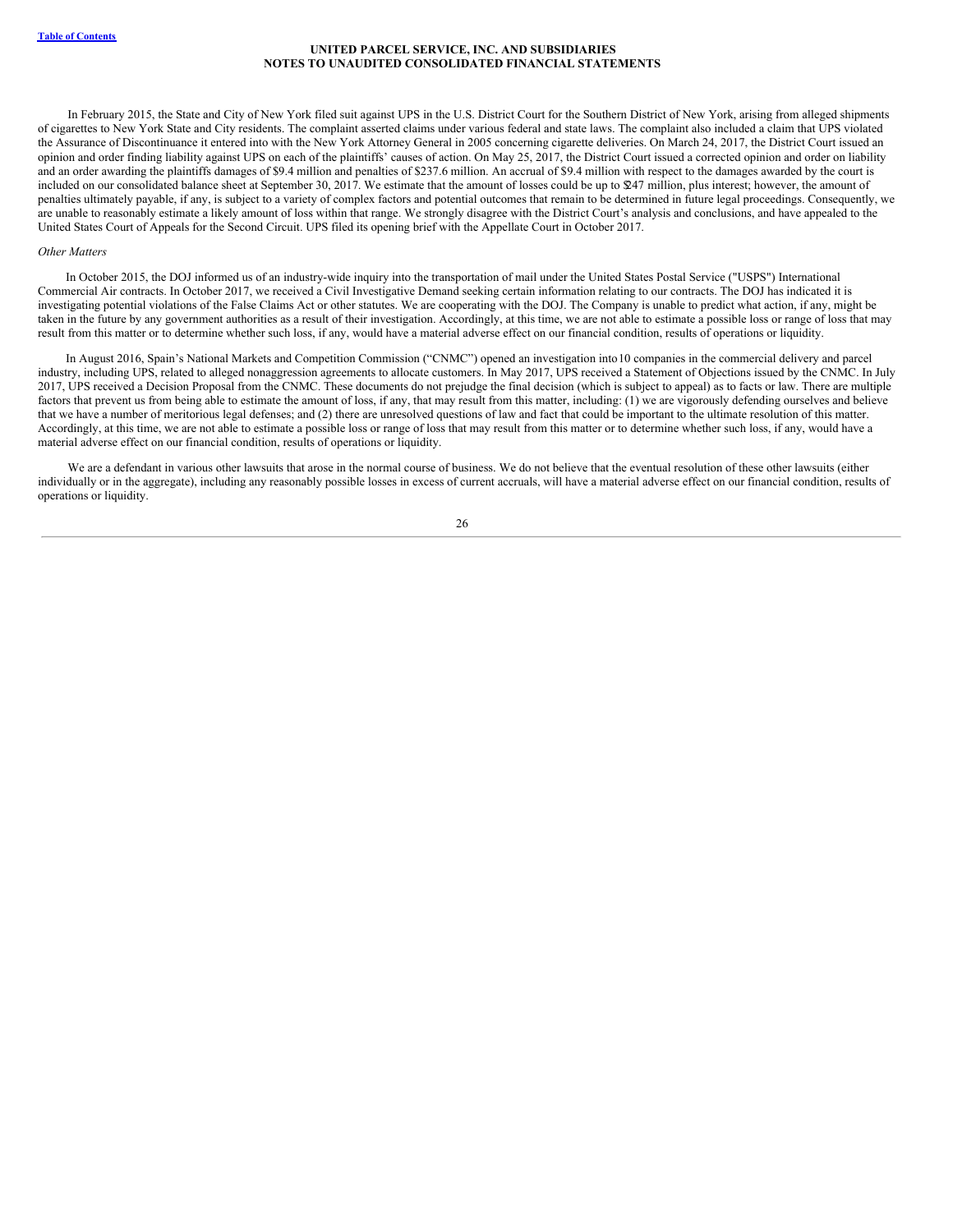In February 2015, the State and City of New York filed suit against UPS in the U.S. District Court for the Southern District of New York, arising from alleged shipments of cigarettes to New York State and City residents. The complaint asserted claims under various federal and state laws. The complaint also included a claim that UPS violated the Assurance of Discontinuance it entered into with the New York Attorney General in 2005 concerning cigarette deliveries. On March 24, 2017, the District Court issued an opinion and order finding liability against UPS on each of the plaintiffs' causes of action. On May 25, 2017, the District Court issued a corrected opinion and order on liability and an order awarding the plaintiffs damages of $9.4 million and penalties of $237.6 million. An accrual of $9.4 million with respect to the damages awarded by the court is included on our consolidated balance sheet at September 30, 2017. We estimate that the amount of losses could be up to $247 million, plus interest; however, the amount of penalties ultimately payable, if any, is subject to a variety of complex factors and potential outcomes that remain to be determined in future legal proceedings. Consequently, we are unable to reasonably estimate a likely amount of loss within that range. We strongly disagree with the District Court's analysis and conclusions, and have appealed to the United States Court of Appeals for the Second Circuit. UPS filed its opening brief with the Appellate Court in October 2017.

*Other Matters*

In October 2015, the DOJ informed us of an industry-wide inquiry into the transportation of mail under the United States Postal Service ("USPS") International Commercial Air contracts. In October 2017, we received a Civil Investigative Demand seeking certain information relating to our contracts. The DOJ has indicated it is investigating potential violations of the False Claims Act or other statutes. We are cooperating with the DOJ. The Company is unable to predict what action, if any, might be taken in the future by any government authorities as a result of their investigation. Accordingly, at this time, we are not able to estimate a possible loss or range of loss that may result from this matter or to determine whether such loss, if any, would have a material adverse effect on our financial condition, results of operations or liquidity.

In August 2016, Spain's National Markets and Competition Commission ("CNMC") opened an investigation into 10 companies in the commercial delivery and parcel industry, including UPS, related to alleged nonaggression agreements to allocate customers. In May 2017, UPS received a Statement of Objections issued by the CNMC. In July 2017, UPS received a Decision Proposal from the CNMC. These documents do not prejudge the final decision (which is subject to appeal) as to facts or law. There are multiple factors that prevent us from being able to estimate the amount of loss, if any, that may result from this matter, including: (1) we are vigorously defending ourselves and believe that we have a number of meritorious legal defenses; and (2) there are unresolved questions of law and fact that could be important to the ultimate resolution of this matter. Accordingly, at this time, we are not able to estimate a possible loss or range of loss that may result from this matter or to determine whether such loss, if any, would have a material adverse effect on our financial condition, results of operations or liquidity.

We are a defendant in various other lawsuits that arose in the normal course of business. We do not believe that the eventual resolution of these other lawsuits (either individually or in the aggregate), including any reasonably possible losses in excess of current accruals, will have a material adverse effect on our financial condition, results of operations or liquidity.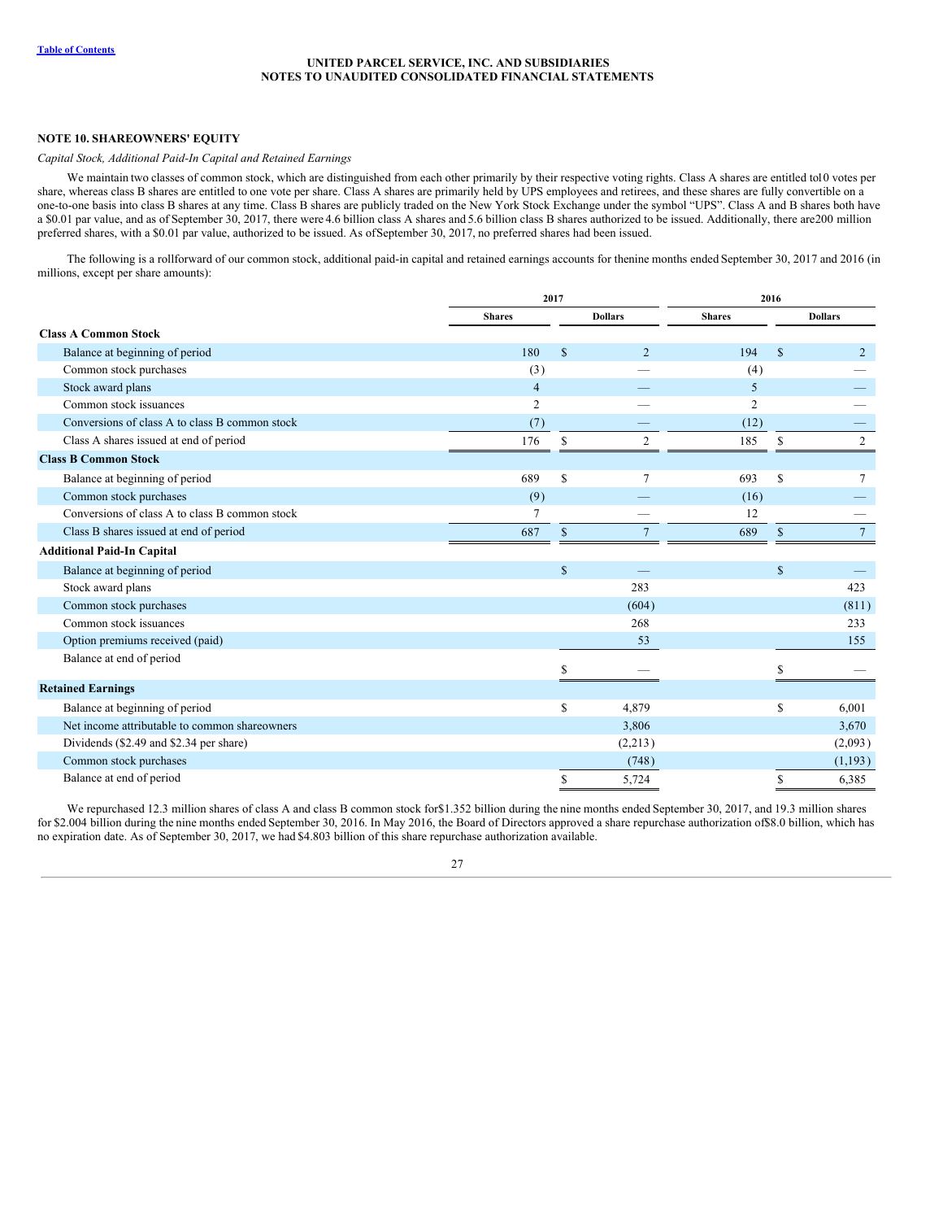## NOTE 10. SHAREOWNERS' EQUITY

*Capital Stock, Additional Paid-In Capital and Retained Earnings*

We maintain two classes of common stock, which are distinguished from each other primarily by their respective voting rights. Class A shares are entitled to 10 votes per share, whereas class B shares are entitled to one vote per share. Class A shares are primarily held by UPS employees and retirees, and these shares are fully convertible on a one-to-one basis into class B shares at any time. Class B shares are publicly traded on the New York Stock Exchange under the symbol "UPS". Class A and B shares both have a $0.01 par value, and as of September 30, 2017, there were 4.6 billion class A shares and 5.6 billion class B shares authorized to be issued. Additionally, there are 200 million preferred shares, with a $0.01 par value, authorized to be issued. As of September 30, 2017, no preferred shares had been issued.

The following is a rollforward of our common stock, additional paid-in capital and retained earnings accounts for the nine months ended September 30, 2017 and 2016 (in millions, except per share amounts):

| | 2017 | | 2016 | |
|---|---|---|---|---|
| | Shares | Dollars | Shares | Dollars |
| **Class A Common Stock** | | | | |
| Balance at beginning of period | 180 | $ 2 | 194 | $ 2 |
| Common stock purchases | (3) | — | (4) | — |
| Stock award plans | 4 | — | 5 | — |
| Common stock issuances | 2 | — | 2 | — |
| Conversions of class A to class B common stock | (7) | — | (12) | — |
| Class A shares issued at end of period | 176 | $ 2 | 185 | $ 2 |
| **Class B Common Stock** | | | | |
| Balance at beginning of period | 689 | $ 7 | 693 | $ 7 |
| Common stock purchases | (9) | — | (16) | — |
| Conversions of class A to class B common stock | 7 | — | 12 | — |
| Class B shares issued at end of period | 687 | $ 7 | 689 | $ 7 |
| **Additional Paid-In Capital** | | | | |
| Balance at beginning of period | | $ — | | $ — |
| Stock award plans | | 283 | | 423 |
| Common stock purchases | | (604) | | (811) |
| Common stock issuances | | 268 | | 233 |
| Option premiums received (paid) | | 53 | | 155 |
| Balance at end of period | | $ — | | $ — |
| **Retained Earnings** | | | | |
| Balance at beginning of period | | $ 4,879 | | $ 6,001 |
| Net income attributable to common shareowners | | 3,806 | | 3,670 |
| Dividends ($2.49 and $2.34 per share) | | (2,213) | | (2,093) |
| Common stock purchases | | (748) | | (1,193) |
| Balance at end of period | | $ 5,724 | | $ 6,385 |

We repurchased 12.3 million shares of class A and class B common stock for $1.352 billion during the nine months ended September 30, 2017, and 19.3 million shares for $2.004 billion during the nine months ended September 30, 2016. In May 2016, the Board of Directors approved a share repurchase authorization of $8.0 billion, which has no expiration date. As of September 30, 2017, we had $4.803 billion of this share repurchase authorization available.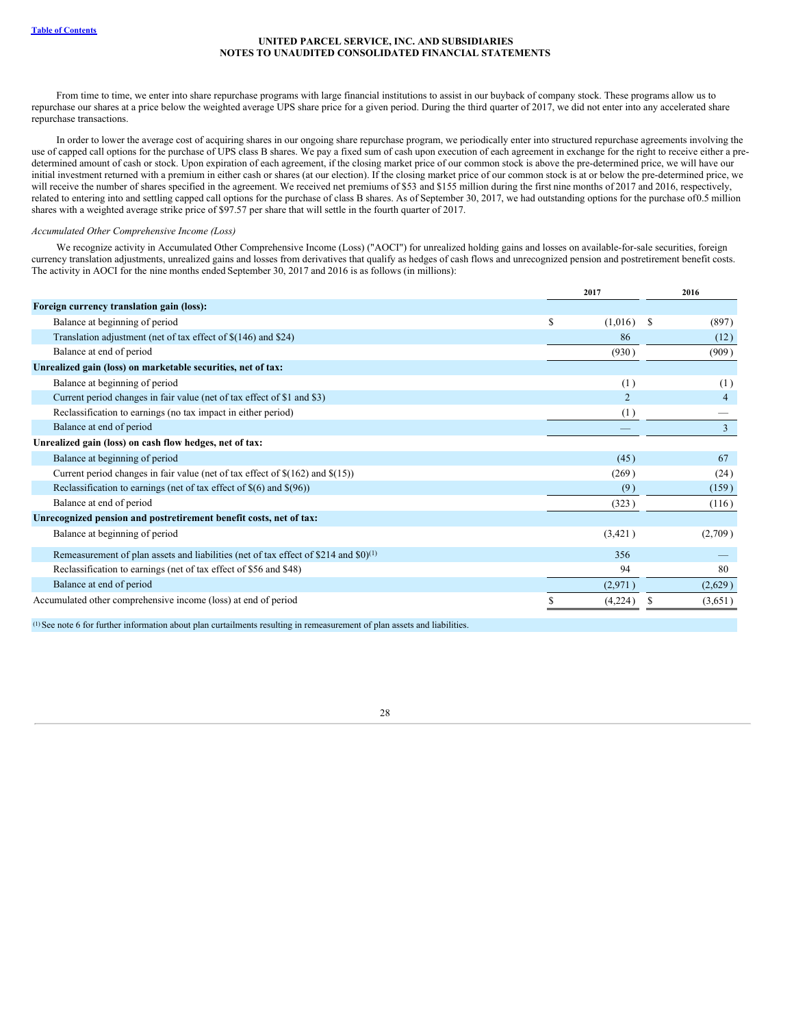From time to time, we enter into share repurchase programs with large financial institutions to assist in our buyback of company stock. These programs allow us to repurchase our shares at a price below the weighted average UPS share price for a given period. During the third quarter of 2017, we did not enter into any accelerated share repurchase transactions.

In order to lower the average cost of acquiring shares in our ongoing share repurchase program, we periodically enter into structured repurchase agreements involving the use of capped call options for the purchase of UPS class B shares. We pay a fixed sum of cash upon execution of each agreement in exchange for the right to receive either a pre-determined amount of cash or stock. Upon expiration of each agreement, if the closing market price of our common stock is above the pre-determined price, we will have our initial investment returned with a premium in either cash or shares (at our election). If the closing market price of our common stock is at or below the pre-determined price, we will receive the number of shares specified in the agreement. We received net premiums of $53 and $155 million during the first nine months of 2017 and 2016, respectively, related to entering into and settling capped call options for the purchase of class B shares. As of September 30, 2017, we had outstanding options for the purchase of0.5 million shares with a weighted average strike price of $97.57 per share that will settle in the fourth quarter of 2017.

*Accumulated Other Comprehensive Income (Loss)*

We recognize activity in Accumulated Other Comprehensive Income (Loss) ("AOCI") for unrealized holding gains and losses on available-for-sale securities, foreign currency translation adjustments, unrealized gains and losses from derivatives that qualify as hedges of cash flows and unrecognized pension and postretirement benefit costs. The activity in AOCI for the nine months ended September 30, 2017 and 2016 is as follows (in millions):

| | 2017 | 2016 |
|---|---|---|
| **Foreign currency translation gain (loss):** | | |
| Balance at beginning of period | $ (1,016) | $ (897) |
| Translation adjustment (net of tax effect of $(146) and $24) | 86 | (12) |
| Balance at end of period | (930) | (909) |
| **Unrealized gain (loss) on marketable securities, net of tax:** | | |
| Balance at beginning of period | (1) | (1) |
| Current period changes in fair value (net of tax effect of $1 and $3) | 2 | 4 |
| Reclassification to earnings (no tax impact in either period) | (1) | — |
| Balance at end of period | — | 3 |
| **Unrealized gain (loss) on cash flow hedges, net of tax:** | | |
| Balance at beginning of period | (45) | 67 |
| Current period changes in fair value (net of tax effect of $(162) and $(15)) | (269) | (24) |
| Reclassification to earnings (net of tax effect of $(6) and $(96)) | (9) | (159) |
| Balance at end of period | (323) | (116) |
| **Unrecognized pension and postretirement benefit costs, net of tax:** | | |
| Balance at beginning of period | (3,421) | (2,709) |
| Remeasurement of plan assets and liabilities (net of tax effect of $214 and $0)[1] | 356 | — |
| Reclassification to earnings (net of tax effect of $56 and $48) | 94 | 80 |
| Balance at end of period | (2,971) | (2,629) |
| Accumulated other comprehensive income (loss) at end of period | $ (4,224) | $ (3,651) |

[1] See note 6 for further information about plan curtailments resulting in remeasurement of plan assets and liabilities.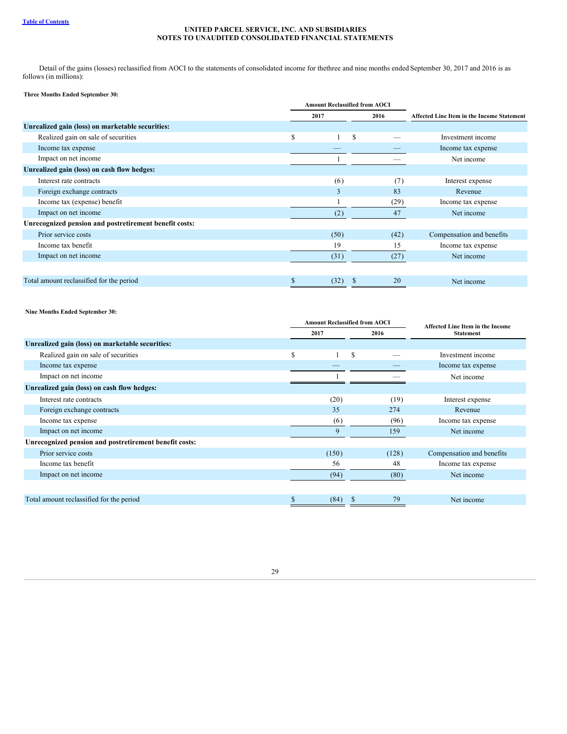UNITED PARCEL SERVICE, INC. AND SUBSIDIARIES
NOTES TO UNAUDITED CONSOLIDATED FINANCIAL STATEMENTS

Detail of the gains (losses) reclassified from AOCI to the statements of consolidated income for the three and nine months ended September 30, 2017 and 2016 is as follows (in millions):

**Three Months Ended September 30:**

| | Amount Reclassified from AOCI | | Affected Line Item in the Income Statement |
|---|---|---|---|
| | 2017 | 2016 | |
| **Unrealized gain (loss) on marketable securities:** | | | |
| Realized gain on sale of securities | $ 1 | $ — | Investment income |
| Income tax expense | — | — | Income tax expense |
| Impact on net income | 1 | — | Net income |
| **Unrealized gain (loss) on cash flow hedges:** | | | |
| Interest rate contracts | (6) | (7) | Interest expense |
| Foreign exchange contracts | 3 | 83 | Revenue |
| Income tax (expense) benefit | 1 | (29) | Income tax expense |
| Impact on net income | (2) | 47 | Net income |
| **Unrecognized pension and postretirement benefit costs:** | | | |
| Prior service costs | (50) | (42) | Compensation and benefits |
| Income tax benefit | 19 | 15 | Income tax expense |
| Impact on net income | (31) | (27) | Net income |
| | | | |
| Total amount reclassified for the period | $ (32) | $ 20 | Net income |

**Nine Months Ended September 30:**

| | Amount Reclassified from AOCI | | Affected Line Item in the Income Statement |
|---|---|---|---|
| | 2017 | 2016 | |
| **Unrealized gain (loss) on marketable securities:** | | | |
| Realized gain on sale of securities | $ 1 | $ — | Investment income |
| Income tax expense | — | — | Income tax expense |
| Impact on net income | 1 | — | Net income |
| **Unrealized gain (loss) on cash flow hedges:** | | | |
| Interest rate contracts | (20) | (19) | Interest expense |
| Foreign exchange contracts | 35 | 274 | Revenue |
| Income tax expense | (6) | (96) | Income tax expense |
| Impact on net income | 9 | 159 | Net income |
| **Unrecognized pension and postretirement benefit costs:** | | | |
| Prior service costs | (150) | (128) | Compensation and benefits |
| Income tax benefit | 56 | 48 | Income tax expense |
| Impact on net income | (94) | (80) | Net income |
| | | | |
| Total amount reclassified for the period | $ (84) | $ 79 | Net income |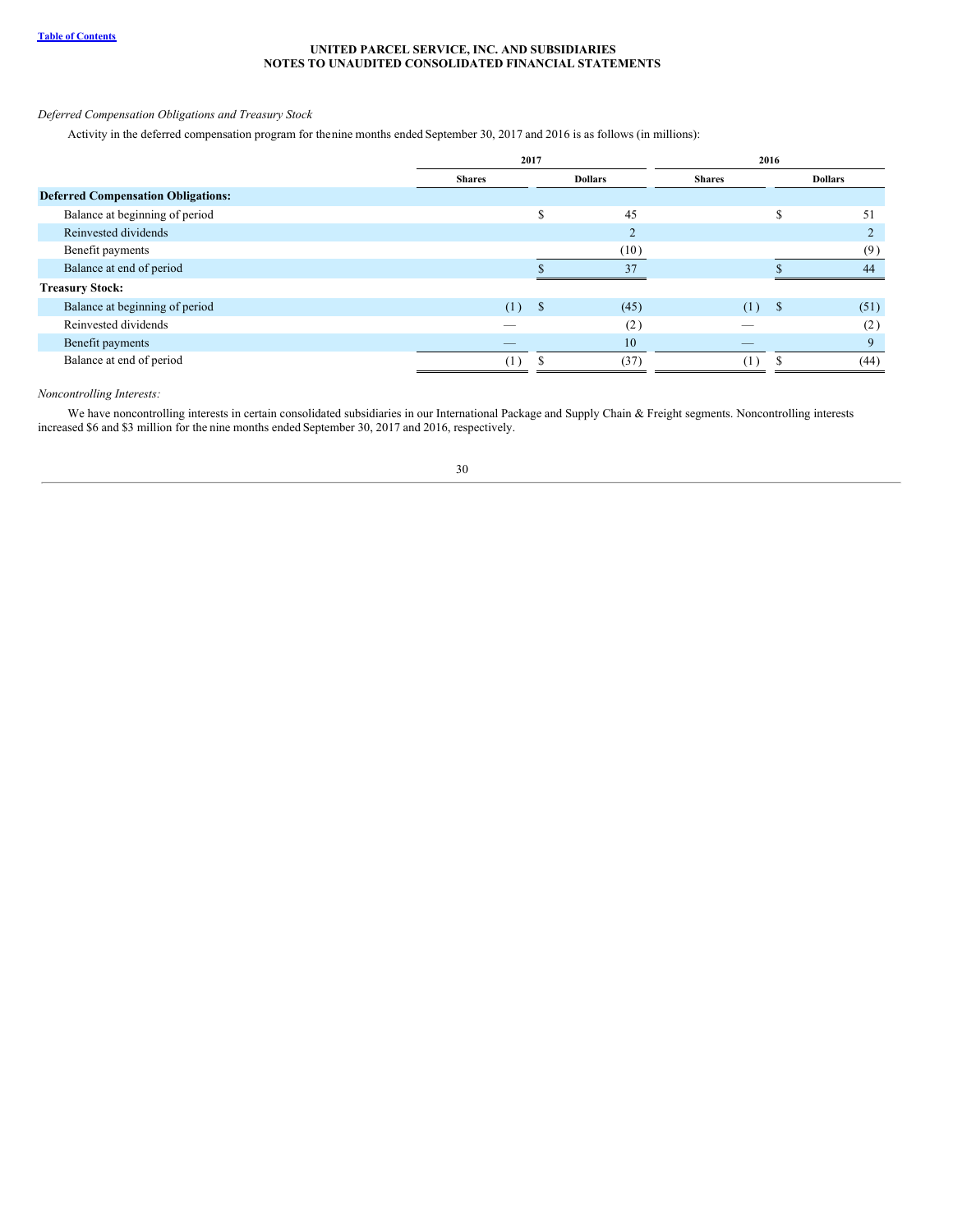*Deferred Compensation Obligations and Treasury Stock*

Activity in the deferred compensation program for the nine months ended September 30, 2017 and 2016 is as follows (in millions):

| | 2017 | | 2016 | |
|---|---|---|---|---|
| | Shares | Dollars | Shares | Dollars |
| **Deferred Compensation Obligations:** | | | | |
| Balance at beginning of period | | $ 45 | | $ 51 |
| Reinvested dividends | | 2 | | 2 |
| Benefit payments | | (10) | | (9) |
| Balance at end of period | | $ 37 | | $ 44 |
| **Treasury Stock:** | | | | |
| Balance at beginning of period | (1) | $ (45) | (1) | $ (51) |
| Reinvested dividends | — | (2) | — | (2) |
| Benefit payments | — | 10 | — | 9 |
| Balance at end of period | (1) | $ (37) | (1) | $ (44) |

*Noncontrolling Interests:*

We have noncontrolling interests in certain consolidated subsidiaries in our International Package and Supply Chain & Freight segments. Noncontrolling interests increased $6 and $3 million for the nine months ended September 30, 2017 and 2016, respectively.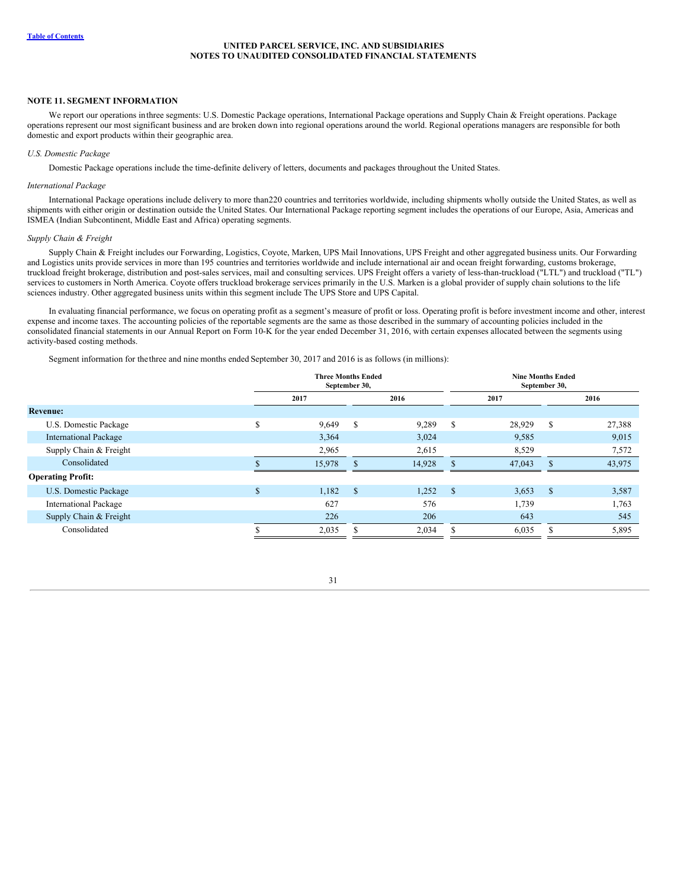UNITED PARCEL SERVICE, INC. AND SUBSIDIARIES
NOTES TO UNAUDITED CONSOLIDATED FINANCIAL STATEMENTS

## NOTE 11. SEGMENT INFORMATION

We report our operations in three segments: U.S. Domestic Package operations, International Package operations and Supply Chain & Freight operations. Package operations represent our most significant business and are broken down into regional operations around the world. Regional operations managers are responsible for both domestic and export products within their geographic area.

*U.S. Domestic Package*

Domestic Package operations include the time-definite delivery of letters, documents and packages throughout the United States.

*International Package*

International Package operations include delivery to more than 220 countries and territories worldwide, including shipments wholly outside the United States, as well as shipments with either origin or destination outside the United States. Our International Package reporting segment includes the operations of our Europe, Asia, Americas and ISMEA (Indian Subcontinent, Middle East and Africa) operating segments.

*Supply Chain & Freight*

Supply Chain & Freight includes our Forwarding, Logistics, Coyote, Marken, UPS Mail Innovations, UPS Freight and other aggregated business units. Our Forwarding and Logistics units provide services in more than 195 countries and territories worldwide and include international air and ocean freight forwarding, customs brokerage, truckload freight brokerage, distribution and post-sales services, mail and consulting services. UPS Freight offers a variety of less-than-truckload ("LTL") and truckload ("TL") services to customers in North America. Coyote offers truckload brokerage services primarily in the U.S. Marken is a global provider of supply chain solutions to the life sciences industry. Other aggregated business units within this segment include The UPS Store and UPS Capital.

In evaluating financial performance, we focus on operating profit as a segment's measure of profit or loss. Operating profit is before investment income and other, interest expense and income taxes. The accounting policies of the reportable segments are the same as those described in the summary of accounting policies included in the consolidated financial statements in our Annual Report on Form 10-K for the year ended December 31, 2016, with certain expenses allocated between the segments using activity-based costing methods.

Segment information for the three and nine months ended September 30, 2017 and 2016 is as follows (in millions):

| | Three Months Ended September 30, | | Nine Months Ended September 30, | |
|---|---|---|---|---|
| | 2017 | 2016 | 2017 | 2016 |
| **Revenue:** | | | | |
| U.S. Domestic Package | $ 9,649 | $ 9,289 | $ 28,929 | $ 27,388 |
| International Package | 3,364 | 3,024 | 9,585 | 9,015 |
| Supply Chain & Freight | 2,965 | 2,615 | 8,529 | 7,572 |
| Consolidated | $ 15,978 | $ 14,928 | $ 47,043 | $ 43,975 |
| **Operating Profit:** | | | | |
| U.S. Domestic Package | $ 1,182 | $ 1,252 | $ 3,653 | $ 3,587 |
| International Package | 627 | 576 | 1,739 | 1,763 |
| Supply Chain & Freight | 226 | 206 | 643 | 545 |
| Consolidated | $ 2,035 | $ 2,034 | $ 6,035 | $ 5,895 |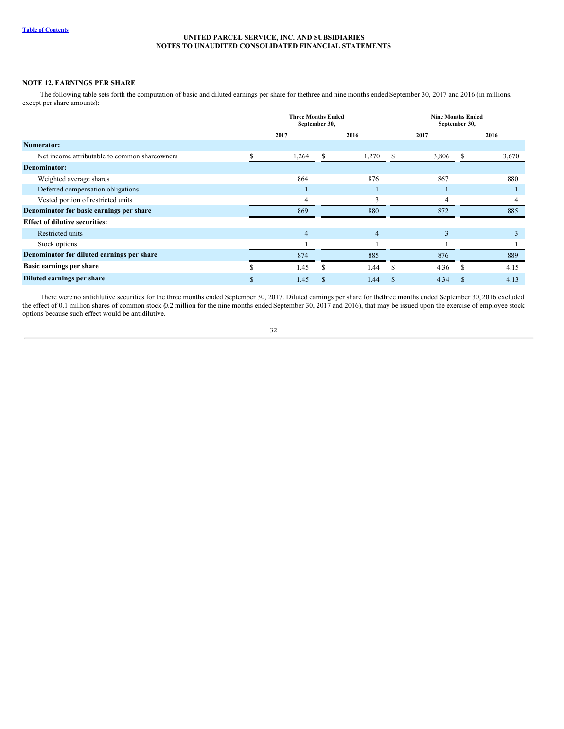## NOTE 12. EARNINGS PER SHARE

The following table sets forth the computation of basic and diluted earnings per share for the three and nine months ended September 30, 2017 and 2016 (in millions, except per share amounts):

| | Three Months Ended September 30, | | Nine Months Ended September 30, | |
|---|---|---|---|---|
| | 2017 | 2016 | 2017 | 2016 |
| **Numerator:** | | | | |
| Net income attributable to common shareowners | $ 1,264 | $ 1,270 | $ 3,806 | $ 3,670 |
| **Denominator:** | | | | |
| Weighted average shares | 864 | 876 | 867 | 880 |
| Deferred compensation obligations | 1 | 1 | 1 | 1 |
| Vested portion of restricted units | 4 | 3 | 4 | 4 |
| **Denominator for basic earnings per share** | 869 | 880 | 872 | 885 |
| **Effect of dilutive securities:** | | | | |
| Restricted units | 4 | 4 | 3 | 3 |
| Stock options | 1 | 1 | 1 | 1 |
| **Denominator for diluted earnings per share** | 874 | 885 | 876 | 889 |
| **Basic earnings per share** | $ 1.45 | $ 1.44 | $ 4.36 | $ 4.15 |
| **Diluted earnings per share** | $ 1.45 | $ 1.44 | $ 4.34 | $ 4.13 |

There were no antidilutive securities for the three months ended September 30, 2017. Diluted earnings per share for the three months ended September 30, 2016 excluded the effect of 0.1 million shares of common stock (0.2 million for the nine months ended September 30, 2017 and 2016), that may be issued upon the exercise of employee stock options because such effect would be antidilutive.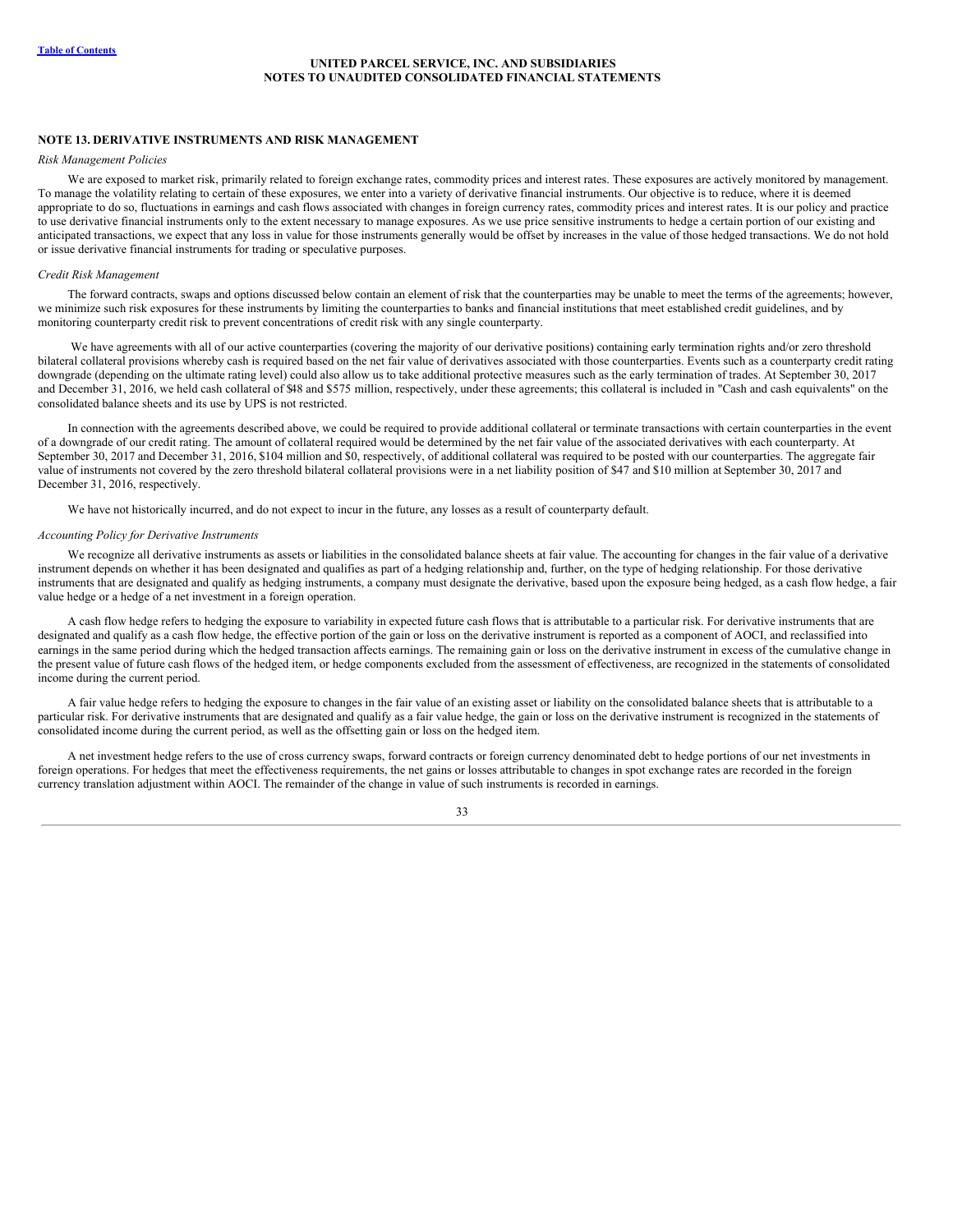## NOTE 13. DERIVATIVE INSTRUMENTS AND RISK MANAGEMENT

*Risk Management Policies*

We are exposed to market risk, primarily related to foreign exchange rates, commodity prices and interest rates. These exposures are actively monitored by management. To manage the volatility relating to certain of these exposures, we enter into a variety of derivative financial instruments. Our objective is to reduce, where it is deemed appropriate to do so, fluctuations in earnings and cash flows associated with changes in foreign currency rates, commodity prices and interest rates. It is our policy and practice to use derivative financial instruments only to the extent necessary to manage exposures. As we use price sensitive instruments to hedge a certain portion of our existing and anticipated transactions, we expect that any loss in value for those instruments generally would be offset by increases in the value of those hedged transactions. We do not hold or issue derivative financial instruments for trading or speculative purposes.

*Credit Risk Management*

The forward contracts, swaps and options discussed below contain an element of risk that the counterparties may be unable to meet the terms of the agreements; however, we minimize such risk exposures for these instruments by limiting the counterparties to banks and financial institutions that meet established credit guidelines, and by monitoring counterparty credit risk to prevent concentrations of credit risk with any single counterparty.

We have agreements with all of our active counterparties (covering the majority of our derivative positions) containing early termination rights and/or zero threshold bilateral collateral provisions whereby cash is required based on the net fair value of derivatives associated with those counterparties. Events such as a counterparty credit rating downgrade (depending on the ultimate rating level) could also allow us to take additional protective measures such as the early termination of trades. At September 30, 2017 and December 31, 2016, we held cash collateral of $48 and $575 million, respectively, under these agreements; this collateral is included in "Cash and cash equivalents" on the consolidated balance sheets and its use by UPS is not restricted.

In connection with the agreements described above, we could be required to provide additional collateral or terminate transactions with certain counterparties in the event of a downgrade of our credit rating. The amount of collateral required would be determined by the net fair value of the associated derivatives with each counterparty. At September 30, 2017 and December 31, 2016, $104 million and $0, respectively, of additional collateral was required to be posted with our counterparties. The aggregate fair value of instruments not covered by the zero threshold bilateral collateral provisions were in a net liability position of $47 and $10 million at September 30, 2017 and December 31, 2016, respectively.

We have not historically incurred, and do not expect to incur in the future, any losses as a result of counterparty default.

*Accounting Policy for Derivative Instruments*

We recognize all derivative instruments as assets or liabilities in the consolidated balance sheets at fair value. The accounting for changes in the fair value of a derivative instrument depends on whether it has been designated and qualifies as part of a hedging relationship and, further, on the type of hedging relationship. For those derivative instruments that are designated and qualify as hedging instruments, a company must designate the derivative, based upon the exposure being hedged, as a cash flow hedge, a fair value hedge or a hedge of a net investment in a foreign operation.

A cash flow hedge refers to hedging the exposure to variability in expected future cash flows that is attributable to a particular risk. For derivative instruments that are designated and qualify as a cash flow hedge, the effective portion of the gain or loss on the derivative instrument is reported as a component of AOCI, and reclassified into earnings in the same period during which the hedged transaction affects earnings. The remaining gain or loss on the derivative instrument in excess of the cumulative change in the present value of future cash flows of the hedged item, or hedge components excluded from the assessment of effectiveness, are recognized in the statements of consolidated income during the current period.

A fair value hedge refers to hedging the exposure to changes in the fair value of an existing asset or liability on the consolidated balance sheets that is attributable to a particular risk. For derivative instruments that are designated and qualify as a fair value hedge, the gain or loss on the derivative instrument is recognized in the statements of consolidated income during the current period, as well as the offsetting gain or loss on the hedged item.

A net investment hedge refers to the use of cross currency swaps, forward contracts or foreign currency denominated debt to hedge portions of our net investments in foreign operations. For hedges that meet the effectiveness requirements, the net gains or losses attributable to changes in spot exchange rates are recorded in the foreign currency translation adjustment within AOCI. The remainder of the change in value of such instruments is recorded in earnings.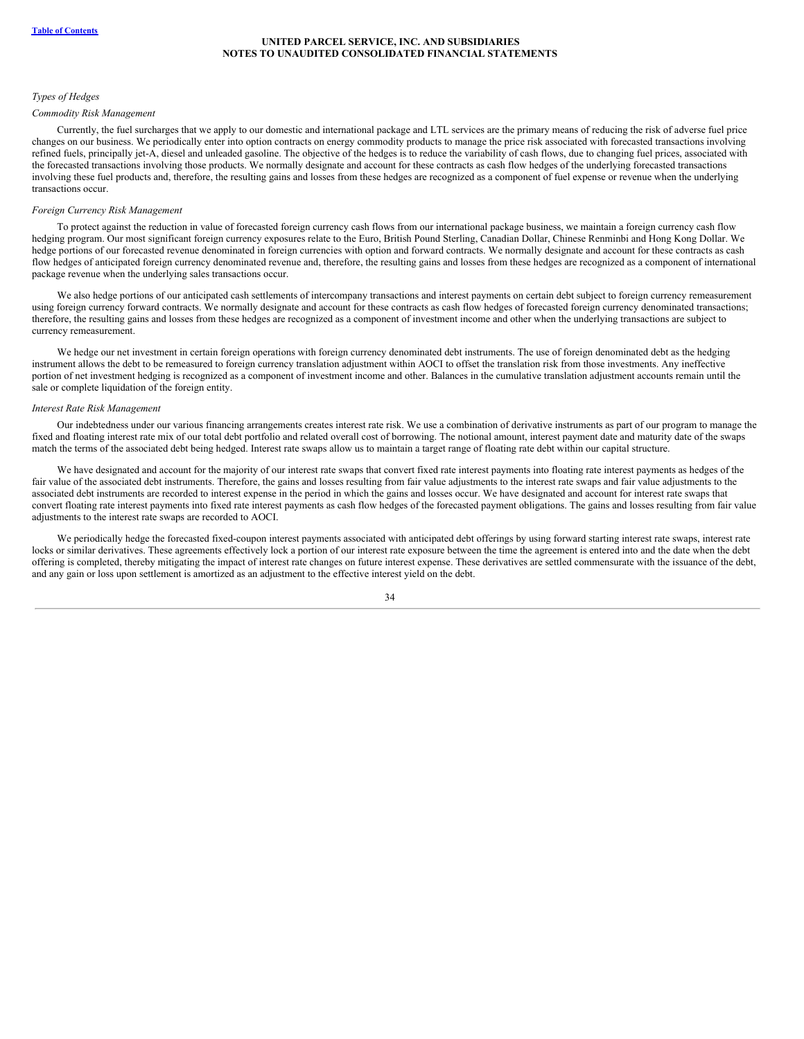*Types of Hedges*

*Commodity Risk Management*

Currently, the fuel surcharges that we apply to our domestic and international package and LTL services are the primary means of reducing the risk of adverse fuel price changes on our business. We periodically enter into option contracts on energy commodity products to manage the price risk associated with forecasted transactions involving refined fuels, principally jet-A, diesel and unleaded gasoline. The objective of the hedges is to reduce the variability of cash flows, due to changing fuel prices, associated with the forecasted transactions involving those products. We normally designate and account for these contracts as cash flow hedges of the underlying forecasted transactions involving these fuel products and, therefore, the resulting gains and losses from these hedges are recognized as a component of fuel expense or revenue when the underlying transactions occur.

*Foreign Currency Risk Management*

To protect against the reduction in value of forecasted foreign currency cash flows from our international package business, we maintain a foreign currency cash flow hedging program. Our most significant foreign currency exposures relate to the Euro, British Pound Sterling, Canadian Dollar, Chinese Renminbi and Hong Kong Dollar. We hedge portions of our forecasted revenue denominated in foreign currencies with option and forward contracts. We normally designate and account for these contracts as cash flow hedges of anticipated foreign currency denominated revenue and, therefore, the resulting gains and losses from these hedges are recognized as a component of international package revenue when the underlying sales transactions occur.

We also hedge portions of our anticipated cash settlements of intercompany transactions and interest payments on certain debt subject to foreign currency remeasurement using foreign currency forward contracts. We normally designate and account for these contracts as cash flow hedges of forecasted foreign currency denominated transactions; therefore, the resulting gains and losses from these hedges are recognized as a component of investment income and other when the underlying transactions are subject to currency remeasurement.

We hedge our net investment in certain foreign operations with foreign currency denominated debt instruments. The use of foreign denominated debt as the hedging instrument allows the debt to be remeasured to foreign currency translation adjustment within AOCI to offset the translation risk from those investments. Any ineffective portion of net investment hedging is recognized as a component of investment income and other. Balances in the cumulative translation adjustment accounts remain until the sale or complete liquidation of the foreign entity.

*Interest Rate Risk Management*

Our indebtedness under our various financing arrangements creates interest rate risk. We use a combination of derivative instruments as part of our program to manage the fixed and floating interest rate mix of our total debt portfolio and related overall cost of borrowing. The notional amount, interest payment date and maturity date of the swaps match the terms of the associated debt being hedged. Interest rate swaps allow us to maintain a target range of floating rate debt within our capital structure.

We have designated and account for the majority of our interest rate swaps that convert fixed rate interest payments into floating rate interest payments as hedges of the fair value of the associated debt instruments. Therefore, the gains and losses resulting from fair value adjustments to the interest rate swaps and fair value adjustments to the associated debt instruments are recorded to interest expense in the period in which the gains and losses occur. We have designated and account for interest rate swaps that convert floating rate interest payments into fixed rate interest payments as cash flow hedges of the forecasted payment obligations. The gains and losses resulting from fair value adjustments to the interest rate swaps are recorded to AOCI.

We periodically hedge the forecasted fixed-coupon interest payments associated with anticipated debt offerings by using forward starting interest rate swaps, interest rate locks or similar derivatives. These agreements effectively lock a portion of our interest rate exposure between the time the agreement is entered into and the date when the debt offering is completed, thereby mitigating the impact of interest rate changes on future interest expense. These derivatives are settled commensurate with the issuance of the debt, and any gain or loss upon settlement is amortized as an adjustment to the effective interest yield on the debt.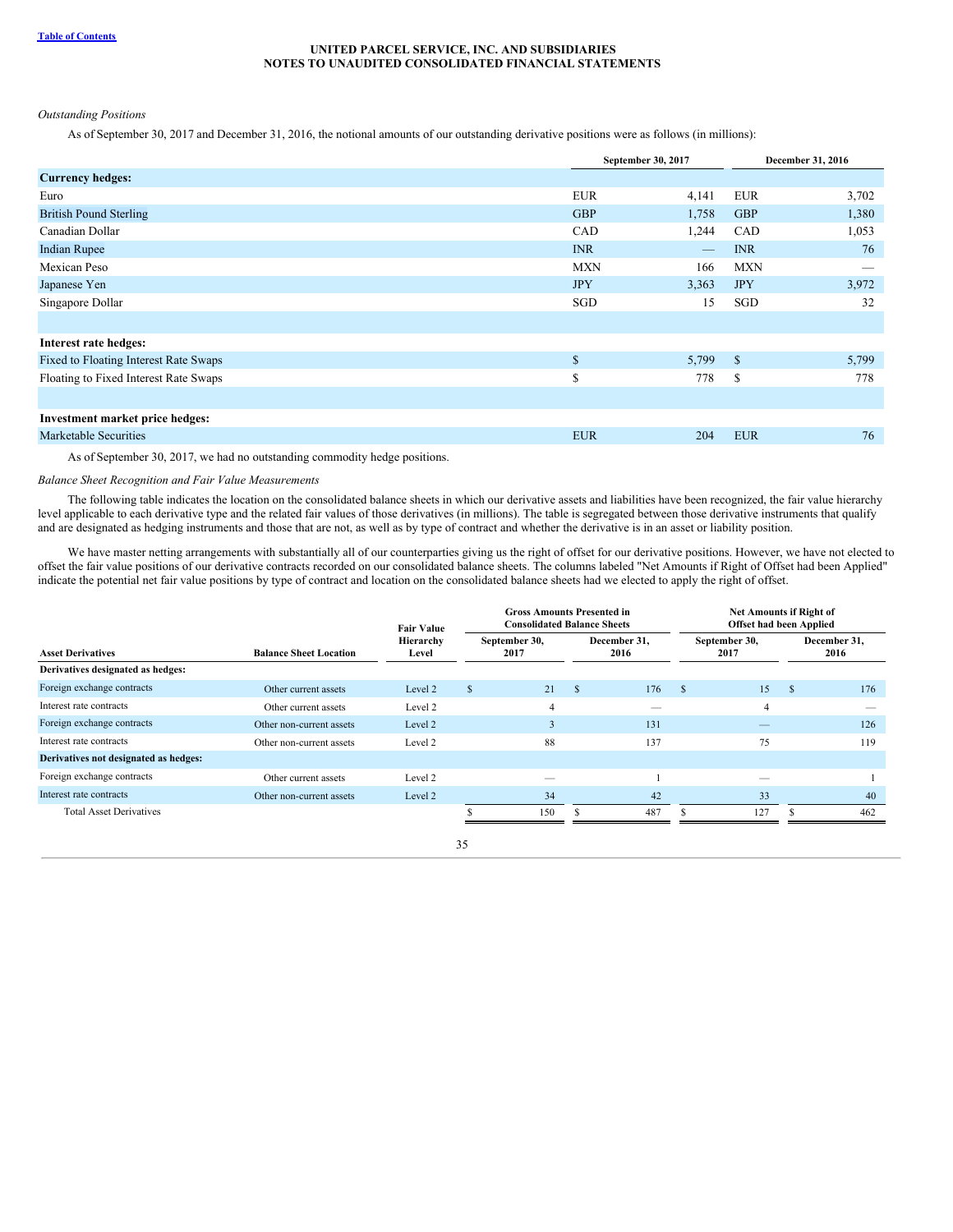*Outstanding Positions*

As of September 30, 2017 and December 31, 2016, the notional amounts of our outstanding derivative positions were as follows (in millions):

| | September 30, 2017 | | December 31, 2016 | |
|---|---|---|---|---|
| **Currency hedges:** | | | | |
| Euro | EUR | 4,141 | EUR | 3,702 |
| British Pound Sterling | GBP | 1,758 | GBP | 1,380 |
| Canadian Dollar | CAD | 1,244 | CAD | 1,053 |
| Indian Rupee | INR | — | INR | 76 |
| Mexican Peso | MXN | 166 | MXN | — |
| Japanese Yen | JPY | 3,363 | JPY | 3,972 |
| Singapore Dollar | SGD | 15 | SGD | 32 |
| | | | | |
| **Interest rate hedges:** | | | | |
| Fixed to Floating Interest Rate Swaps | $ | 5,799 | $ | 5,799 |
| Floating to Fixed Interest Rate Swaps | $ | 778 | $ | 778 |
| | | | | |
| **Investment market price hedges:** | | | | |
| Marketable Securities | EUR | 204 | EUR | 76 |

As of September 30, 2017, we had no outstanding commodity hedge positions.

*Balance Sheet Recognition and Fair Value Measurements*

The following table indicates the location on the consolidated balance sheets in which our derivative assets and liabilities have been recognized, the fair value hierarchy level applicable to each derivative type and the related fair values of those derivatives (in millions). The table is segregated between those derivative instruments that qualify and are designated as hedging instruments and those that are not, as well as by type of contract and whether the derivative is in an asset or liability position.

We have master netting arrangements with substantially all of our counterparties giving us the right of offset for our derivative positions. However, we have not elected to offset the fair value positions of our derivative contracts recorded on our consolidated balance sheets. The columns labeled "Net Amounts if Right of Offset had been Applied" indicate the potential net fair value positions by type of contract and location on the consolidated balance sheets had we elected to apply the right of offset.

| | | | Gross Amounts Presented in Consolidated Balance Sheets | | Net Amounts if Right of Offset had been Applied | |
|---|---|---|---|---|---|---|
| **Asset Derivatives** | **Balance Sheet Location** | **Fair Value Hierarchy Level** | **September 30, 2017** | **December 31, 2016** | **September 30, 2017** | **December 31, 2016** |
| **Derivatives designated as hedges:** | | | | | | |
| Foreign exchange contracts | Other current assets | Level 2 | $ 21 | $ 176 | $ 15 | $ 176 |
| Interest rate contracts | Other current assets | Level 2 | 4 | — | 4 | — |
| Foreign exchange contracts | Other non-current assets | Level 2 | 3 | 131 | — | 126 |
| Interest rate contracts | Other non-current assets | Level 2 | 88 | 137 | 75 | 119 |
| **Derivatives not designated as hedges:** | | | | | | |
| Foreign exchange contracts | Other current assets | Level 2 | — | 1 | — | 1 |
| Interest rate contracts | Other non-current assets | Level 2 | 34 | 42 | 33 | 40 |
| Total Asset Derivatives | | | $ 150 | $ 487 | $ 127 | $ 462 |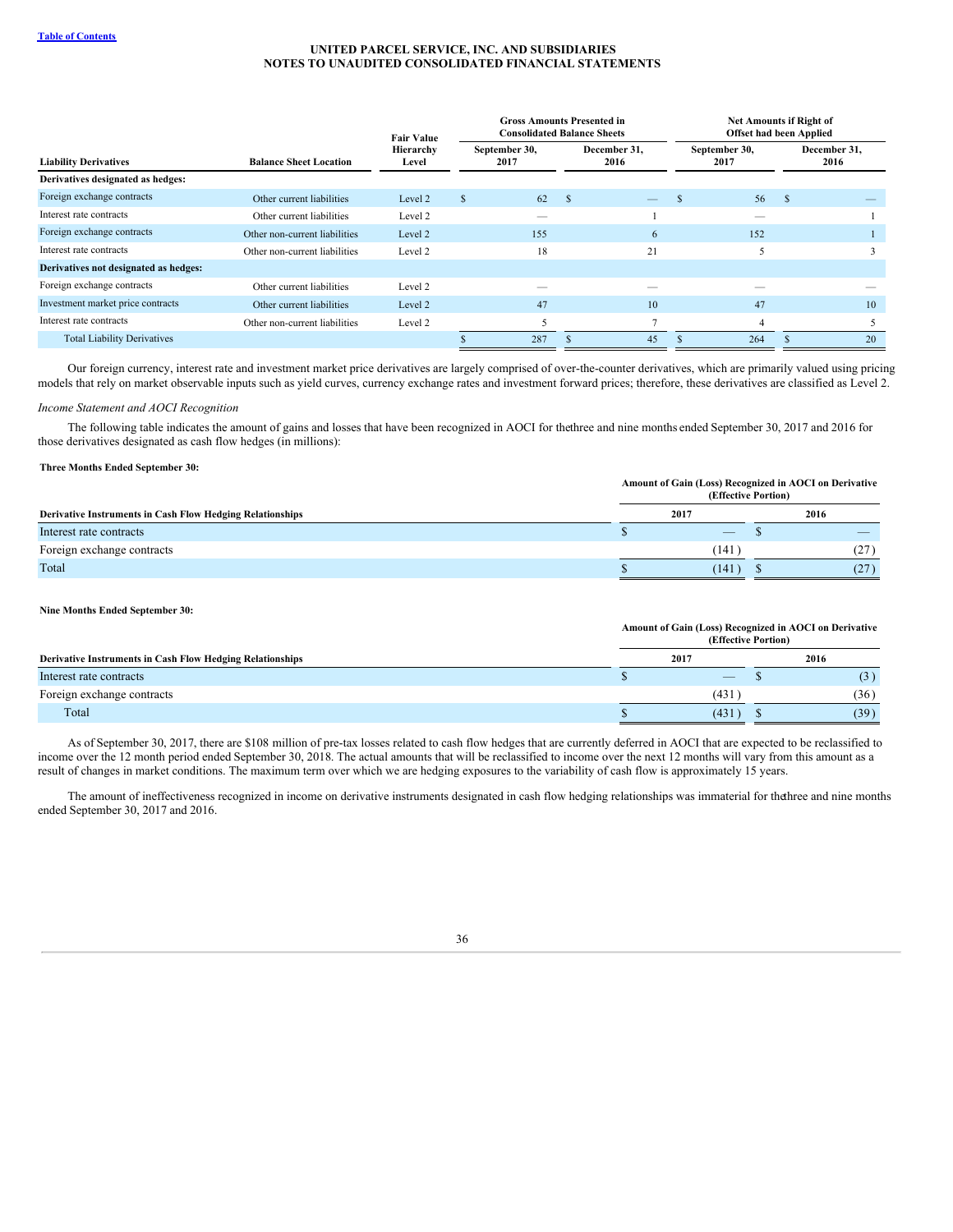| Liability Derivatives | Balance Sheet Location | Fair Value Hierarchy Level | Gross Amounts Presented in Consolidated Balance Sheets | | Net Amounts if Right of Offset had been Applied | |
|---|---|---|---|---|---|---|
| | | | September 30, 2017 | December 31, 2016 | September 30, 2017 | December 31, 2016 |
| **Derivatives designated as hedges:** | | | | | | |
| Foreign exchange contracts | Other current liabilities | Level 2 | $ 62 | $ — | $ 56 | $ — |
| Interest rate contracts | Other current liabilities | Level 2 | — | 1 | — | 1 |
| Foreign exchange contracts | Other non-current liabilities | Level 2 | 155 | 6 | 152 | 1 |
| Interest rate contracts | Other non-current liabilities | Level 2 | 18 | 21 | 5 | 3 |
| **Derivatives not designated as hedges:** | | | | | | |
| Foreign exchange contracts | Other current liabilities | Level 2 | — | — | — | — |
| Investment market price contracts | Other current liabilities | Level 2 | 47 | 10 | 47 | 10 |
| Interest rate contracts | Other non-current liabilities | Level 2 | 5 | 7 | 4 | 5 |
| Total Liability Derivatives | | | $ 287 | $ 45 | $ 264 | $ 20 |

Our foreign currency, interest rate and investment market price derivatives are largely comprised of over-the-counter derivatives, which are primarily valued using pricing models that rely on market observable inputs such as yield curves, currency exchange rates and investment forward prices; therefore, these derivatives are classified as Level 2.

*Income Statement and AOCI Recognition*

The following table indicates the amount of gains and losses that have been recognized in AOCI for the three and nine months ended September 30, 2017 and 2016 for those derivatives designated as cash flow hedges (in millions):

**Three Months Ended September 30:**

| Derivative Instruments in Cash Flow Hedging Relationships | Amount of Gain (Loss) Recognized in AOCI on Derivative (Effective Portion) | |
|---|---|---|
| | 2017 | 2016 |
| Interest rate contracts | $ — | $ — |
| Foreign exchange contracts | (141) | (27) |
| Total | $ (141) | $ (27) |

**Nine Months Ended September 30:**

| Derivative Instruments in Cash Flow Hedging Relationships | Amount of Gain (Loss) Recognized in AOCI on Derivative (Effective Portion) | |
|---|---|---|
| | 2017 | 2016 |
| Interest rate contracts | $ — | $ (3) |
| Foreign exchange contracts | (431) | (36) |
| Total | $ (431) | $ (39) |

As of September 30, 2017, there are $108 million of pre-tax losses related to cash flow hedges that are currently deferred in AOCI that are expected to be reclassified to income over the 12 month period ended September 30, 2018. The actual amounts that will be reclassified to income over the next 12 months will vary from this amount as a result of changes in market conditions. The maximum term over which we are hedging exposures to the variability of cash flow is approximately 15 years.

The amount of ineffectiveness recognized in income on derivative instruments designated in cash flow hedging relationships was immaterial for the three and nine months ended September 30, 2017 and 2016.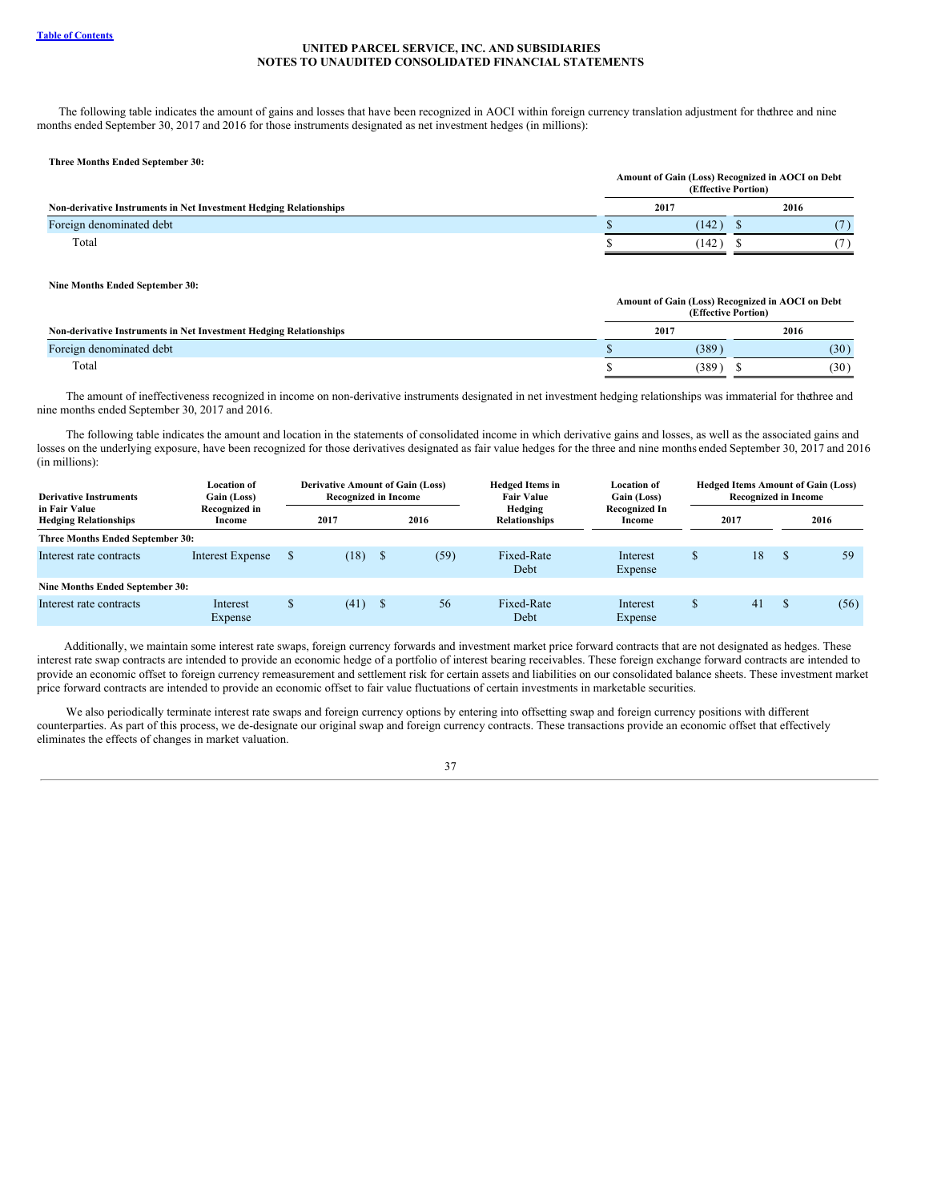The following table indicates the amount of gains and losses that have been recognized in AOCI within foreign currency translation adjustment for the three and nine months ended September 30, 2017 and 2016 for those instruments designated as net investment hedges (in millions):

**Three Months Ended September 30:**

| Non-derivative Instruments in Net Investment Hedging Relationships | Amount of Gain (Loss) Recognized in AOCI on Debt (Effective Portion) | |
|---|---|---|
| | 2017 | 2016 |
| Foreign denominated debt | $ (142) | $ (7) |
| Total | $ (142) | $ (7) |

**Nine Months Ended September 30:**

| Non-derivative Instruments in Net Investment Hedging Relationships | Amount of Gain (Loss) Recognized in AOCI on Debt (Effective Portion) | |
|---|---|---|
| | 2017 | 2016 |
| Foreign denominated debt | $ (389) | (30) |
| Total | $ (389) | $ (30) |

The amount of ineffectiveness recognized in income on non-derivative instruments designated in net investment hedging relationships was immaterial for the three and nine months ended September 30, 2017 and 2016.

The following table indicates the amount and location in the statements of consolidated income in which derivative gains and losses, as well as the associated gains and losses on the underlying exposure, have been recognized for those derivatives designated as fair value hedges for the three and nine months ended September 30, 2017 and 2016 (in millions):

| Derivative Instruments in Fair Value Hedging Relationships | Location of Gain (Loss) Recognized in Income | Derivative Amount of Gain (Loss) Recognized in Income | | Hedged Items in Fair Value Hedging Relationships | Location of Gain (Loss) Recognized In Income | Hedged Items Amount of Gain (Loss) Recognized in Income | |
|---|---|---|---|---|---|---|---|
| | | 2017 | 2016 | | | 2017 | 2016 |
| **Three Months Ended September 30:** | | | | | | | |
| Interest rate contracts | Interest Expense | $ (18) | $ (59) | Fixed-Rate Debt | Interest Expense | $ 18 | $ 59 |
| **Nine Months Ended September 30:** | | | | | | | |
| Interest rate contracts | Interest Expense | $ (41) | $ 56 | Fixed-Rate Debt | Interest Expense | $ 41 | $ (56) |

Additionally, we maintain some interest rate swaps, foreign currency forwards and investment market price forward contracts that are not designated as hedges. These interest rate swap contracts are intended to provide an economic hedge of a portfolio of interest bearing receivables. These foreign exchange forward contracts are intended to provide an economic offset to foreign currency remeasurement and settlement risk for certain assets and liabilities on our consolidated balance sheets. These investment market price forward contracts are intended to provide an economic offset to fair value fluctuations of certain investments in marketable securities.

We also periodically terminate interest rate swaps and foreign currency options by entering into offsetting swap and foreign currency positions with different counterparties. As part of this process, we de-designate our original swap and foreign currency contracts. These transactions provide an economic offset that effectively eliminates the effects of changes in market valuation.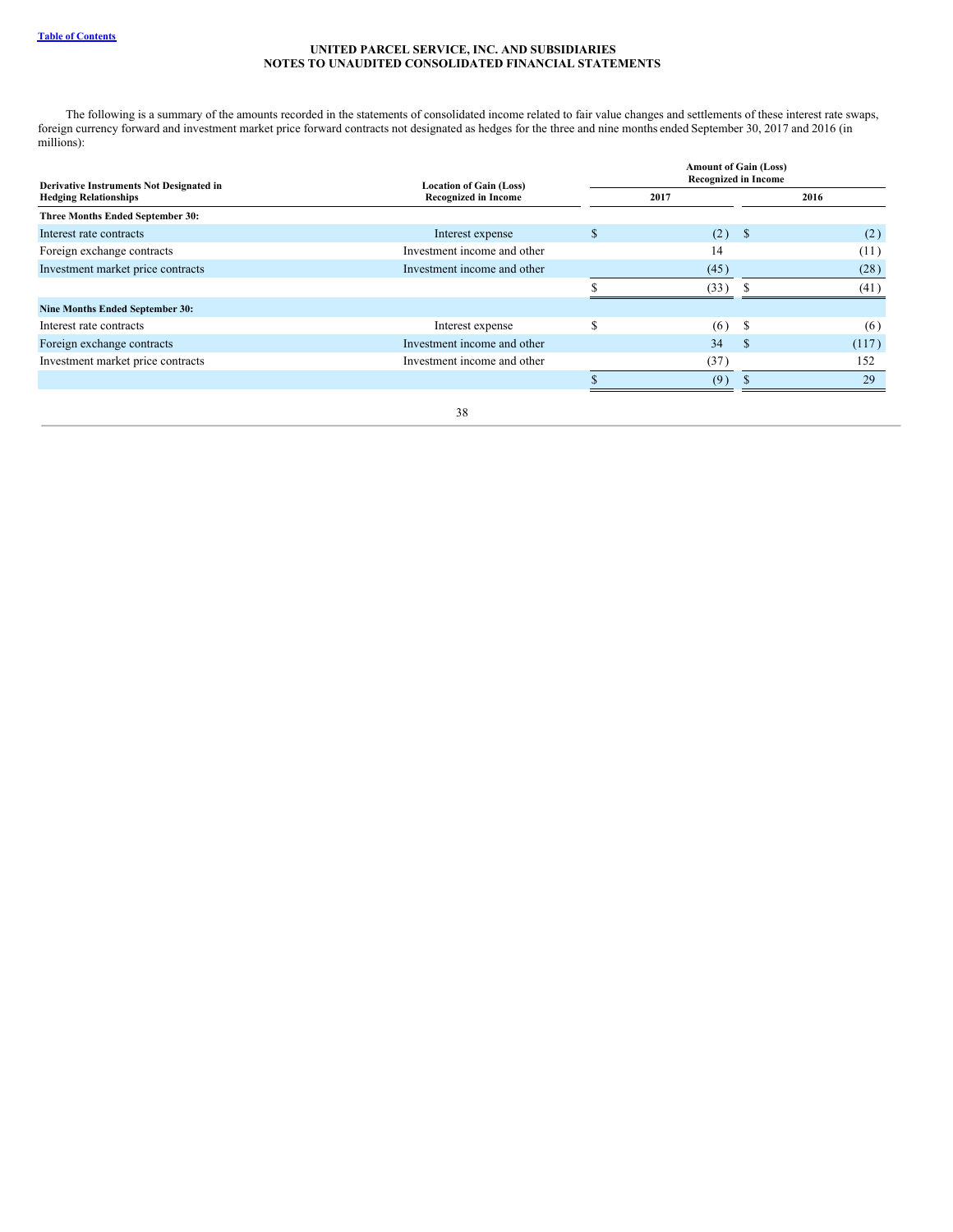The following is a summary of the amounts recorded in the statements of consolidated income related to fair value changes and settlements of these interest rate swaps, foreign currency forward and investment market price forward contracts not designated as hedges for the three and nine months ended September 30, 2017 and 2016 (in millions):

| Derivative Instruments Not Designated in Hedging Relationships | Location of Gain (Loss) Recognized in Income | Amount of Gain (Loss) Recognized in Income | |
|---|---|---|---|
| | | 2017 | 2016 |
| **Three Months Ended September 30:** | | | |
| Interest rate contracts | Interest expense | $ (2) | $ (2) |
| Foreign exchange contracts | Investment income and other | 14 | (11) |
| Investment market price contracts | Investment income and other | (45) | (28) |
| | | $ (33) | $ (41) |
| **Nine Months Ended September 30:** | | | |
| Interest rate contracts | Interest expense | $ (6) | $ (6) |
| Foreign exchange contracts | Investment income and other | 34 | $ (117) |
| Investment market price contracts | Investment income and other | (37) | 152 |
| | | $ (9) | $ 29 |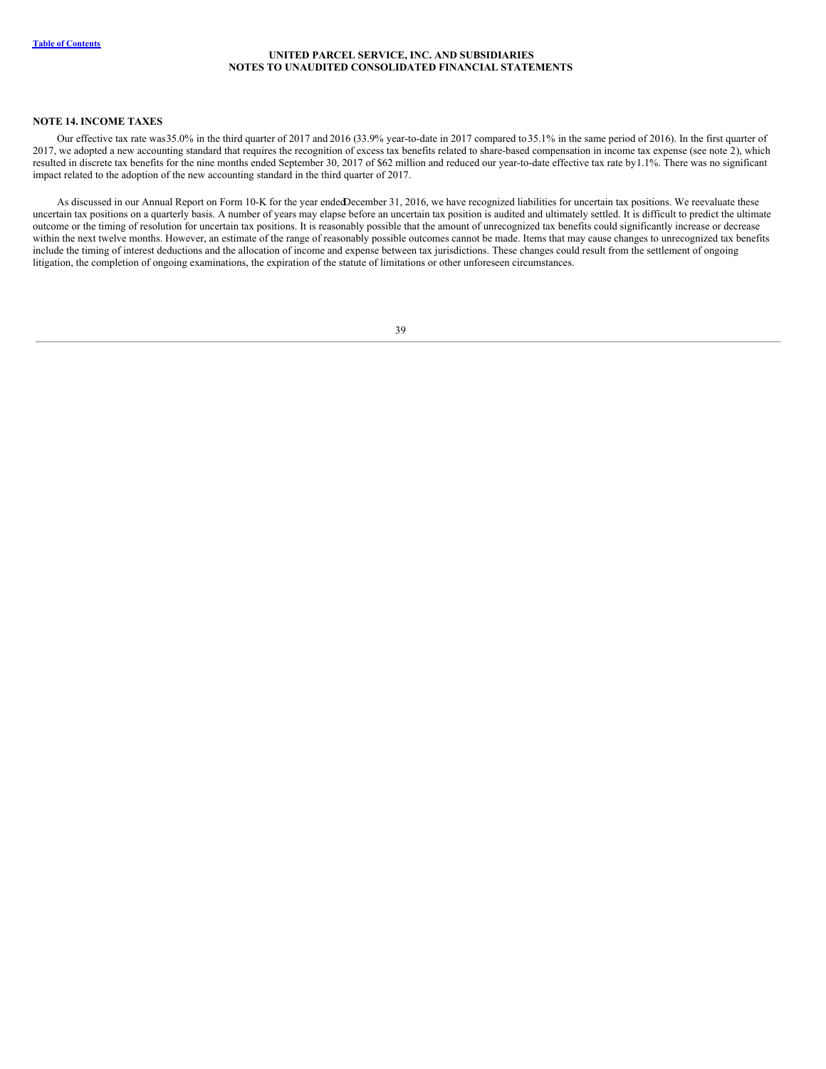**NOTE 14. INCOME TAXES**

Our effective tax rate was 35.0% in the third quarter of 2017 and 2016 (33.9% year-to-date in 2017 compared to 35.1% in the same period of 2016). In the first quarter of 2017, we adopted a new accounting standard that requires the recognition of excess tax benefits related to share-based compensation in income tax expense (see note 2), which resulted in discrete tax benefits for the nine months ended September 30, 2017 of $62 million and reduced our year-to-date effective tax rate by 1.1%. There was no significant impact related to the adoption of the new accounting standard in the third quarter of 2017.

As discussed in our Annual Report on Form 10-K for the year ended December 31, 2016, we have recognized liabilities for uncertain tax positions. We reevaluate these uncertain tax positions on a quarterly basis. A number of years may elapse before an uncertain tax position is audited and ultimately settled. It is difficult to predict the ultimate outcome or the timing of resolution for uncertain tax positions. It is reasonably possible that the amount of unrecognized tax benefits could significantly increase or decrease within the next twelve months. However, an estimate of the range of reasonably possible outcomes cannot be made. Items that may cause changes to unrecognized tax benefits include the timing of interest deductions and the allocation of income and expense between tax jurisdictions. These changes could result from the settlement of ongoing litigation, the completion of ongoing examinations, the expiration of the statute of limitations or other unforeseen circumstances.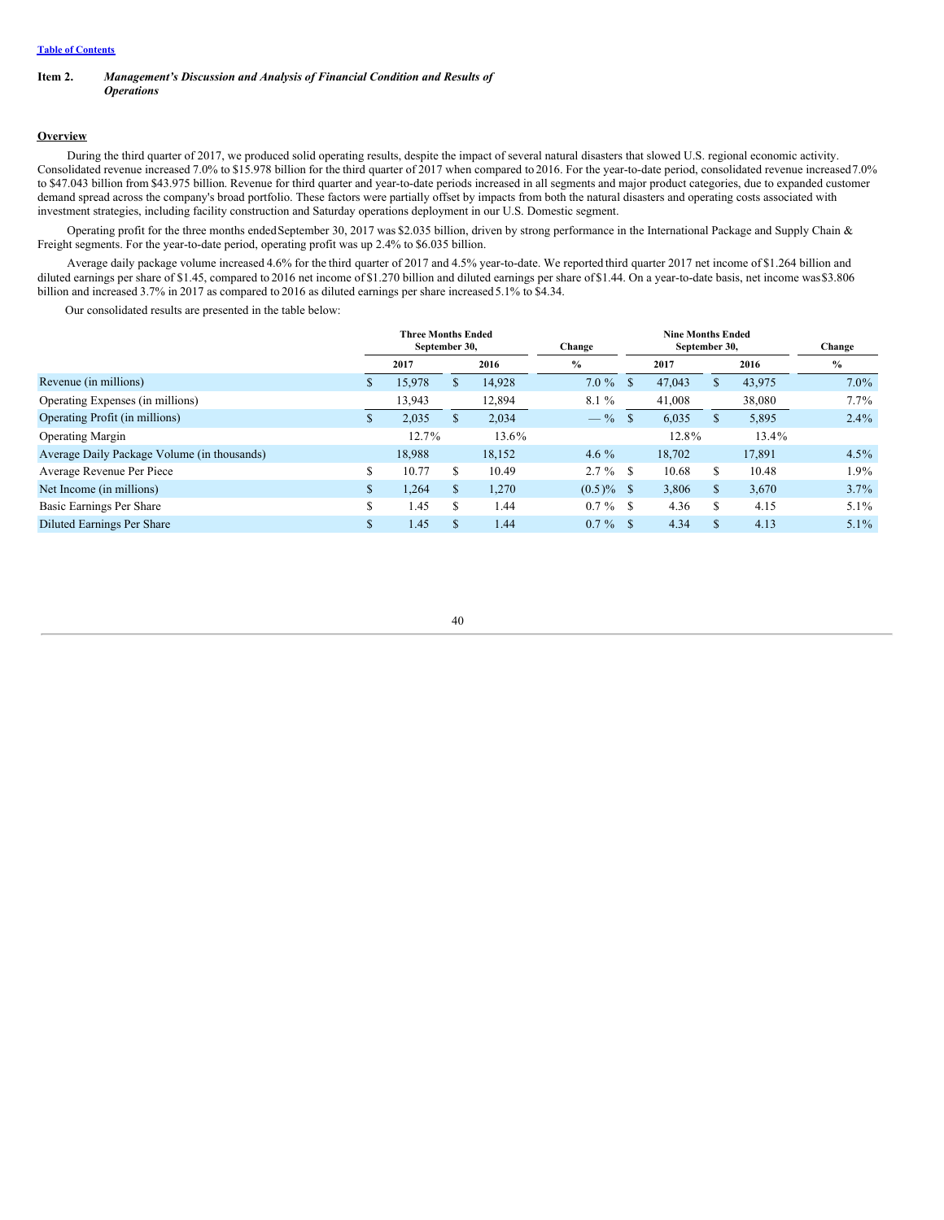[Table of Contents](#)

**Item 2.** ***Management's Discussion and Analysis of Financial Condition and Results of Operations***

**Overview**

During the third quarter of 2017, we produced solid operating results, despite the impact of several natural disasters that slowed U.S. regional economic activity. Consolidated revenue increased 7.0% to $15.978 billion for the third quarter of 2017 when compared to 2016. For the year-to-date period, consolidated revenue increased 7.0% to $47.043 billion from $43.975 billion. Revenue for third quarter and year-to-date periods increased in all segments and major product categories, due to expanded customer demand spread across the company's broad portfolio. These factors were partially offset by impacts from both the natural disasters and operating costs associated with investment strategies, including facility construction and Saturday operations deployment in our U.S. Domestic segment.

Operating profit for the three months ended September 30, 2017 was $2.035 billion, driven by strong performance in the International Package and Supply Chain & Freight segments. For the year-to-date period, operating profit was up 2.4% to $6.035 billion.

Average daily package volume increased 4.6% for the third quarter of 2017 and 4.5% year-to-date. We reported third quarter 2017 net income of $1.264 billion and diluted earnings per share of $1.45, compared to 2016 net income of $1.270 billion and diluted earnings per share of $1.44. On a year-to-date basis, net income was $3.806 billion and increased 3.7% in 2017 as compared to 2016 as diluted earnings per share increased 5.1% to $4.34.

Our consolidated results are presented in the table below:

| | Three Months Ended September 30, | | Change | Nine Months Ended September 30, | | Change |
|---|---|---|---|---|---|---|
| | 2017 | 2016 | % | 2017 | 2016 | % |
| Revenue (in millions) | $ 15,978 | $ 14,928 | 7.0 % | $ 47,043 | $ 43,975 | 7.0% |
| Operating Expenses (in millions) | 13,943 | 12,894 | 8.1 % | 41,008 | 38,080 | 7.7% |
| Operating Profit (in millions) | $ 2,035 | $ 2,034 | — % | $ 6,035 | $ 5,895 | 2.4% |
| Operating Margin | 12.7% | 13.6% | | 12.8% | 13.4% | |
| Average Daily Package Volume (in thousands) | 18,988 | 18,152 | 4.6 % | 18,702 | 17,891 | 4.5% |
| Average Revenue Per Piece | $ 10.77 | $ 10.49 | 2.7 % | $ 10.68 | $ 10.48 | 1.9% |
| Net Income (in millions) | $ 1,264 | $ 1,270 | (0.5)% | $ 3,806 | $ 3,670 | 3.7% |
| Basic Earnings Per Share | $ 1.45 | $ 1.44 | 0.7 % | $ 4.36 | $ 4.15 | 5.1% |
| Diluted Earnings Per Share | $ 1.45 | $ 1.44 | 0.7 % | $ 4.34 | $ 4.13 | 5.1% |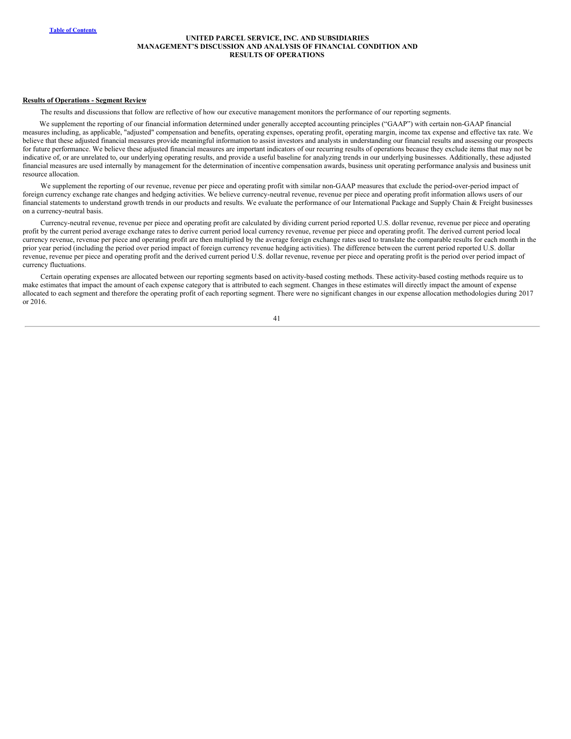**Results of Operations - Segment Review**

The results and discussions that follow are reflective of how our executive management monitors the performance of our reporting segments.

We supplement the reporting of our financial information determined under generally accepted accounting principles ("GAAP") with certain non-GAAP financial measures including, as applicable, "adjusted" compensation and benefits, operating expenses, operating profit, operating margin, income tax expense and effective tax rate. We believe that these adjusted financial measures provide meaningful information to assist investors and analysts in understanding our financial results and assessing our prospects for future performance. We believe these adjusted financial measures are important indicators of our recurring results of operations because they exclude items that may not be indicative of, or are unrelated to, our underlying operating results, and provide a useful baseline for analyzing trends in our underlying businesses. Additionally, these adjusted financial measures are used internally by management for the determination of incentive compensation awards, business unit operating performance analysis and business unit resource allocation.

We supplement the reporting of our revenue, revenue per piece and operating profit with similar non-GAAP measures that exclude the period-over-period impact of foreign currency exchange rate changes and hedging activities. We believe currency-neutral revenue, revenue per piece and operating profit information allows users of our financial statements to understand growth trends in our products and results. We evaluate the performance of our International Package and Supply Chain & Freight businesses on a currency-neutral basis.

Currency-neutral revenue, revenue per piece and operating profit are calculated by dividing current period reported U.S. dollar revenue, revenue per piece and operating profit by the current period average exchange rates to derive current period local currency revenue, revenue per piece and operating profit. The derived current period local currency revenue, revenue per piece and operating profit are then multiplied by the average foreign exchange rates used to translate the comparable results for each month in the prior year period (including the period over period impact of foreign currency revenue hedging activities). The difference between the current period reported U.S. dollar revenue, revenue per piece and operating profit and the derived current period U.S. dollar revenue, revenue per piece and operating profit is the period over period impact of currency fluctuations.

Certain operating expenses are allocated between our reporting segments based on activity-based costing methods. These activity-based costing methods require us to make estimates that impact the amount of each expense category that is attributed to each segment. Changes in these estimates will directly impact the amount of expense allocated to each segment and therefore the operating profit of each reporting segment. There were no significant changes in our expense allocation methodologies during 2017 or 2016.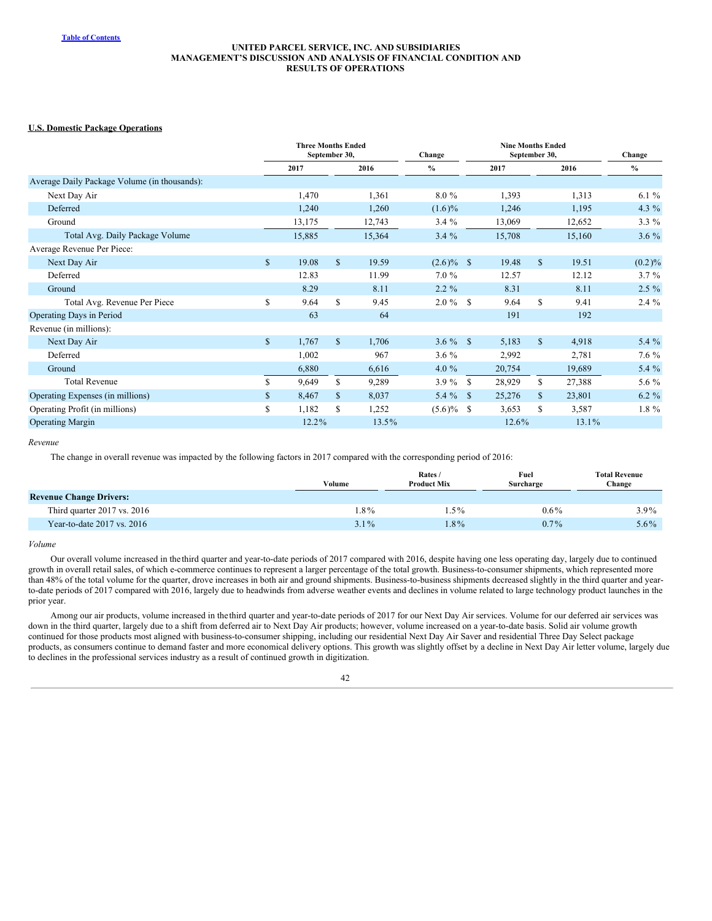## U.S. Domestic Package Operations

| | Three Months Ended September 30, | | Change | Nine Months Ended September 30, | | Change |
|---|---|---|---|---|---|---|
| | 2017 | 2016 | % | 2017 | 2016 | % |
| Average Daily Package Volume (in thousands): | | | | | | |
| Next Day Air | 1,470 | 1,361 | 8.0 % | 1,393 | 1,313 | 6.1 % |
| Deferred | 1,240 | 1,260 | (1.6)% | 1,246 | 1,195 | 4.3 % |
| Ground | 13,175 | 12,743 | 3.4 % | 13,069 | 12,652 | 3.3 % |
| Total Avg. Daily Package Volume | 15,885 | 15,364 | 3.4 % | 15,708 | 15,160 | 3.6 % |
| Average Revenue Per Piece: | | | | | | |
| Next Day Air | $ 19.08 | $ 19.59 | (2.6)% | $ 19.48 | $ 19.51 | (0.2)% |
| Deferred | 12.83 | 11.99 | 7.0 % | 12.57 | 12.12 | 3.7 % |
| Ground | 8.29 | 8.11 | 2.2 % | 8.31 | 8.11 | 2.5 % |
| Total Avg. Revenue Per Piece | $ 9.64 | $ 9.45 | 2.0 % | $ 9.64 | $ 9.41 | 2.4 % |
| Operating Days in Period | 63 | 64 | | 191 | 192 | |
| Revenue (in millions): | | | | | | |
| Next Day Air | $ 1,767 | $ 1,706 | 3.6 % | $ 5,183 | $ 4,918 | 5.4 % |
| Deferred | 1,002 | 967 | 3.6 % | 2,992 | 2,781 | 7.6 % |
| Ground | 6,880 | 6,616 | 4.0 % | 20,754 | 19,689 | 5.4 % |
| Total Revenue | $ 9,649 | $ 9,289 | 3.9 % | $ 28,929 | $ 27,388 | 5.6 % |
| Operating Expenses (in millions) | $ 8,467 | $ 8,037 | 5.4 % | $ 25,276 | $ 23,801 | 6.2 % |
| Operating Profit (in millions) | $ 1,182 | $ 1,252 | (5.6)% | $ 3,653 | $ 3,587 | 1.8 % |
| Operating Margin | 12.2% | 13.5% | | 12.6% | 13.1% | |

*Revenue*

The change in overall revenue was impacted by the following factors in 2017 compared with the corresponding period of 2016:

| | Volume | Rates / Product Mix | Fuel Surcharge | Total Revenue Change |
|---|---|---|---|---|
| **Revenue Change Drivers:** | | | | |
| Third quarter 2017 vs. 2016 | 1.8% | 1.5% | 0.6% | 3.9% |
| Year-to-date 2017 vs. 2016 | 3.1% | 1.8% | 0.7% | 5.6% |

*Volume*

Our overall volume increased in the third quarter and year-to-date periods of 2017 compared with 2016, despite having one less operating day, largely due to continued growth in overall retail sales, of which e-commerce continues to represent a larger percentage of the total growth. Business-to-consumer shipments, which represented more than 48% of the total volume for the quarter, drove increases in both air and ground shipments. Business-to-business shipments decreased slightly in the third quarter and year-to-date periods of 2017 compared with 2016, largely due to headwinds from adverse weather events and declines in volume related to large technology product launches in the prior year.

Among our air products, volume increased in the third quarter and year-to-date periods of 2017 for our Next Day Air services. Volume for our deferred air services was down in the third quarter, largely due to a shift from deferred air to Next Day Air products; however, volume increased on a year-to-date basis. Solid air volume growth continued for those products most aligned with business-to-consumer shipping, including our residential Next Day Air Saver and residential Three Day Select package products, as consumers continue to demand faster and more economical delivery options. This growth was slightly offset by a decline in Next Day Air letter volume, largely due to declines in the professional services industry as a result of continued growth in digitization.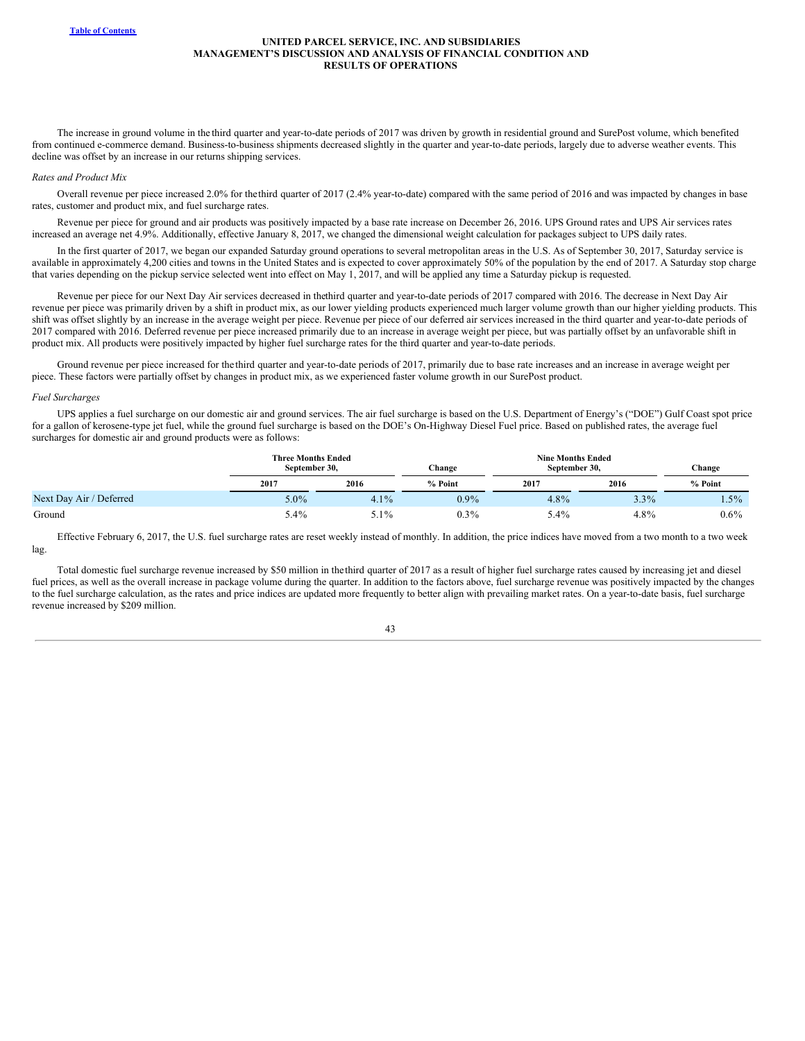The increase in ground volume in the third quarter and year-to-date periods of 2017 was driven by growth in residential ground and SurePost volume, which benefited from continued e-commerce demand. Business-to-business shipments decreased slightly in the quarter and year-to-date periods, largely due to adverse weather events. This decline was offset by an increase in our returns shipping services.

*Rates and Product Mix*

Overall revenue per piece increased 2.0% for the third quarter of 2017 (2.4% year-to-date) compared with the same period of 2016 and was impacted by changes in base rates, customer and product mix, and fuel surcharge rates.

Revenue per piece for ground and air products was positively impacted by a base rate increase on December 26, 2016. UPS Ground rates and UPS Air services rates increased an average net 4.9%. Additionally, effective January 8, 2017, we changed the dimensional weight calculation for packages subject to UPS daily rates.

In the first quarter of 2017, we began our expanded Saturday ground operations to several metropolitan areas in the U.S. As of September 30, 2017, Saturday service is available in approximately 4,200 cities and towns in the United States and is expected to cover approximately 50% of the population by the end of 2017. A Saturday stop charge that varies depending on the pickup service selected went into effect on May 1, 2017, and will be applied any time a Saturday pickup is requested.

Revenue per piece for our Next Day Air services decreased in the third quarter and year-to-date periods of 2017 compared with 2016. The decrease in Next Day Air revenue per piece was primarily driven by a shift in product mix, as our lower yielding products experienced much larger volume growth than our higher yielding products. This shift was offset slightly by an increase in the average weight per piece. Revenue per piece of our deferred air services increased in the third quarter and year-to-date periods of 2017 compared with 2016. Deferred revenue per piece increased primarily due to an increase in average weight per piece, but was partially offset by an unfavorable shift in product mix. All products were positively impacted by higher fuel surcharge rates for the third quarter and year-to-date periods.

Ground revenue per piece increased for the third quarter and year-to-date periods of 2017, primarily due to base rate increases and an increase in average weight per piece. These factors were partially offset by changes in product mix, as we experienced faster volume growth in our SurePost product.

*Fuel Surcharges*

UPS applies a fuel surcharge on our domestic air and ground services. The air fuel surcharge is based on the U.S. Department of Energy's ("DOE") Gulf Coast spot price for a gallon of kerosene-type jet fuel, while the ground fuel surcharge is based on the DOE's On-Highway Diesel Fuel price. Based on published rates, the average fuel surcharges for domestic air and ground products were as follows:

| | Three Months Ended September 30, | | Change | Nine Months Ended September 30, | | Change |
|---|---|---|---|---|---|---|
| | 2017 | 2016 | % Point | 2017 | 2016 | % Point |
| Next Day Air / Deferred | 5.0% | 4.1% | 0.9% | 4.8% | 3.3% | 1.5% |
| Ground | 5.4% | 5.1% | 0.3% | 5.4% | 4.8% | 0.6% |

Effective February 6, 2017, the U.S. fuel surcharge rates are reset weekly instead of monthly. In addition, the price indices have moved from a two month to a two week lag.

Total domestic fuel surcharge revenue increased by $50 million in the third quarter of 2017 as a result of higher fuel surcharge rates caused by increasing jet and diesel fuel prices, as well as the overall increase in package volume during the quarter. In addition to the factors above, fuel surcharge revenue was positively impacted by the changes to the fuel surcharge calculation, as the rates and price indices are updated more frequently to better align with prevailing market rates. On a year-to-date basis, fuel surcharge revenue increased by $209 million.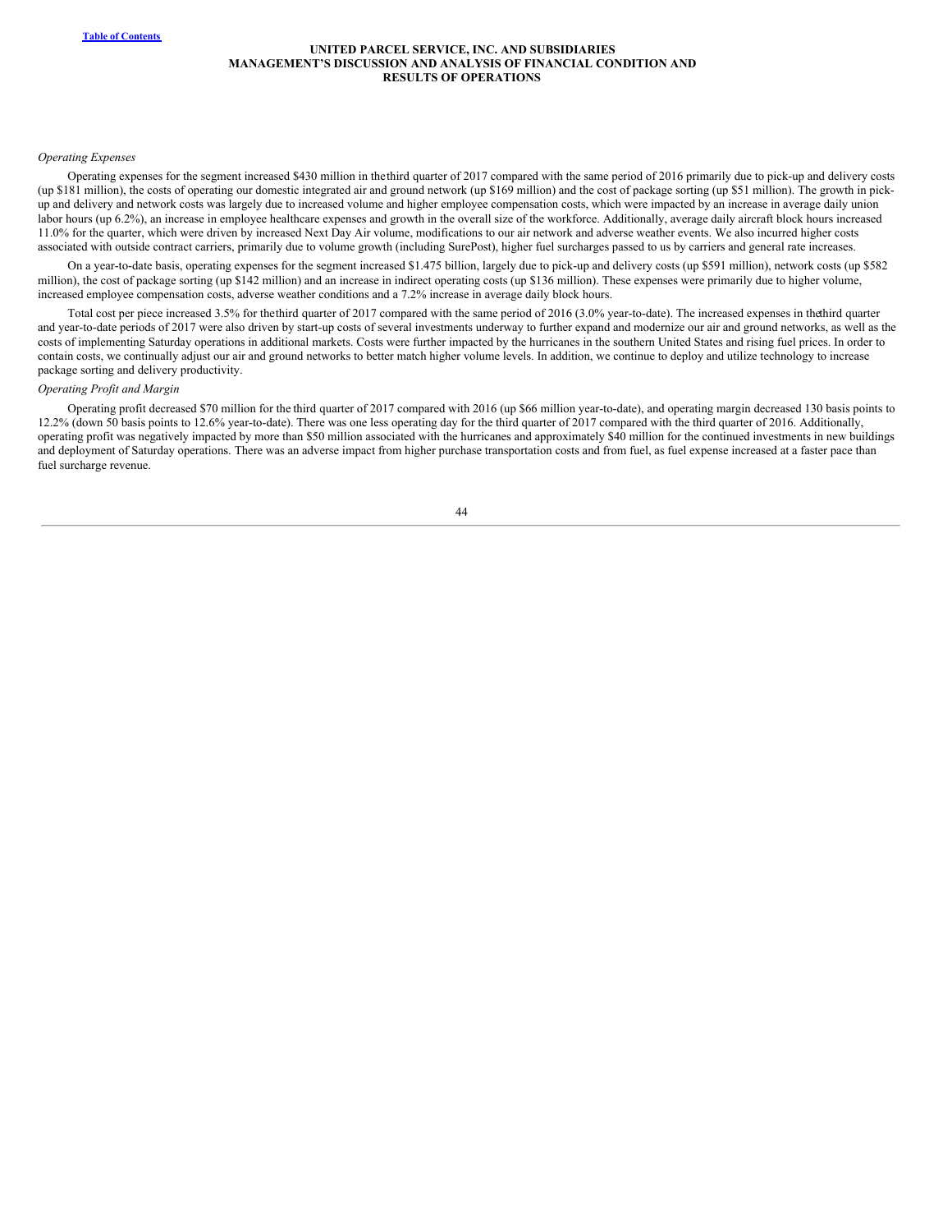*Operating Expenses*

Operating expenses for the segment increased $430 million in the third quarter of 2017 compared with the same period of 2016 primarily due to pick-up and delivery costs (up $181 million), the costs of operating our domestic integrated air and ground network (up $169 million) and the cost of package sorting (up $51 million). The growth in pick-up and delivery and network costs was largely due to increased volume and higher employee compensation costs, which were impacted by an increase in average daily union labor hours (up 6.2%), an increase in employee healthcare expenses and growth in the overall size of the workforce. Additionally, average daily aircraft block hours increased 11.0% for the quarter, which were driven by increased Next Day Air volume, modifications to our air network and adverse weather events. We also incurred higher costs associated with outside contract carriers, primarily due to volume growth (including SurePost), higher fuel surcharges passed to us by carriers and general rate increases.

On a year-to-date basis, operating expenses for the segment increased $1.475 billion, largely due to pick-up and delivery costs (up $591 million), network costs (up $582 million), the cost of package sorting (up $142 million) and an increase in indirect operating costs (up $136 million). These expenses were primarily due to higher volume, increased employee compensation costs, adverse weather conditions and a 7.2% increase in average daily block hours.

Total cost per piece increased 3.5% for the third quarter of 2017 compared with the same period of 2016 (3.0% year-to-date). The increased expenses in the third quarter and year-to-date periods of 2017 were also driven by start-up costs of several investments underway to further expand and modernize our air and ground networks, as well as the costs of implementing Saturday operations in additional markets. Costs were further impacted by the hurricanes in the southern United States and rising fuel prices. In order to contain costs, we continually adjust our air and ground networks to better match higher volume levels. In addition, we continue to deploy and utilize technology to increase package sorting and delivery productivity.

*Operating Profit and Margin*

Operating profit decreased $70 million for the third quarter of 2017 compared with 2016 (up $66 million year-to-date), and operating margin decreased 130 basis points to 12.2% (down 50 basis points to 12.6% year-to-date). There was one less operating day for the third quarter of 2017 compared with the third quarter of 2016. Additionally, operating profit was negatively impacted by more than $50 million associated with the hurricanes and approximately $40 million for the continued investments in new buildings and deployment of Saturday operations. There was an adverse impact from higher purchase transportation costs and from fuel, as fuel expense increased at a faster pace than fuel surcharge revenue.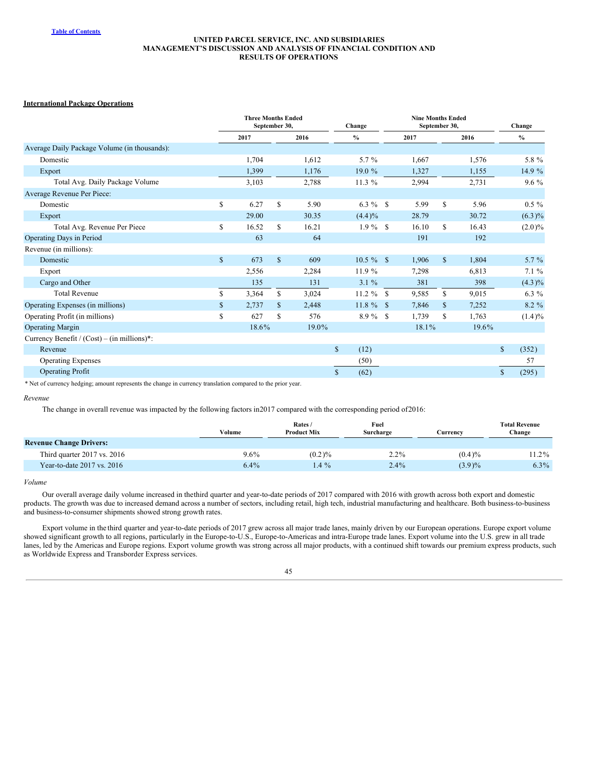## International Package Operations

| | Three Months Ended September 30, | | Change | Nine Months Ended September 30, | | Change |
|---|---|---|---|---|---|---|
| | 2017 | 2016 | % | 2017 | 2016 | % |
| Average Daily Package Volume (in thousands): | | | | | | |
| Domestic | 1,704 | 1,612 | 5.7 % | 1,667 | 1,576 | 5.8 % |
| Export | 1,399 | 1,176 | 19.0 % | 1,327 | 1,155 | 14.9 % |
| Total Avg. Daily Package Volume | 3,103 | 2,788 | 11.3 % | 2,994 | 2,731 | 9.6 % |
| Average Revenue Per Piece: | | | | | | |
| Domestic | $ 6.27 | $ 5.90 | 6.3 % | $ 5.99 | $ 5.96 | 0.5 % |
| Export | 29.00 | 30.35 | (4.4)% | 28.79 | 30.72 | (6.3)% |
| Total Avg. Revenue Per Piece | $ 16.52 | $ 16.21 | 1.9 % | $ 16.10 | $ 16.43 | (2.0)% |
| Operating Days in Period | 63 | 64 | | 191 | 192 | |
| Revenue (in millions): | | | | | | |
| Domestic | $ 673 | $ 609 | 10.5 % | $ 1,906 | $ 1,804 | 5.7 % |
| Export | 2,556 | 2,284 | 11.9 % | 7,298 | 6,813 | 7.1 % |
| Cargo and Other | 135 | 131 | 3.1 % | 381 | 398 | (4.3)% |
| Total Revenue | $ 3,364 | $ 3,024 | 11.2 % | $ 9,585 | $ 9,015 | 6.3 % |
| Operating Expenses (in millions) | $ 2,737 | $ 2,448 | 11.8 % | $ 7,846 | $ 7,252 | 8.2 % |
| Operating Profit (in millions) | $ 627 | $ 576 | 8.9 % | $ 1,739 | $ 1,763 | (1.4)% |
| Operating Margin | 18.6% | 19.0% | | 18.1% | 19.6% | |
| Currency Benefit / (Cost) – (in millions)*: | | | | | | |
| Revenue | | | $ (12) | | | $ (352) |
| Operating Expenses | | | (50) | | | 57 |
| Operating Profit | | | $ (62) | | | $ (295) |

* Net of currency hedging; amount represents the change in currency translation compared to the prior year.

*Revenue*

The change in overall revenue was impacted by the following factors in2017 compared with the corresponding period of2016:

| | Volume | Rates / Product Mix | Fuel Surcharge | Currency | Total Revenue Change |
|---|---|---|---|---|---|
| **Revenue Change Drivers:** | | | | | |
| Third quarter 2017 vs. 2016 | 9.6% | (0.2)% | 2.2% | (0.4)% | 11.2% |
| Year-to-date 2017 vs. 2016 | 6.4% | 1.4 % | 2.4% | (3.9)% | 6.3% |

*Volume*

Our overall average daily volume increased in thethird quarter and year-to-date periods of 2017 compared with 2016 with growth across both export and domestic products. The growth was due to increased demand across a number of sectors, including retail, high tech, industrial manufacturing and healthcare. Both business-to-business and business-to-consumer shipments showed strong growth rates.

Export volume in the third quarter and year-to-date periods of 2017 grew across all major trade lanes, mainly driven by our European operations. Europe export volume showed significant growth to all regions, particularly in the Europe-to-U.S., Europe-to-Americas and intra-Europe trade lanes. Export volume into the U.S. grew in all trade lanes, led by the Americas and Europe regions. Export volume growth was strong across all major products, with a continued shift towards our premium express products, such as Worldwide Express and Transborder Express services.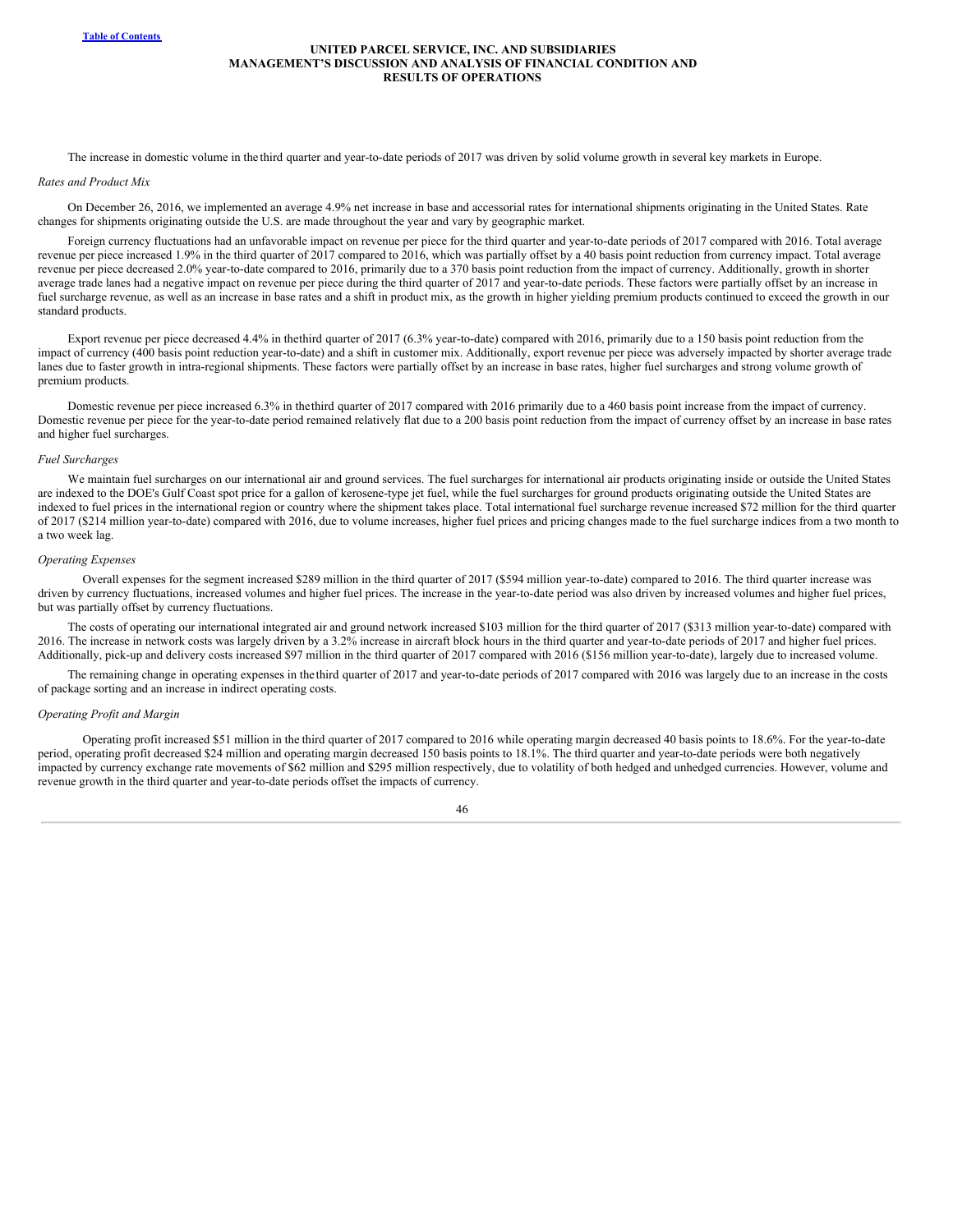The increase in domestic volume in the third quarter and year-to-date periods of 2017 was driven by solid volume growth in several key markets in Europe.

*Rates and Product Mix*

On December 26, 2016, we implemented an average 4.9% net increase in base and accessorial rates for international shipments originating in the United States. Rate changes for shipments originating outside the U.S. are made throughout the year and vary by geographic market.

Foreign currency fluctuations had an unfavorable impact on revenue per piece for the third quarter and year-to-date periods of 2017 compared with 2016. Total average revenue per piece increased 1.9% in the third quarter of 2017 compared to 2016, which was partially offset by a 40 basis point reduction from currency impact. Total average revenue per piece decreased 2.0% year-to-date compared to 2016, primarily due to a 370 basis point reduction from the impact of currency. Additionally, growth in shorter average trade lanes had a negative impact on revenue per piece during the third quarter of 2017 and year-to-date periods. These factors were partially offset by an increase in fuel surcharge revenue, as well as an increase in base rates and a shift in product mix, as the growth in higher yielding premium products continued to exceed the growth in our standard products.

Export revenue per piece decreased 4.4% in the third quarter of 2017 (6.3% year-to-date) compared with 2016, primarily due to a 150 basis point reduction from the impact of currency (400 basis point reduction year-to-date) and a shift in customer mix. Additionally, export revenue per piece was adversely impacted by shorter average trade lanes due to faster growth in intra-regional shipments. These factors were partially offset by an increase in base rates, higher fuel surcharges and strong volume growth of premium products.

Domestic revenue per piece increased 6.3% in the third quarter of 2017 compared with 2016 primarily due to a 460 basis point increase from the impact of currency. Domestic revenue per piece for the year-to-date period remained relatively flat due to a 200 basis point reduction from the impact of currency offset by an increase in base rates and higher fuel surcharges.

*Fuel Surcharges*

We maintain fuel surcharges on our international air and ground services. The fuel surcharges for international air products originating inside or outside the United States are indexed to the DOE's Gulf Coast spot price for a gallon of kerosene-type jet fuel, while the fuel surcharges for ground products originating outside the United States are indexed to fuel prices in the international region or country where the shipment takes place. Total international fuel surcharge revenue increased $72 million for the third quarter of 2017 ($214 million year-to-date) compared with 2016, due to volume increases, higher fuel prices and pricing changes made to the fuel surcharge indices from a two month to a two week lag.

*Operating Expenses*

Overall expenses for the segment increased $289 million in the third quarter of 2017 ($594 million year-to-date) compared to 2016. The third quarter increase was driven by currency fluctuations, increased volumes and higher fuel prices. The increase in the year-to-date period was also driven by increased volumes and higher fuel prices, but was partially offset by currency fluctuations.

The costs of operating our international integrated air and ground network increased $103 million for the third quarter of 2017 ($313 million year-to-date) compared with 2016. The increase in network costs was largely driven by a 3.2% increase in aircraft block hours in the third quarter and year-to-date periods of 2017 and higher fuel prices. Additionally, pick-up and delivery costs increased $97 million in the third quarter of 2017 compared with 2016 ($156 million year-to-date), largely due to increased volume.

The remaining change in operating expenses in the third quarter of 2017 and year-to-date periods of 2017 compared with 2016 was largely due to an increase in the costs of package sorting and an increase in indirect operating costs.

*Operating Profit and Margin*

Operating profit increased $51 million in the third quarter of 2017 compared to 2016 while operating margin decreased 40 basis points to 18.6%. For the year-to-date period, operating profit decreased $24 million and operating margin decreased 150 basis points to 18.1%. The third quarter and year-to-date periods were both negatively impacted by currency exchange rate movements of $62 million and $295 million respectively, due to volatility of both hedged and unhedged currencies. However, volume and revenue growth in the third quarter and year-to-date periods offset the impacts of currency.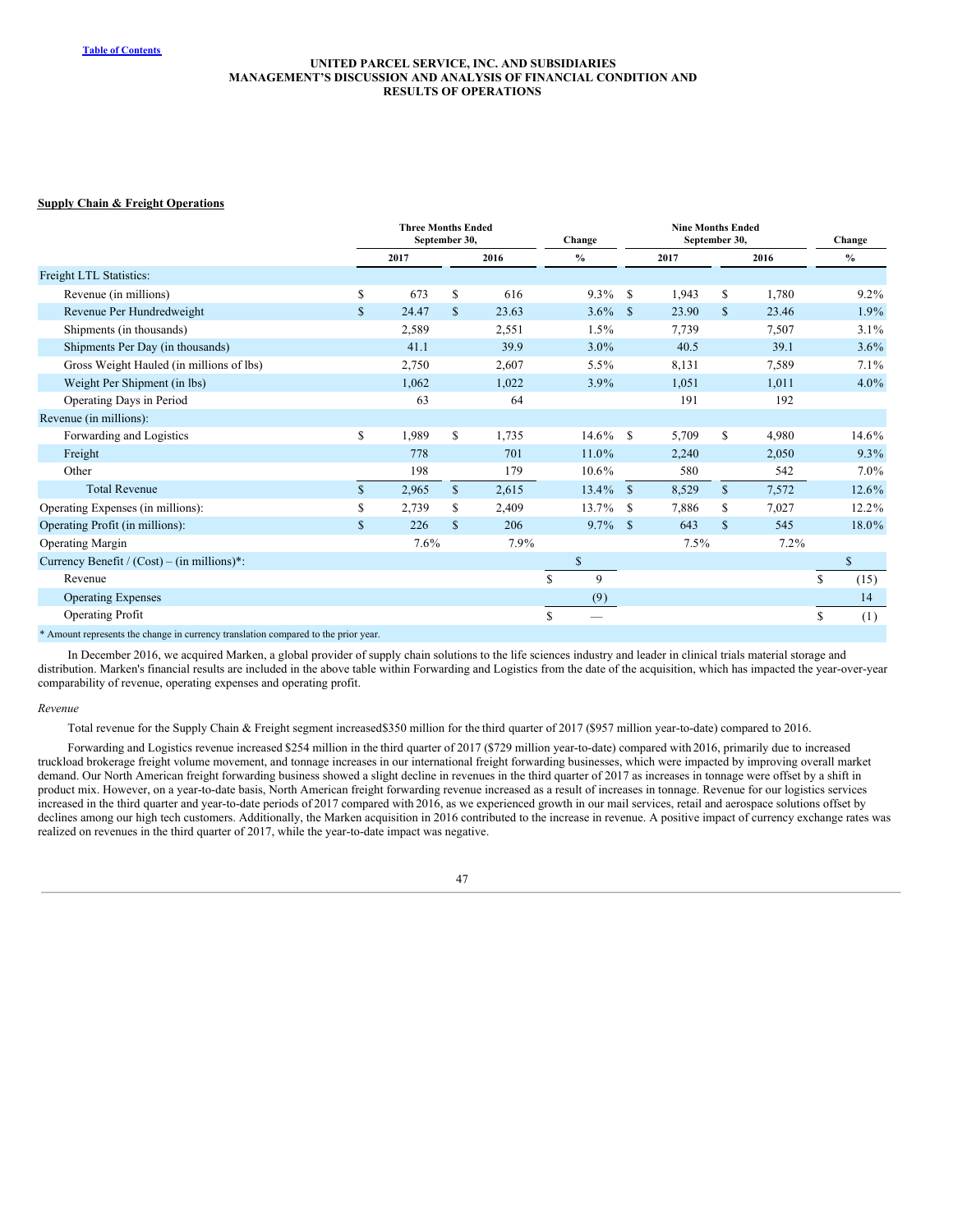**Supply Chain & Freight Operations**

| | Three Months Ended September 30, | | Change | Nine Months Ended September 30, | | Change |
|---|---|---|---|---|---|---|
| | 2017 | 2016 | % | 2017 | 2016 | % |
| Freight LTL Statistics: | | | | | | |
| Revenue (in millions) | $ 673 | $ 616 | 9.3% | $ 1,943 | $ 1,780 | 9.2% |
| Revenue Per Hundredweight | $ 24.47 | $ 23.63 | 3.6% | $ 23.90 | $ 23.46 | 1.9% |
| Shipments (in thousands) | 2,589 | 2,551 | 1.5% | 7,739 | 7,507 | 3.1% |
| Shipments Per Day (in thousands) | 41.1 | 39.9 | 3.0% | 40.5 | 39.1 | 3.6% |
| Gross Weight Hauled (in millions of lbs) | 2,750 | 2,607 | 5.5% | 8,131 | 7,589 | 7.1% |
| Weight Per Shipment (in lbs) | 1,062 | 1,022 | 3.9% | 1,051 | 1,011 | 4.0% |
| Operating Days in Period | 63 | 64 | | 191 | 192 | |
| Revenue (in millions): | | | | | | |
| Forwarding and Logistics | $ 1,989 | $ 1,735 | 14.6% | $ 5,709 | $ 4,980 | 14.6% |
| Freight | 778 | 701 | 11.0% | 2,240 | 2,050 | 9.3% |
| Other | 198 | 179 | 10.6% | 580 | 542 | 7.0% |
| Total Revenue | $ 2,965 | $ 2,615 | 13.4% | $ 8,529 | $ 7,572 | 12.6% |
| Operating Expenses (in millions): | $ 2,739 | $ 2,409 | 13.7% | $ 7,886 | $ 7,027 | 12.2% |
| Operating Profit (in millions): | $ 226 | $ 206 | 9.7% | $ 643 | $ 545 | 18.0% |
| Operating Margin | 7.6% | 7.9% | | 7.5% | 7.2% | |
| Currency Benefit / (Cost) – (in millions)*: | | | $ | | | $ |
| Revenue | | | $ 9 | | | $ (15) |
| Operating Expenses | | | (9) | | | 14 |
| Operating Profit | | | $ — | | | $ (1) |

* Amount represents the change in currency translation compared to the prior year.

In December 2016, we acquired Marken, a global provider of supply chain solutions to the life sciences industry and leader in clinical trials material storage and distribution. Marken's financial results are included in the above table within Forwarding and Logistics from the date of the acquisition, which has impacted the year-over-year comparability of revenue, operating expenses and operating profit.

*Revenue*

Total revenue for the Supply Chain & Freight segment increased$350 million for the third quarter of 2017 ($957 million year-to-date) compared to 2016.

Forwarding and Logistics revenue increased $254 million in the third quarter of 2017 ($729 million year-to-date) compared with 2016, primarily due to increased truckload brokerage freight volume movement, and tonnage increases in our international freight forwarding businesses, which were impacted by improving overall market demand. Our North American freight forwarding business showed a slight decline in revenues in the third quarter of 2017 as increases in tonnage were offset by a shift in product mix. However, on a year-to-date basis, North American freight forwarding revenue increased as a result of increases in tonnage. Revenue for our logistics services increased in the third quarter and year-to-date periods of 2017 compared with 2016, as we experienced growth in our mail services, retail and aerospace solutions offset by declines among our high tech customers. Additionally, the Marken acquisition in 2016 contributed to the increase in revenue. A positive impact of currency exchange rates was realized on revenues in the third quarter of 2017, while the year-to-date impact was negative.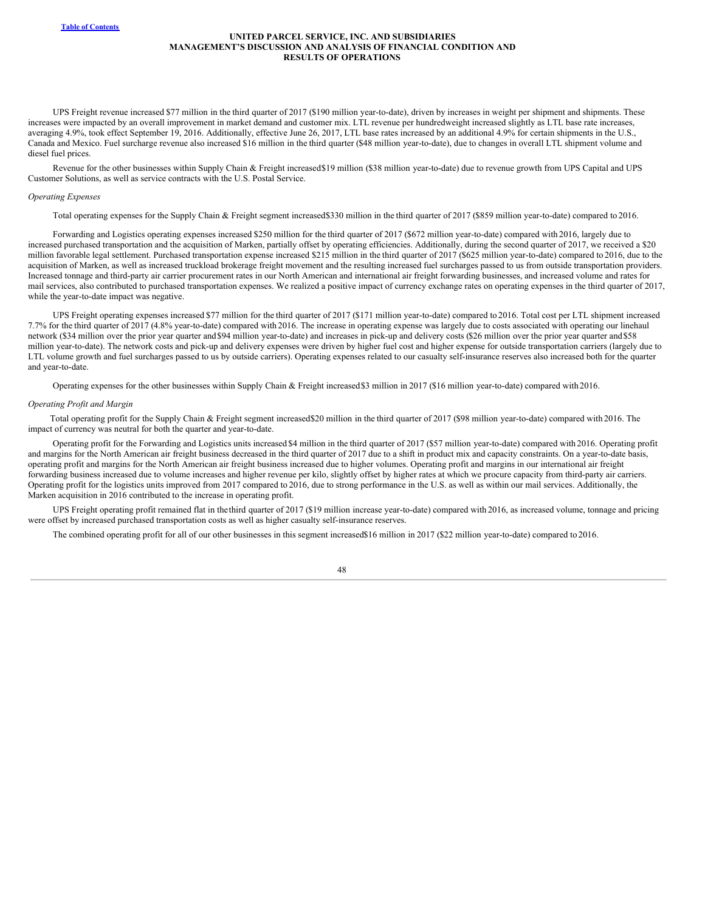UPS Freight revenue increased $77 million in the third quarter of 2017 ($190 million year-to-date), driven by increases in weight per shipment and shipments. These increases were impacted by an overall improvement in market demand and customer mix. LTL revenue per hundredweight increased slightly as LTL base rate increases, averaging 4.9%, took effect September 19, 2016. Additionally, effective June 26, 2017, LTL base rates increased by an additional 4.9% for certain shipments in the U.S., Canada and Mexico. Fuel surcharge revenue also increased $16 million in the third quarter ($48 million year-to-date), due to changes in overall LTL shipment volume and diesel fuel prices.

Revenue for the other businesses within Supply Chain & Freight increased $19 million ($38 million year-to-date) due to revenue growth from UPS Capital and UPS Customer Solutions, as well as service contracts with the U.S. Postal Service.

*Operating Expenses*

Total operating expenses for the Supply Chain & Freight segment increased $330 million in the third quarter of 2017 ($859 million year-to-date) compared to 2016.

Forwarding and Logistics operating expenses increased $250 million for the third quarter of 2017 ($672 million year-to-date) compared with 2016, largely due to increased purchased transportation and the acquisition of Marken, partially offset by operating efficiencies. Additionally, during the second quarter of 2017, we received a $20 million favorable legal settlement. Purchased transportation expense increased $215 million in the third quarter of 2017 ($625 million year-to-date) compared to 2016, due to the acquisition of Marken, as well as increased truckload brokerage freight movement and the resulting increased fuel surcharges passed to us from outside transportation providers. Increased tonnage and third-party air carrier procurement rates in our North American and international air freight forwarding businesses, and increased volume and rates for mail services, also contributed to purchased transportation expenses. We realized a positive impact of currency exchange rates on operating expenses in the third quarter of 2017, while the year-to-date impact was negative.

UPS Freight operating expenses increased $77 million for the third quarter of 2017 ($171 million year-to-date) compared to 2016. Total cost per LTL shipment increased 7.7% for the third quarter of 2017 (4.8% year-to-date) compared with 2016. The increase in operating expense was largely due to costs associated with operating our linehaul network ($34 million over the prior year quarter and $94 million year-to-date) and increases in pick-up and delivery costs ($26 million over the prior year quarter and $58 million year-to-date). The network costs and pick-up and delivery expenses were driven by higher fuel cost and higher expense for outside transportation carriers (largely due to LTL volume growth and fuel surcharges passed to us by outside carriers). Operating expenses related to our casualty self-insurance reserves also increased both for the quarter and year-to-date.

Operating expenses for the other businesses within Supply Chain & Freight increased $3 million in 2017 ($16 million year-to-date) compared with 2016.

*Operating Profit and Margin*

Total operating profit for the Supply Chain & Freight segment increased $20 million in the third quarter of 2017 ($98 million year-to-date) compared with 2016. The impact of currency was neutral for both the quarter and year-to-date.

Operating profit for the Forwarding and Logistics units increased $4 million in the third quarter of 2017 ($57 million year-to-date) compared with 2016. Operating profit and margins for the North American air freight business decreased in the third quarter of 2017 due to a shift in product mix and capacity constraints. On a year-to-date basis, operating profit and margins for the North American air freight business increased due to higher volumes. Operating profit and margins in our international air freight forwarding business increased due to volume increases and higher revenue per kilo, slightly offset by higher rates at which we procure capacity from third-party air carriers. Operating profit for the logistics units improved from 2017 compared to 2016, due to strong performance in the U.S. as well as within our mail services. Additionally, the Marken acquisition in 2016 contributed to the increase in operating profit.

UPS Freight operating profit remained flat in the third quarter of 2017 ($19 million increase year-to-date) compared with 2016, as increased volume, tonnage and pricing were offset by increased purchased transportation costs as well as higher casualty self-insurance reserves.

The combined operating profit for all of our other businesses in this segment increased $16 million in 2017 ($22 million year-to-date) compared to 2016.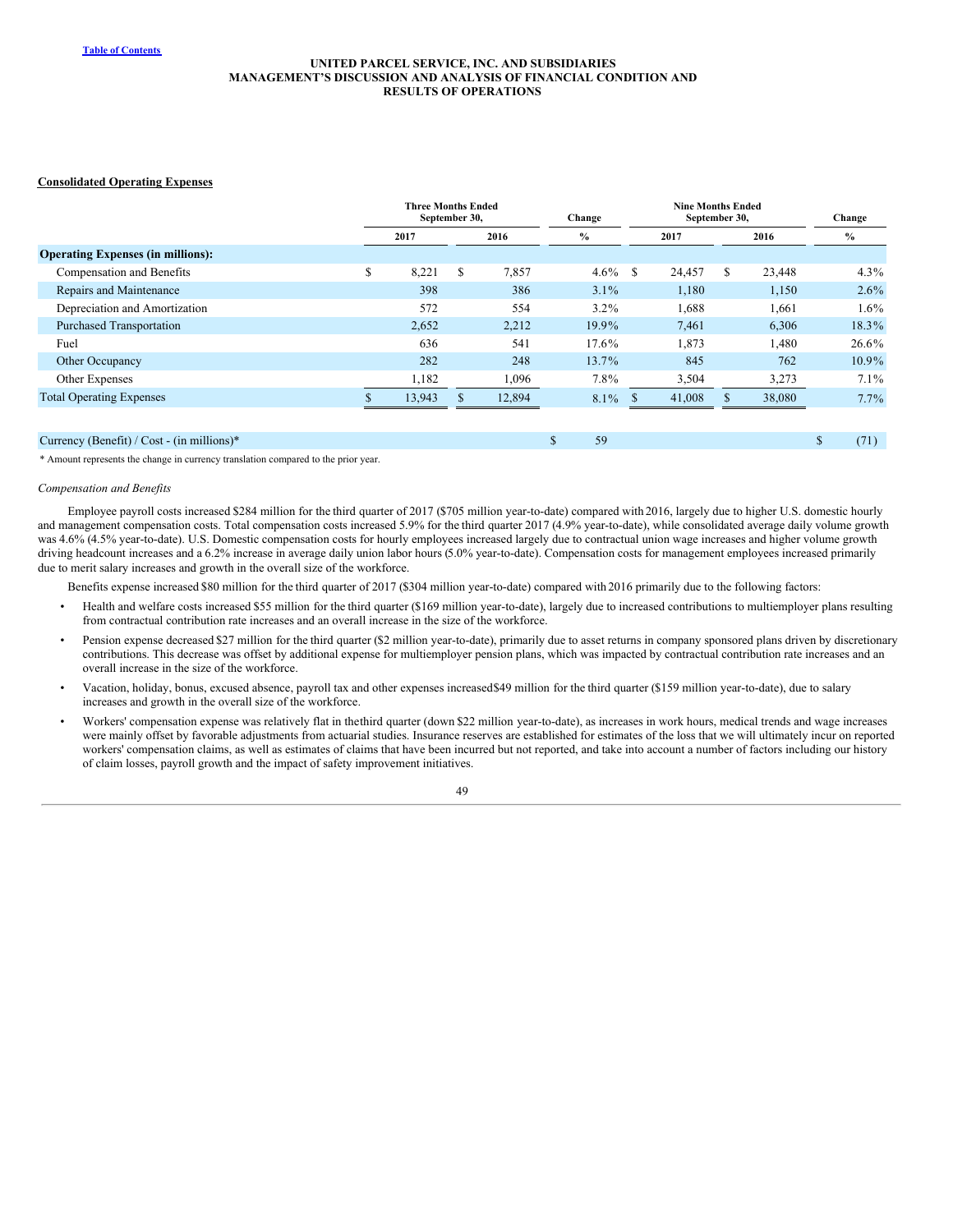**Consolidated Operating Expenses**

| | Three Months Ended September 30, | | Change | Nine Months Ended September 30, | | Change |
|---|---|---|---|---|---|---|
| | 2017 | 2016 | % | 2017 | 2016 | % |
| **Operating Expenses (in millions):** | | | | | | |
| Compensation and Benefits | $ 8,221 | $ 7,857 | 4.6 % | $ 24,457 | $ 23,448 | 4.3 % |
| Repairs and Maintenance | 398 | 386 | 3.1 % | 1,180 | 1,150 | 2.6 % |
| Depreciation and Amortization | 572 | 554 | 3.2 % | 1,688 | 1,661 | 1.6 % |
| Purchased Transportation | 2,652 | 2,212 | 19.9 % | 7,461 | 6,306 | 18.3 % |
| Fuel | 636 | 541 | 17.6 % | 1,873 | 1,480 | 26.6 % |
| Other Occupancy | 282 | 248 | 13.7 % | 845 | 762 | 10.9 % |
| Other Expenses | 1,182 | 1,096 | 7.8 % | 3,504 | 3,273 | 7.1 % |
| Total Operating Expenses | $ 13,943 | $ 12,894 | 8.1 % | $ 41,008 | $ 38,080 | 7.7 % |
| | | | | | | |
| Currency (Benefit) / Cost - (in millions)* | | | $ 59 | | | $ (71) |

* Amount represents the change in currency translation compared to the prior year.

*Compensation and Benefits*

Employee payroll costs increased $284 million for the third quarter of 2017 ($705 million year-to-date) compared with 2016, largely due to higher U.S. domestic hourly and management compensation costs. Total compensation costs increased 5.9% for the third quarter 2017 (4.9% year-to-date), while consolidated average daily volume growth was 4.6% (4.5% year-to-date). U.S. Domestic compensation costs for hourly employees increased largely due to contractual union wage increases and higher volume growth driving headcount increases and a 6.2% increase in average daily union labor hours (5.0% year-to-date). Compensation costs for management employees increased primarily due to merit salary increases and growth in the overall size of the workforce.

Benefits expense increased $80 million for the third quarter of 2017 ($304 million year-to-date) compared with 2016 primarily due to the following factors:

- Health and welfare costs increased $55 million for the third quarter ($169 million year-to-date), largely due to increased contributions to multiemployer plans resulting from contractual contribution rate increases and an overall increase in the size of the workforce.
- Pension expense decreased $27 million for the third quarter ($2 million year-to-date), primarily due to asset returns in company sponsored plans driven by discretionary contributions. This decrease was offset by additional expense for multiemployer pension plans, which was impacted by contractual contribution rate increases and an overall increase in the size of the workforce.
- Vacation, holiday, bonus, excused absence, payroll tax and other expenses increased $49 million for the third quarter ($159 million year-to-date), due to salary increases and growth in the overall size of the workforce.
- Workers' compensation expense was relatively flat in the third quarter (down $22 million year-to-date), as increases in work hours, medical trends and wage increases were mainly offset by favorable adjustments from actuarial studies. Insurance reserves are established for estimates of the loss that we will ultimately incur on reported workers' compensation claims, as well as estimates of claims that have been incurred but not reported, and take into account a number of factors including our history of claim losses, payroll growth and the impact of safety improvement initiatives.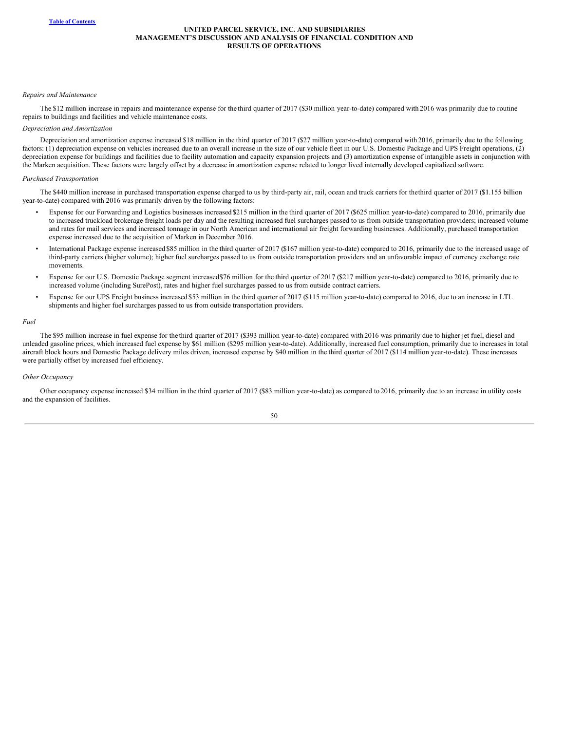*Repairs and Maintenance*

The $12 million increase in repairs and maintenance expense for the third quarter of 2017 ($30 million year-to-date) compared with 2016 was primarily due to routine repairs to buildings and facilities and vehicle maintenance costs.

*Depreciation and Amortization*

Depreciation and amortization expense increased $18 million in the third quarter of 2017 ($27 million year-to-date) compared with 2016, primarily due to the following factors: (1) depreciation expense on vehicles increased due to an overall increase in the size of our vehicle fleet in our U.S. Domestic Package and UPS Freight operations, (2) depreciation expense for buildings and facilities due to facility automation and capacity expansion projects and (3) amortization expense of intangible assets in conjunction with the Marken acquisition. These factors were largely offset by a decrease in amortization expense related to longer lived internally developed capitalized software.

*Purchased Transportation*

The $440 million increase in purchased transportation expense charged to us by third-party air, rail, ocean and truck carriers for the third quarter of 2017 ($1.155 billion year-to-date) compared with 2016 was primarily driven by the following factors:

- Expense for our Forwarding and Logistics businesses increased $215 million in the third quarter of 2017 ($625 million year-to-date) compared to 2016, primarily due to increased truckload brokerage freight loads per day and the resulting increased fuel surcharges passed to us from outside transportation providers; increased volume and rates for mail services and increased tonnage in our North American and international air freight forwarding businesses. Additionally, purchased transportation expense increased due to the acquisition of Marken in December 2016.
- International Package expense increased $85 million in the third quarter of 2017 ($167 million year-to-date) compared to 2016, primarily due to the increased usage of third-party carriers (higher volume); higher fuel surcharges passed to us from outside transportation providers and an unfavorable impact of currency exchange rate movements.
- Expense for our U.S. Domestic Package segment increased $76 million for the third quarter of 2017 ($217 million year-to-date) compared to 2016, primarily due to increased volume (including SurePost), rates and higher fuel surcharges passed to us from outside contract carriers.
- Expense for our UPS Freight business increased $53 million in the third quarter of 2017 ($115 million year-to-date) compared to 2016, due to an increase in LTL shipments and higher fuel surcharges passed to us from outside transportation providers.

*Fuel*

The $95 million increase in fuel expense for the third quarter of 2017 ($393 million year-to-date) compared with 2016 was primarily due to higher jet fuel, diesel and unleaded gasoline prices, which increased fuel expense by $61 million ($295 million year-to-date). Additionally, increased fuel consumption, primarily due to increases in total aircraft block hours and Domestic Package delivery miles driven, increased expense by $40 million in the third quarter of 2017 ($114 million year-to-date). These increases were partially offset by increased fuel efficiency.

*Other Occupancy*

Other occupancy expense increased $34 million in the third quarter of 2017 ($83 million year-to-date) as compared to 2016, primarily due to an increase in utility costs and the expansion of facilities.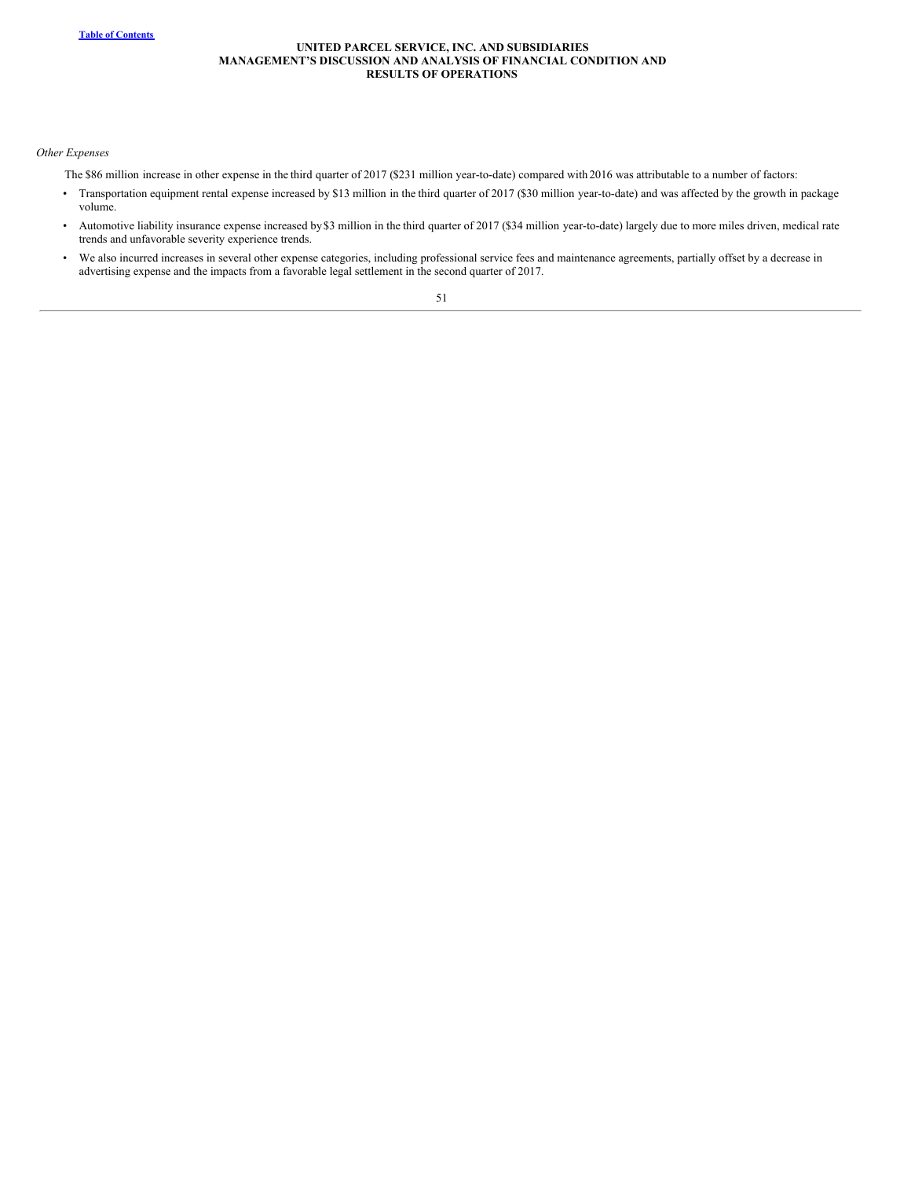*Other Expenses*

The $86 million increase in other expense in the third quarter of 2017 ($231 million year-to-date) compared with 2016 was attributable to a number of factors:

- Transportation equipment rental expense increased by $13 million in the third quarter of 2017 ($30 million year-to-date) and was affected by the growth in package volume.
- Automotive liability insurance expense increased by $3 million in the third quarter of 2017 ($34 million year-to-date) largely due to more miles driven, medical rate trends and unfavorable severity experience trends.
- We also incurred increases in several other expense categories, including professional service fees and maintenance agreements, partially offset by a decrease in advertising expense and the impacts from a favorable legal settlement in the second quarter of 2017.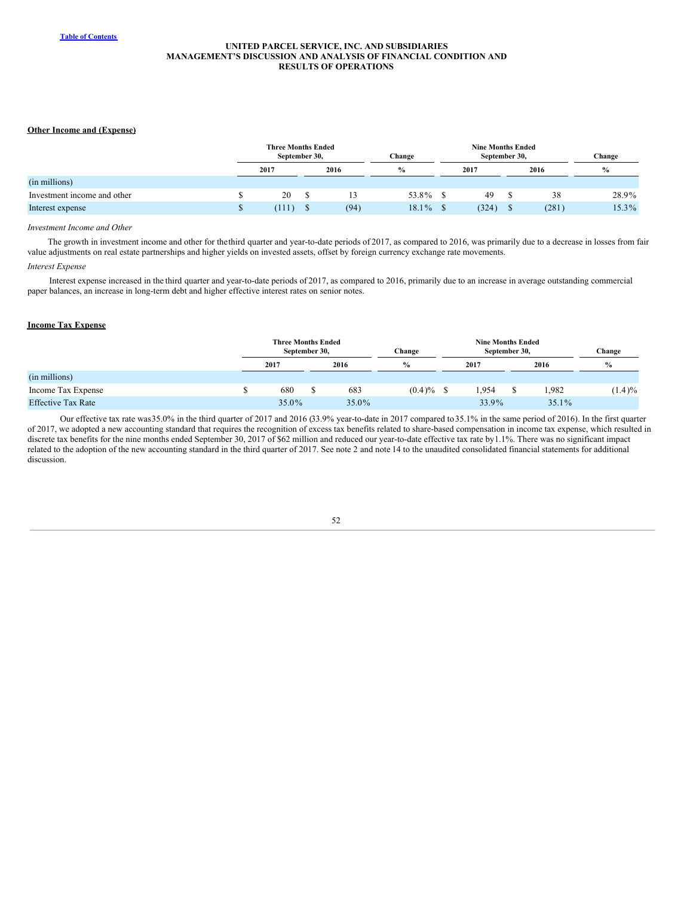## Other Income and (Expense)

| | Three Months Ended September 30, | | Change | Nine Months Ended September 30, | | Change |
|---|---|---|---|---|---|---|
| | 2017 | 2016 | % | 2017 | 2016 | % |
| (in millions) | | | | | | |
| Investment income and other | $ 20 | $ 13 | 53.8% | $ 49 | $ 38 | 28.9% |
| Interest expense | $ (111) | $ (94) | 18.1% | $ (324) | $ (281) | 15.3% |

*Investment Income and Other*

The growth in investment income and other for the third quarter and year-to-date periods of 2017, as compared to 2016, was primarily due to a decrease in losses from fair value adjustments on real estate partnerships and higher yields on invested assets, offset by foreign currency exchange rate movements.

*Interest Expense*

Interest expense increased in the third quarter and year-to-date periods of 2017, as compared to 2016, primarily due to an increase in average outstanding commercial paper balances, an increase in long-term debt and higher effective interest rates on senior notes.

## Income Tax Expense

| | Three Months Ended September 30, | | Change | Nine Months Ended September 30, | | Change |
|---|---|---|---|---|---|---|
| | 2017 | 2016 | % | 2017 | 2016 | % |
| (in millions) | | | | | | |
| Income Tax Expense | $ 680 | $ 683 | (0.4)% | $ 1,954 | $ 1,982 | (1.4)% |
| Effective Tax Rate | 35.0% | 35.0% | | 33.9% | 35.1% | |

Our effective tax rate was 35.0% in the third quarter of 2017 and 2016 (33.9% year-to-date in 2017 compared to 35.1% in the same period of 2016). In the first quarter of 2017, we adopted a new accounting standard that requires the recognition of excess tax benefits related to share-based compensation in income tax expense, which resulted in discrete tax benefits for the nine months ended September 30, 2017 of $62 million and reduced our year-to-date effective tax rate by 1.1%. There was no significant impact related to the adoption of the new accounting standard in the third quarter of 2017. See note 2 and note 14 to the unaudited consolidated financial statements for additional discussion.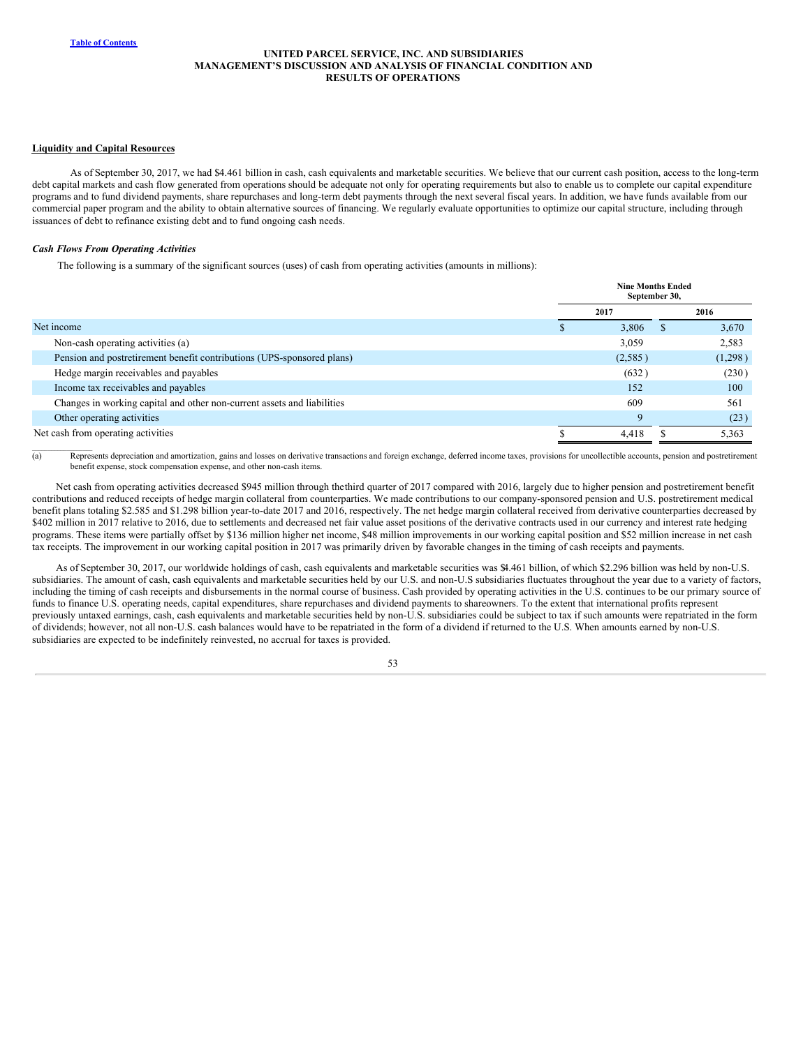## Liquidity and Capital Resources

As of September 30, 2017, we had $4.461 billion in cash, cash equivalents and marketable securities. We believe that our current cash position, access to the long-term debt capital markets and cash flow generated from operations should be adequate not only for operating requirements but also to enable us to complete our capital expenditure programs and to fund dividend payments, share repurchases and long-term debt payments through the next several fiscal years. In addition, we have funds available from our commercial paper program and the ability to obtain alternative sources of financing. We regularly evaluate opportunities to optimize our capital structure, including through issuances of debt to refinance existing debt and to fund ongoing cash needs.

### *Cash Flows From Operating Activities*

The following is a summary of the significant sources (uses) of cash from operating activities (amounts in millions):

| | Nine Months Ended September 30, | |
|---|---|---|
| | 2017 | 2016 |
| Net income | $ 3,806 | $ 3,670 |
| Non-cash operating activities (a) | 3,059 | 2,583 |
| Pension and postretirement benefit contributions (UPS-sponsored plans) | (2,585) | (1,298) |
| Hedge margin receivables and payables | (632) | (230) |
| Income tax receivables and payables | 152 | 100 |
| Changes in working capital and other non-current assets and liabilities | 609 | 561 |
| Other operating activities | 9 | (23) |
| Net cash from operating activities | $ 4,418 | $ 5,363 |

(a) Represents depreciation and amortization, gains and losses on derivative transactions and foreign exchange, deferred income taxes, provisions for uncollectible accounts, pension and postretirement benefit expense, stock compensation expense, and other non-cash items.

Net cash from operating activities decreased $945 million through the third quarter of 2017 compared with 2016, largely due to higher pension and postretirement benefit contributions and reduced receipts of hedge margin collateral from counterparties. We made contributions to our company-sponsored pension and U.S. postretirement medical benefit plans totaling $2.585 and $1.298 billion year-to-date 2017 and 2016, respectively. The net hedge margin collateral received from derivative counterparties decreased by $402 million in 2017 relative to 2016, due to settlements and decreased net fair value asset positions of the derivative contracts used in our currency and interest rate hedging programs. These items were partially offset by $136 million higher net income, $48 million improvements in our working capital position and $52 million increase in net cash tax receipts. The improvement in our working capital position in 2017 was primarily driven by favorable changes in the timing of cash receipts and payments.

As of September 30, 2017, our worldwide holdings of cash, cash equivalents and marketable securities was $4.461 billion, of which $2.296 billion was held by non-U.S. subsidiaries. The amount of cash, cash equivalents and marketable securities held by our U.S. and non-U.S subsidiaries fluctuates throughout the year due to a variety of factors, including the timing of cash receipts and disbursements in the normal course of business. Cash provided by operating activities in the U.S. continues to be our primary source of funds to finance U.S. operating needs, capital expenditures, share repurchases and dividend payments to shareowners. To the extent that international profits represent previously untaxed earnings, cash, cash equivalents and marketable securities held by non-U.S. subsidiaries could be subject to tax if such amounts were repatriated in the form of dividends; however, not all non-U.S. cash balances would have to be repatriated in the form of a dividend if returned to the U.S. When amounts earned by non-U.S. subsidiaries are expected to be indefinitely reinvested, no accrual for taxes is provided.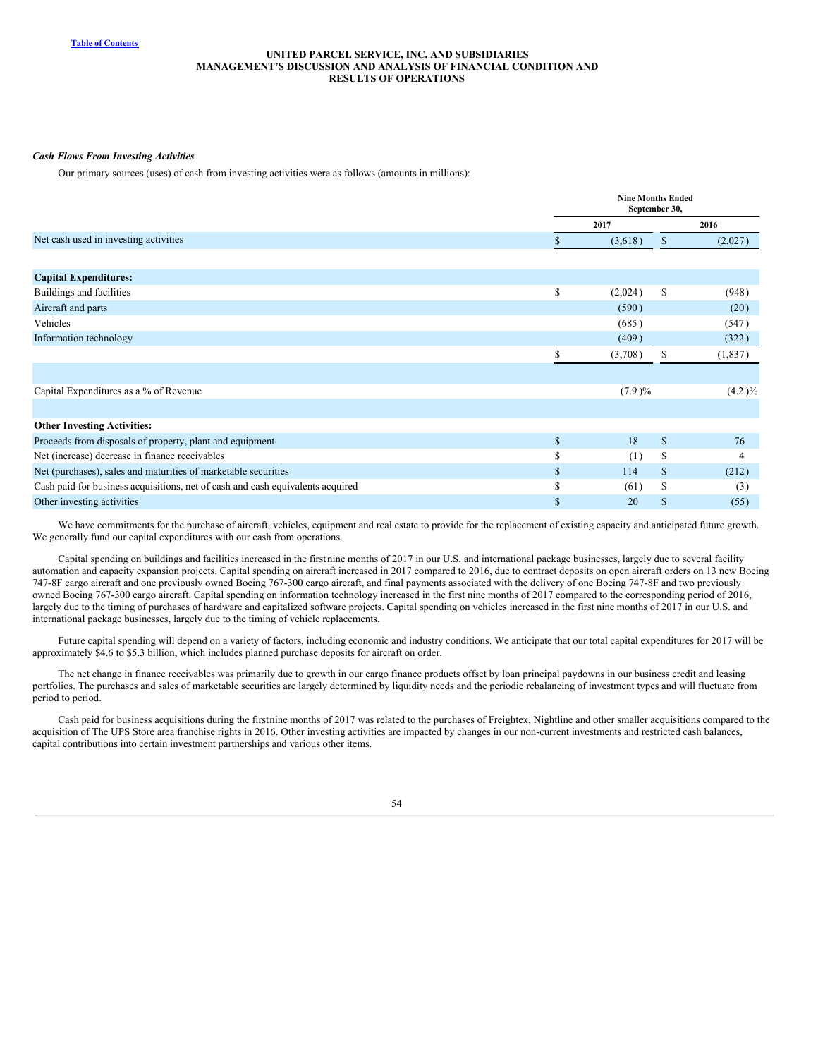*Cash Flows From Investing Activities*

Our primary sources (uses) of cash from investing activities were as follows (amounts in millions):

| | Nine Months Ended September 30, | |
|---|---|---|
| | 2017 | 2016 |
| Net cash used in investing activities | $ (3,618) | $ (2,027) |
| | | |
| **Capital Expenditures:** | | |
| Buildings and facilities | $ (2,024) | $ (948) |
| Aircraft and parts | (590) | (20) |
| Vehicles | (685) | (547) |
| Information technology | (409) | (322) |
| | $ (3,708) | $ (1,837) |
| | | |
| Capital Expenditures as a % of Revenue | (7.9)% | (4.2)% |
| | | |
| **Other Investing Activities:** | | |
| Proceeds from disposals of property, plant and equipment | $ 18 | $ 76 |
| Net (increase) decrease in finance receivables | $ (1) | $ 4 |
| Net (purchases), sales and maturities of marketable securities | $ 114 | $ (212) |
| Cash paid for business acquisitions, net of cash and cash equivalents acquired | $ (61) | $ (3) |
| Other investing activities | $ 20 | $ (55) |

We have commitments for the purchase of aircraft, vehicles, equipment and real estate to provide for the replacement of existing capacity and anticipated future growth. We generally fund our capital expenditures with our cash from operations.

Capital spending on buildings and facilities increased in the first nine months of 2017 in our U.S. and international package businesses, largely due to several facility automation and capacity expansion projects. Capital spending on aircraft increased in 2017 compared to 2016, due to contract deposits on open aircraft orders on 13 new Boeing 747-8F cargo aircraft and one previously owned Boeing 767-300 cargo aircraft, and final payments associated with the delivery of one Boeing 747-8F and two previously owned Boeing 767-300 cargo aircraft. Capital spending on information technology increased in the first nine months of 2017 compared to the corresponding period of 2016, largely due to the timing of purchases of hardware and capitalized software projects. Capital spending on vehicles increased in the first nine months of 2017 in our U.S. and international package businesses, largely due to the timing of vehicle replacements.

Future capital spending will depend on a variety of factors, including economic and industry conditions. We anticipate that our total capital expenditures for 2017 will be approximately $4.6 to $5.3 billion, which includes planned purchase deposits for aircraft on order.

The net change in finance receivables was primarily due to growth in our cargo finance products offset by loan principal paydowns in our business credit and leasing portfolios. The purchases and sales of marketable securities are largely determined by liquidity needs and the periodic rebalancing of investment types and will fluctuate from period to period.

Cash paid for business acquisitions during the first nine months of 2017 was related to the purchases of Freightex, Nightline and other smaller acquisitions compared to the acquisition of The UPS Store area franchise rights in 2016. Other investing activities are impacted by changes in our non-current investments and restricted cash balances, capital contributions into certain investment partnerships and various other items.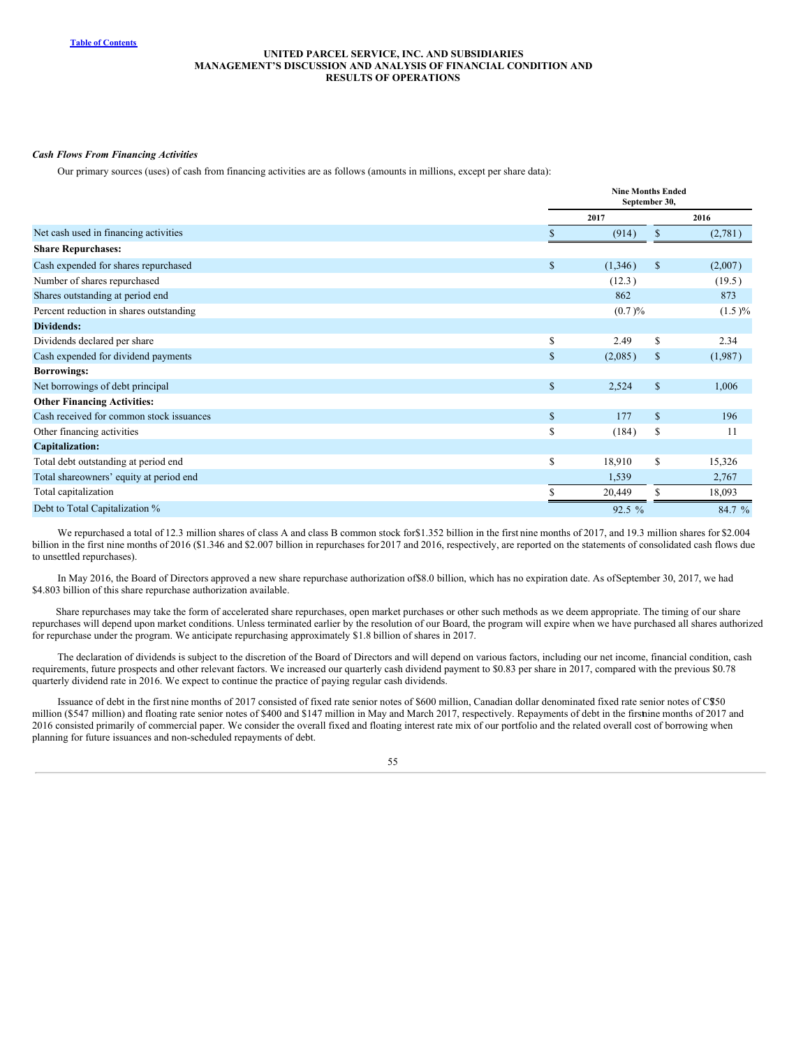*Cash Flows From Financing Activities*

Our primary sources (uses) of cash from financing activities are as follows (amounts in millions, except per share data):

| | Nine Months Ended September 30, | |
|---|---|---|
| | 2017 | 2016 |
| Net cash used in financing activities | $ (914) | $ (2,781) |
| **Share Repurchases:** | | |
| Cash expended for shares repurchased | $ (1,346) | $ (2,007) |
| Number of shares repurchased | (12.3) | (19.5) |
| Shares outstanding at period end | 862 | 873 |
| Percent reduction in shares outstanding | (0.7)% | (1.5)% |
| **Dividends:** | | |
| Dividends declared per share | $ 2.49 | $ 2.34 |
| Cash expended for dividend payments | $ (2,085) | $ (1,987) |
| **Borrowings:** | | |
| Net borrowings of debt principal | $ 2,524 | $ 1,006 |
| **Other Financing Activities:** | | |
| Cash received for common stock issuances | $ 177 | $ 196 |
| Other financing activities | $ (184) | $ 11 |
| **Capitalization:** | | |
| Total debt outstanding at period end | $ 18,910 | $ 15,326 |
| Total shareowners' equity at period end | 1,539 | 2,767 |
| Total capitalization | $ 20,449 | $ 18,093 |
| Debt to Total Capitalization % | 92.5 % | 84.7 % |

We repurchased a total of 12.3 million shares of class A and class B common stock for $1.352 billion in the first nine months of 2017, and 19.3 million shares for $2.004 billion in the first nine months of 2016 ($1.346 and $2.007 billion in repurchases for 2017 and 2016, respectively, are reported on the statements of consolidated cash flows due to unsettled repurchases).

In May 2016, the Board of Directors approved a new share repurchase authorization of $8.0 billion, which has no expiration date. As of September 30, 2017, we had $4.803 billion of this share repurchase authorization available.

Share repurchases may take the form of accelerated share repurchases, open market purchases or other such methods as we deem appropriate. The timing of our share repurchases will depend upon market conditions. Unless terminated earlier by the resolution of our Board, the program will expire when we have purchased all shares authorized for repurchase under the program. We anticipate repurchasing approximately $1.8 billion of shares in 2017.

The declaration of dividends is subject to the discretion of the Board of Directors and will depend on various factors, including our net income, financial condition, cash requirements, future prospects and other relevant factors. We increased our quarterly cash dividend payment to $0.83 per share in 2017, compared with the previous $0.78 quarterly dividend rate in 2016. We expect to continue the practice of paying regular cash dividends.

Issuance of debt in the first nine months of 2017 consisted of fixed rate senior notes of $600 million, Canadian dollar denominated fixed rate senior notes of C$750 million ($547 million) and floating rate senior notes of $400 and $147 million in May and March 2017, respectively. Repayments of debt in the first nine months of 2017 and 2016 consisted primarily of commercial paper. We consider the overall fixed and floating interest rate mix of our portfolio and the related overall cost of borrowing when planning for future issuances and non-scheduled repayments of debt.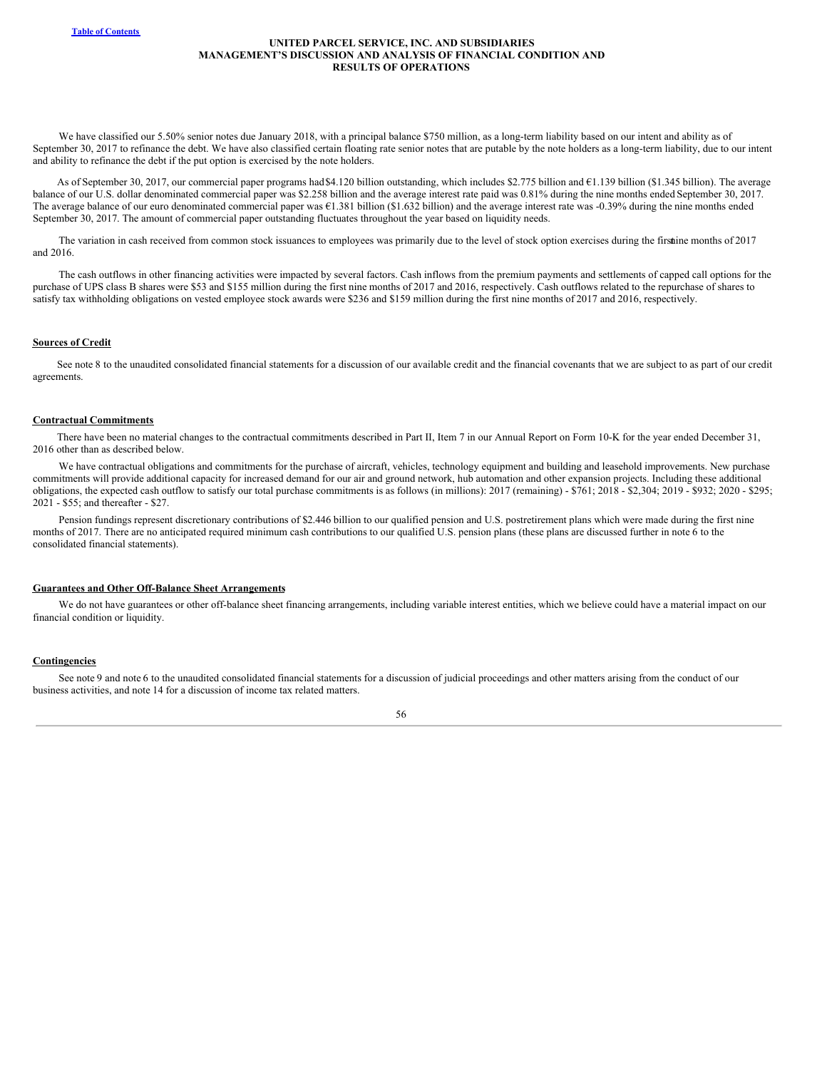We have classified our 5.50% senior notes due January 2018, with a principal balance $750 million, as a long-term liability based on our intent and ability as of September 30, 2017 to refinance the debt. We have also classified certain floating rate senior notes that are putable by the note holders as a long-term liability, due to our intent and ability to refinance the debt if the put option is exercised by the note holders.

As of September 30, 2017, our commercial paper programs had $4.120 billion outstanding, which includes $2.775 billion and €1.139 billion ($1.345 billion). The average balance of our U.S. dollar denominated commercial paper was $2.258 billion and the average interest rate paid was 0.81% during the nine months ended September 30, 2017. The average balance of our euro denominated commercial paper was €1.381 billion ($1.632 billion) and the average interest rate was -0.39% during the nine months ended September 30, 2017. The amount of commercial paper outstanding fluctuates throughout the year based on liquidity needs.

The variation in cash received from common stock issuances to employees was primarily due to the level of stock option exercises during the first nine months of 2017 and 2016.

The cash outflows in other financing activities were impacted by several factors. Cash inflows from the premium payments and settlements of capped call options for the purchase of UPS class B shares were $53 and $155 million during the first nine months of 2017 and 2016, respectively. Cash outflows related to the repurchase of shares to satisfy tax withholding obligations on vested employee stock awards were $236 and $159 million during the first nine months of 2017 and 2016, respectively.

## Sources of Credit

See note 8 to the unaudited consolidated financial statements for a discussion of our available credit and the financial covenants that we are subject to as part of our credit agreements.

## Contractual Commitments

There have been no material changes to the contractual commitments described in Part II, Item 7 in our Annual Report on Form 10-K for the year ended December 31, 2016 other than as described below.

We have contractual obligations and commitments for the purchase of aircraft, vehicles, technology equipment and building and leasehold improvements. New purchase commitments will provide additional capacity for increased demand for our air and ground network, hub automation and other expansion projects. Including these additional obligations, the expected cash outflow to satisfy our total purchase commitments is as follows (in millions): 2017 (remaining) - $761; 2018 - $2,304; 2019 - $932; 2020 - $295; 2021 - $55; and thereafter - $27.

Pension fundings represent discretionary contributions of $2.446 billion to our qualified pension and U.S. postretirement plans which were made during the first nine months of 2017. There are no anticipated required minimum cash contributions to our qualified U.S. pension plans (these plans are discussed further in note 6 to the consolidated financial statements).

## Guarantees and Other Off-Balance Sheet Arrangements

We do not have guarantees or other off-balance sheet financing arrangements, including variable interest entities, which we believe could have a material impact on our financial condition or liquidity.

## Contingencies

See note 9 and note 6 to the unaudited consolidated financial statements for a discussion of judicial proceedings and other matters arising from the conduct of our business activities, and note 14 for a discussion of income tax related matters.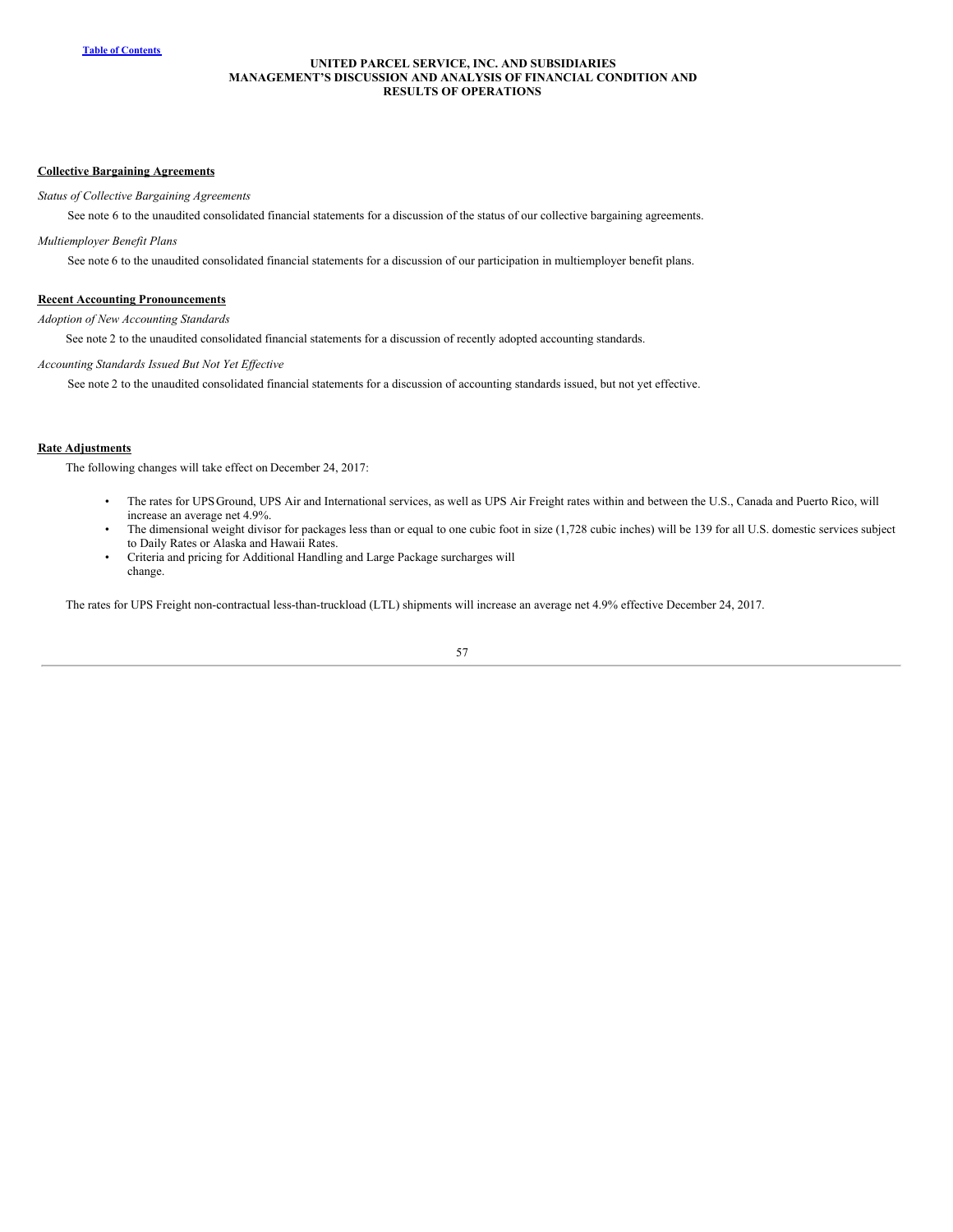## Collective Bargaining Agreements

*Status of Collective Bargaining Agreements*

See note 6 to the unaudited consolidated financial statements for a discussion of the status of our collective bargaining agreements.

*Multiemployer Benefit Plans*

See note 6 to the unaudited consolidated financial statements for a discussion of our participation in multiemployer benefit plans.

## Recent Accounting Pronouncements

*Adoption of New Accounting Standards*

See note 2 to the unaudited consolidated financial statements for a discussion of recently adopted accounting standards.

*Accounting Standards Issued But Not Yet Effective*

See note 2 to the unaudited consolidated financial statements for a discussion of accounting standards issued, but not yet effective.

## Rate Adjustments

The following changes will take effect on December 24, 2017:

- The rates for UPS Ground, UPS Air and International services, as well as UPS Air Freight rates within and between the U.S., Canada and Puerto Rico, will increase an average net 4.9%.
- The dimensional weight divisor for packages less than or equal to one cubic foot in size (1,728 cubic inches) will be 139 for all U.S. domestic services subject to Daily Rates or Alaska and Hawaii Rates.
- Criteria and pricing for Additional Handling and Large Package surcharges will change.

The rates for UPS Freight non-contractual less-than-truckload (LTL) shipments will increase an average net 4.9% effective December 24, 2017.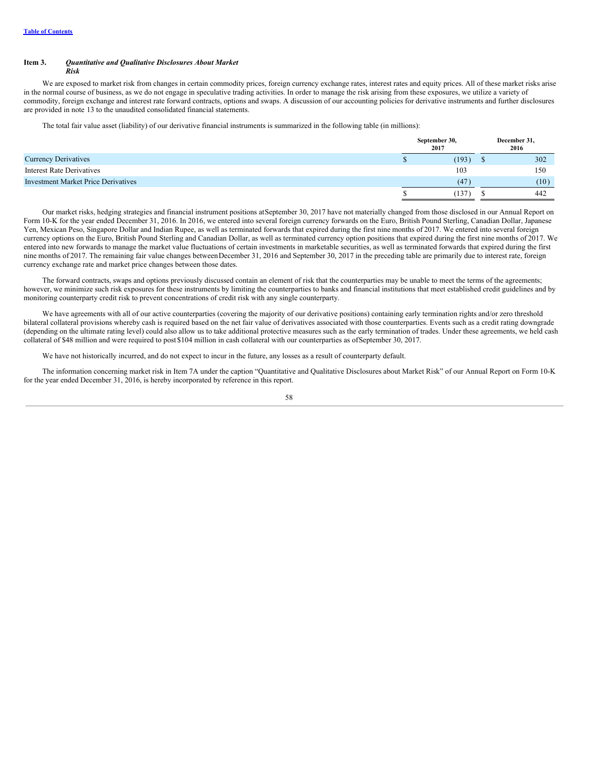# Item 3. *Quantitative and Qualitative Disclosures About Market Risk*

We are exposed to market risk from changes in certain commodity prices, foreign currency exchange rates, interest rates and equity prices. All of these market risks arise in the normal course of business, as we do not engage in speculative trading activities. In order to manage the risk arising from these exposures, we utilize a variety of commodity, foreign exchange and interest rate forward contracts, options and swaps. A discussion of our accounting policies for derivative instruments and further disclosures are provided in note 13 to the unaudited consolidated financial statements.

The total fair value asset (liability) of our derivative financial instruments is summarized in the following table (in millions):

| | September 30, 2017 | December 31, 2016 |
|---|---|---|
| Currency Derivatives | $ (193) | $ 302 |
| Interest Rate Derivatives | 103 | 150 |
| Investment Market Price Derivatives | (47) | (10) |
| | $ (137) | $ 442 |

Our market risks, hedging strategies and financial instrument positions at September 30, 2017 have not materially changed from those disclosed in our Annual Report on Form 10-K for the year ended December 31, 2016. In 2016, we entered into several foreign currency forwards on the Euro, British Pound Sterling, Canadian Dollar, Japanese Yen, Mexican Peso, Singapore Dollar and Indian Rupee, as well as terminated forwards that expired during the first nine months of 2017. We entered into several foreign currency options on the Euro, British Pound Sterling and Canadian Dollar, as well as terminated currency option positions that expired during the first nine months of 2017. We entered into new forwards to manage the market value fluctuations of certain investments in marketable securities, as well as terminated forwards that expired during the first nine months of 2017. The remaining fair value changes between December 31, 2016 and September 30, 2017 in the preceding table are primarily due to interest rate, foreign currency exchange rate and market price changes between those dates.

The forward contracts, swaps and options previously discussed contain an element of risk that the counterparties may be unable to meet the terms of the agreements; however, we minimize such risk exposures for these instruments by limiting the counterparties to banks and financial institutions that meet established credit guidelines and by monitoring counterparty credit risk to prevent concentrations of credit risk with any single counterparty.

We have agreements with all of our active counterparties (covering the majority of our derivative positions) containing early termination rights and/or zero threshold bilateral collateral provisions whereby cash is required based on the net fair value of derivatives associated with those counterparties. Events such as a credit rating downgrade (depending on the ultimate rating level) could also allow us to take additional protective measures such as the early termination of trades. Under these agreements, we held cash collateral of $48 million and were required to post $104 million in cash collateral with our counterparties as of September 30, 2017.

We have not historically incurred, and do not expect to incur in the future, any losses as a result of counterparty default.

The information concerning market risk in Item 7A under the caption "Quantitative and Qualitative Disclosures about Market Risk" of our Annual Report on Form 10-K for the year ended December 31, 2016, is hereby incorporated by reference in this report.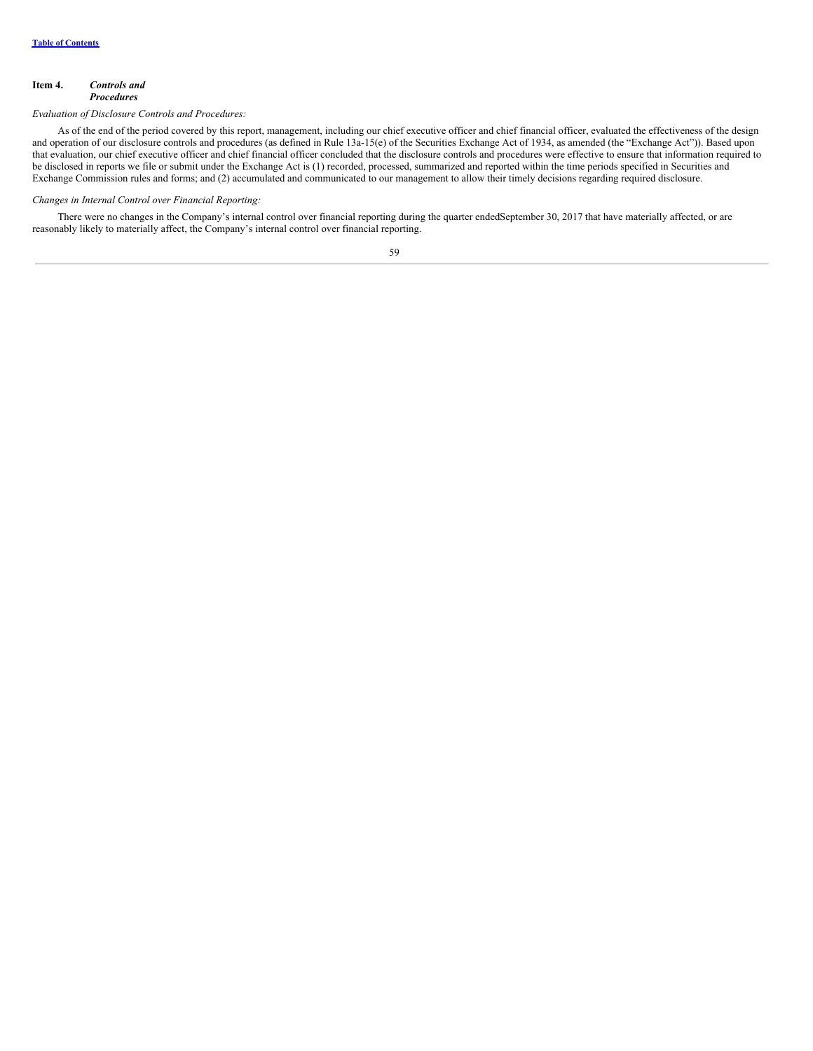## Item 4. *Controls and Procedures*

*Evaluation of Disclosure Controls and Procedures:*

As of the end of the period covered by this report, management, including our chief executive officer and chief financial officer, evaluated the effectiveness of the design and operation of our disclosure controls and procedures (as defined in Rule 13a-15(e) of the Securities Exchange Act of 1934, as amended (the "Exchange Act")). Based upon that evaluation, our chief executive officer and chief financial officer concluded that the disclosure controls and procedures were effective to ensure that information required to be disclosed in reports we file or submit under the Exchange Act is (1) recorded, processed, summarized and reported within the time periods specified in Securities and Exchange Commission rules and forms; and (2) accumulated and communicated to our management to allow their timely decisions regarding required disclosure.

*Changes in Internal Control over Financial Reporting:*

There were no changes in the Company's internal control over financial reporting during the quarter endedSeptember 30, 2017 that have materially affected, or are reasonably likely to materially affect, the Company's internal control over financial reporting.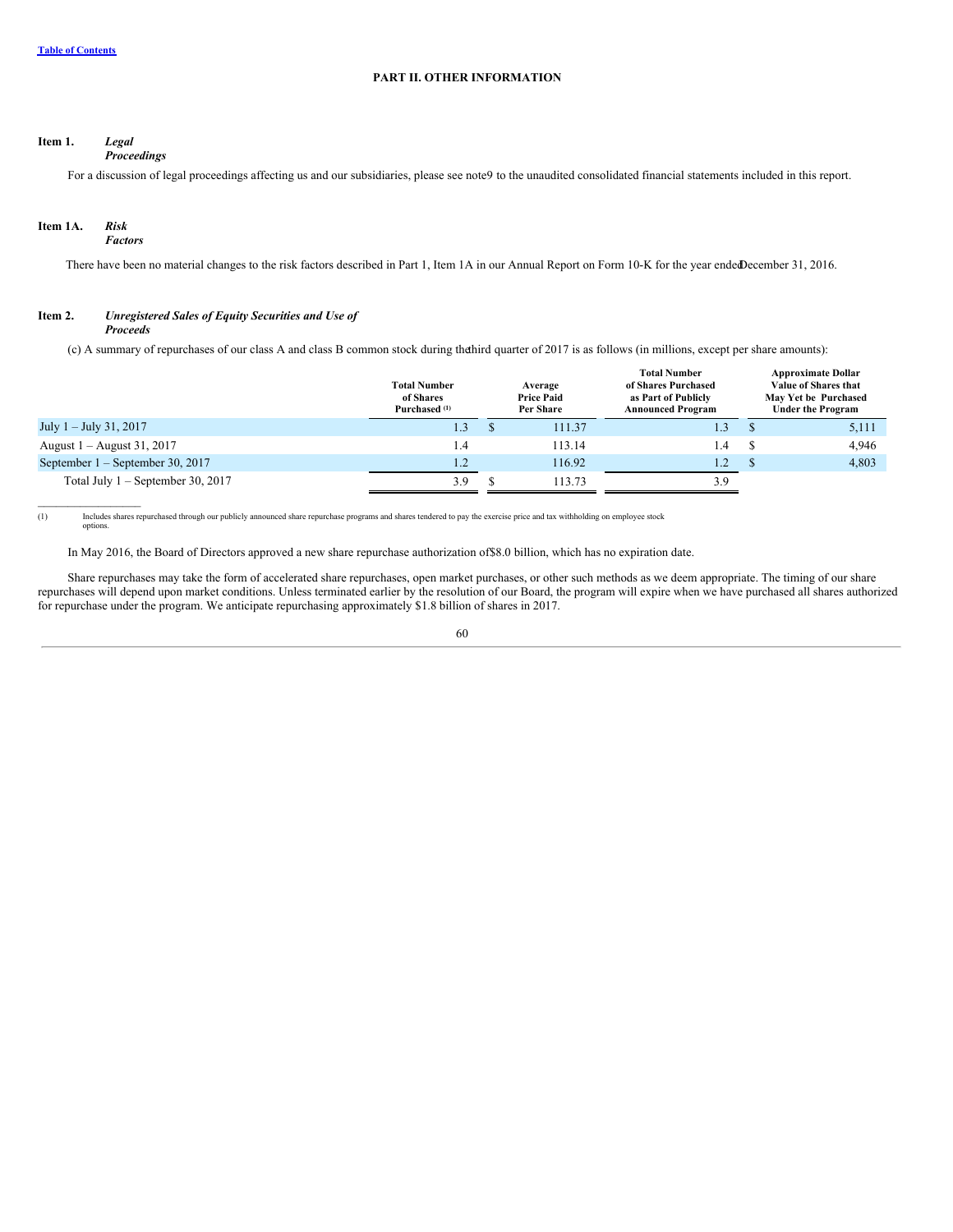[Table of Contents](#)

# PART II. OTHER INFORMATION

## Item 1. *Legal Proceedings*

For a discussion of legal proceedings affecting us and our subsidiaries, please see note 9 to the unaudited consolidated financial statements included in this report.

## Item 1A. *Risk Factors*

There have been no material changes to the risk factors described in Part 1, Item 1A in our Annual Report on Form 10-K for the year ended December 31, 2016.

## Item 2. *Unregistered Sales of Equity Securities and Use of Proceeds*

(c) A summary of repurchases of our class A and class B common stock during the third quarter of 2017 is as follows (in millions, except per share amounts):

| | Total Number of Shares Purchased [(1)] | Average Price Paid Per Share | Total Number of Shares Purchased as Part of Publicly Announced Program | Approximate Dollar Value of Shares that May Yet be Purchased Under the Program |
|---|---|---|---|---|
| July 1 – July 31, 2017 | 1.3 | $ 111.37 | 1.3 | $ 5,111 |
| August 1 – August 31, 2017 | 1.4 | 113.14 | 1.4 | $ 4,946 |
| September 1 – September 30, 2017 | 1.2 | 116.92 | 1.2 | $ 4,803 |
| Total July 1 – September 30, 2017 | 3.9 | $ 113.73 | 3.9 | |

(1) Includes shares repurchased through our publicly announced share repurchase programs and shares tendered to pay the exercise price and tax withholding on employee stock options.

In May 2016, the Board of Directors approved a new share repurchase authorization of $8.0 billion, which has no expiration date.

Share repurchases may take the form of accelerated share repurchases, open market purchases, or other such methods as we deem appropriate. The timing of our share repurchases will depend upon market conditions. Unless terminated earlier by the resolution of our Board, the program will expire when we have purchased all shares authorized for repurchase under the program. We anticipate repurchasing approximately $1.8 billion of shares in 2017.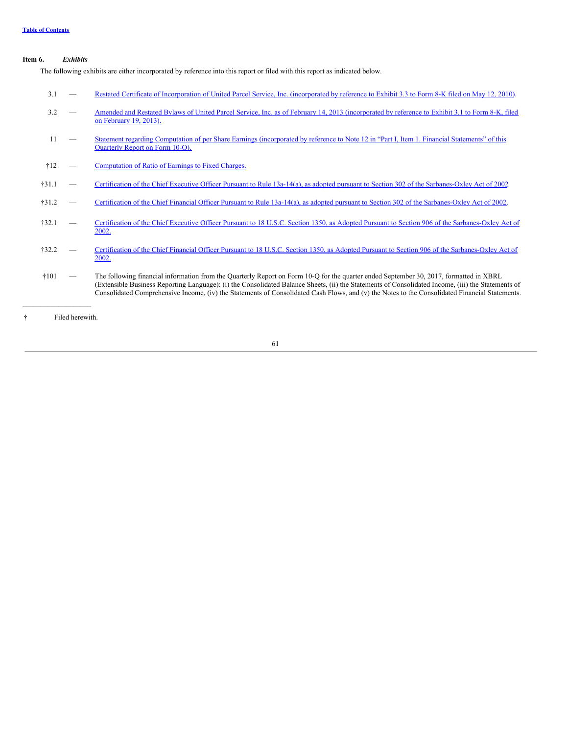**Table of Contents**

## Item 6. *Exhibits*

The following exhibits are either incorporated by reference into this report or filed with this report as indicated below.

| | | |
|---|---|---|
| 3.1 | — | Restated Certificate of Incorporation of United Parcel Service, Inc. (incorporated by reference to Exhibit 3.3 to Form 8-K filed on May 12, 2010). |
| 3.2 | — | Amended and Restated Bylaws of United Parcel Service, Inc. as of February 14, 2013 (incorporated by reference to Exhibit 3.1 to Form 8-K, filed on February 19, 2013). |
| 11 | — | Statement regarding Computation of per Share Earnings (incorporated by reference to Note 12 in "Part I, Item 1. Financial Statements" of this Quarterly Report on Form 10-Q). |
| †12 | — | Computation of Ratio of Earnings to Fixed Charges. |
| †31.1 | — | Certification of the Chief Executive Officer Pursuant to Rule 13a-14(a), as adopted pursuant to Section 302 of the Sarbanes-Oxley Act of 2002 |
| †31.2 | — | Certification of the Chief Financial Officer Pursuant to Rule 13a-14(a), as adopted pursuant to Section 302 of the Sarbanes-Oxley Act of 2002. |
| †32.1 | — | Certification of the Chief Executive Officer Pursuant to 18 U.S.C. Section 1350, as Adopted Pursuant to Section 906 of the Sarbanes-Oxley Act of 2002. |
| †32.2 | — | Certification of the Chief Financial Officer Pursuant to 18 U.S.C. Section 1350, as Adopted Pursuant to Section 906 of the Sarbanes-Oxley Act of 2002. |
| †101 | — | The following financial information from the Quarterly Report on Form 10-Q for the quarter ended September 30, 2017, formatted in XBRL (Extensible Business Reporting Language): (i) the Consolidated Balance Sheets, (ii) the Statements of Consolidated Income, (iii) the Statements of Consolidated Comprehensive Income, (iv) the Statements of Consolidated Cash Flows, and (v) the Notes to the Consolidated Financial Statements. |

† Filed herewith.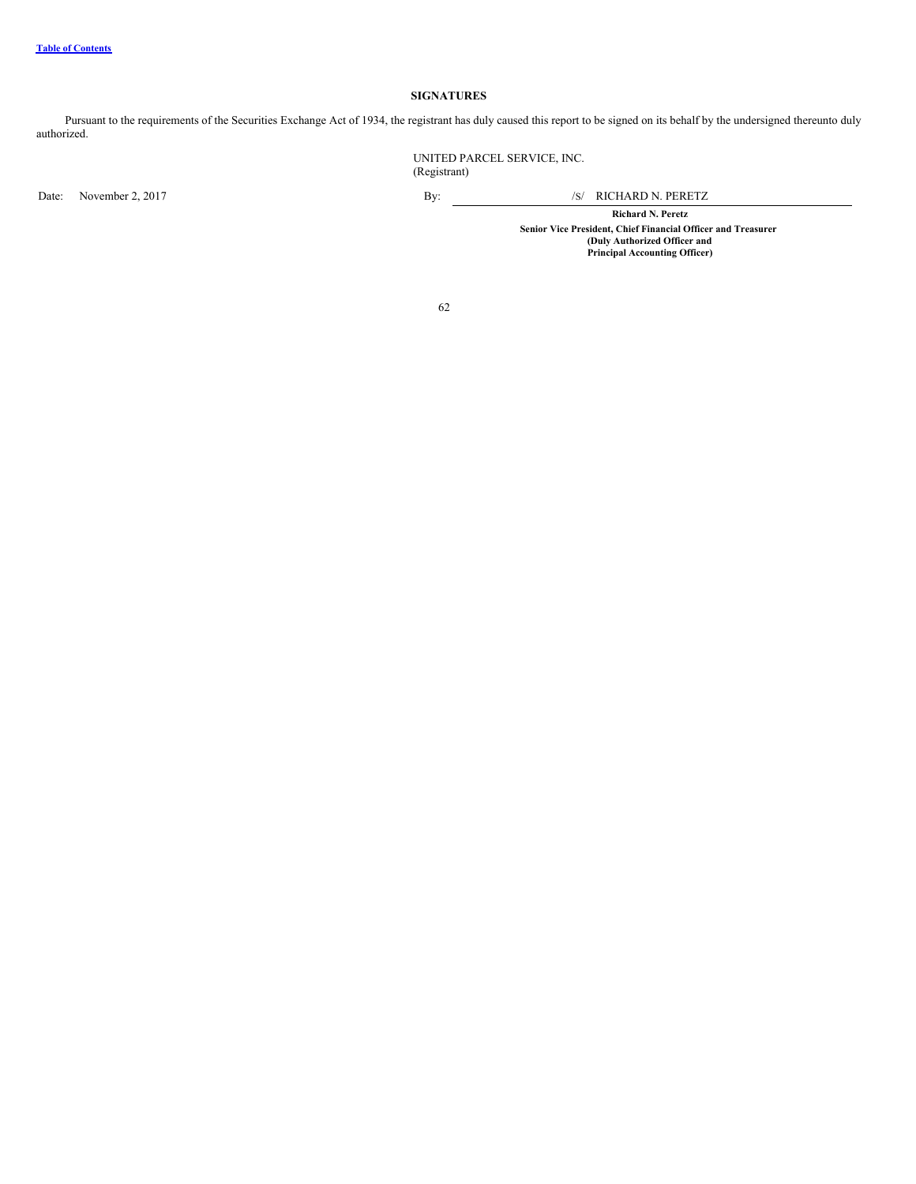## SIGNATURES

Pursuant to the requirements of the Securities Exchange Act of 1934, the registrant has duly caused this report to be signed on its behalf by the undersigned thereunto duly authorized.

UNITED PARCEL SERVICE, INC.
(Registrant)

Date: November 2, 2017

By: /S/ RICHARD N. PERETZ

**Richard N. Peretz**

**Senior Vice President, Chief Financial Officer and Treasurer**
**(Duly Authorized Officer and**
**Principal Accounting Officer)**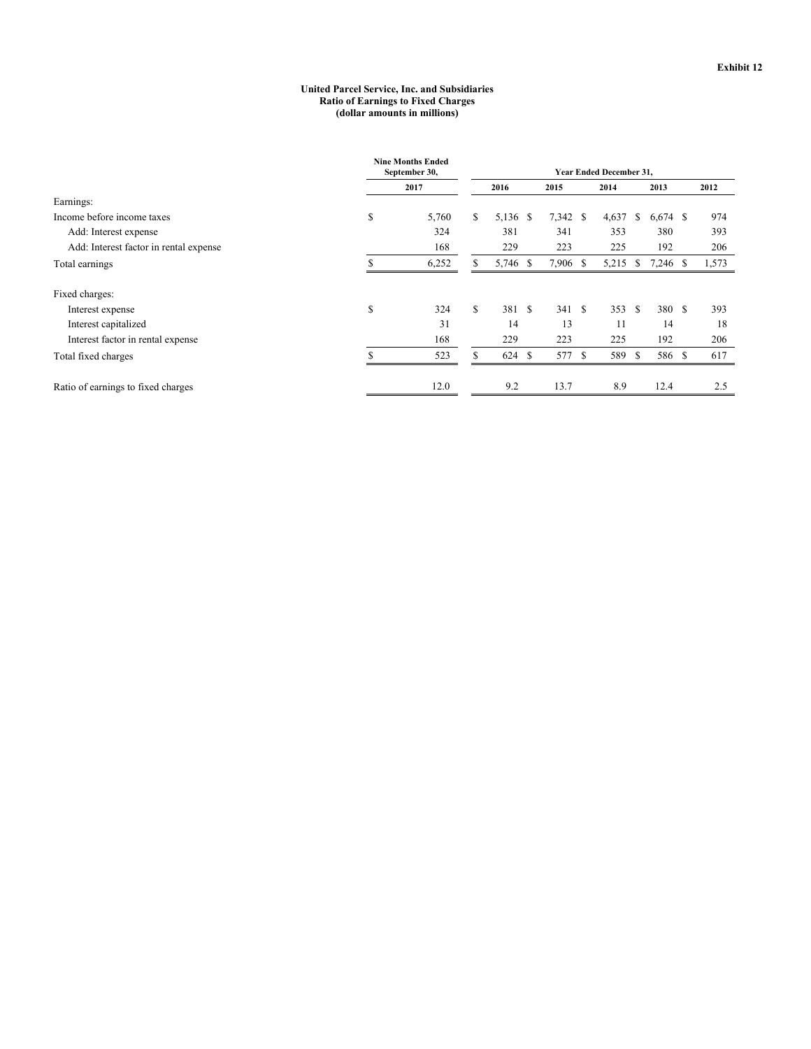**Exhibit 12**

**United Parcel Service, Inc. and Subsidiaries**
**Ratio of Earnings to Fixed Charges**
**(dollar amounts in millions)**

| | Nine Months Ended September 30, | Year Ended December 31, | | | | |
|---|---|---|---|---|---|---|
| | 2017 | 2016 | 2015 | 2014 | 2013 | 2012 |
| Earnings: | | | | | | |
| Income before income taxes | $ 5,760 | $ 5,136 | $ 7,342 | $ 4,637 | $ 6,674 | $ 974 |
| Add: Interest expense | 324 | 381 | 341 | 353 | 380 | 393 |
| Add: Interest factor in rental expense | 168 | 229 | 223 | 225 | 192 | 206 |
| Total earnings | $ 6,252 | $ 5,746 | $ 7,906 | $ 5,215 | $ 7,246 | $ 1,573 |
| Fixed charges: | | | | | | |
| Interest expense | $ 324 | $ 381 | $ 341 | $ 353 | $ 380 | $ 393 |
| Interest capitalized | 31 | 14 | 13 | 11 | 14 | 18 |
| Interest factor in rental expense | 168 | 229 | 223 | 225 | 192 | 206 |
| Total fixed charges | $ 523 | $ 624 | $ 577 | $ 589 | $ 586 | $ 617 |
| Ratio of earnings to fixed charges | 12.0 | 9.2 | 13.7 | 8.9 | 12.4 | 2.5 |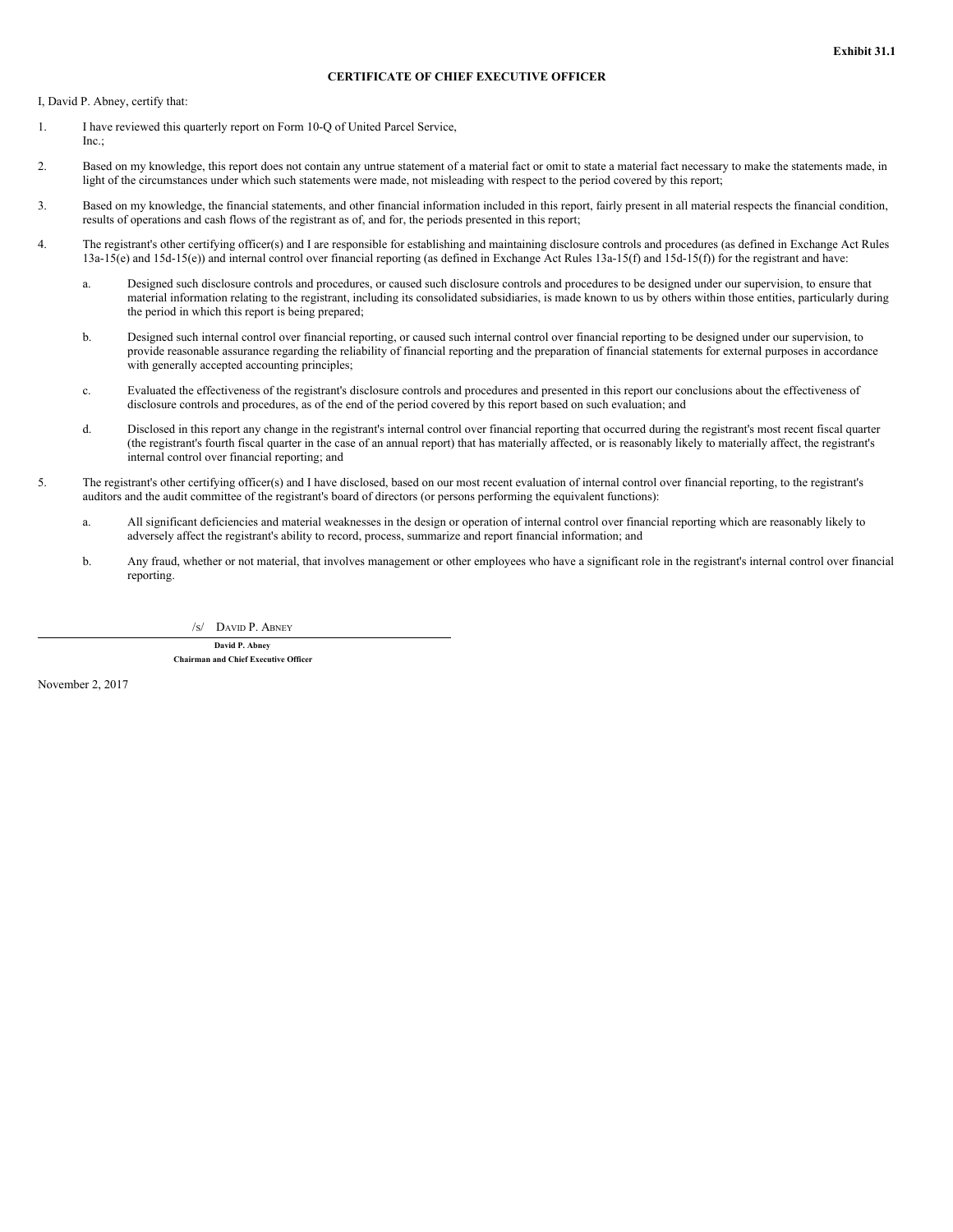**Exhibit 31.1**

**CERTIFICATE OF CHIEF EXECUTIVE OFFICER**

I, David P. Abney, certify that:

1. I have reviewed this quarterly report on Form 10-Q of United Parcel Service, Inc.;

2. Based on my knowledge, this report does not contain any untrue statement of a material fact or omit to state a material fact necessary to make the statements made, in light of the circumstances under which such statements were made, not misleading with respect to the period covered by this report;

3. Based on my knowledge, the financial statements, and other financial information included in this report, fairly present in all material respects the financial condition, results of operations and cash flows of the registrant as of, and for, the periods presented in this report;

4. The registrant's other certifying officer(s) and I are responsible for establishing and maintaining disclosure controls and procedures (as defined in Exchange Act Rules 13a-15(e) and 15d-15(e)) and internal control over financial reporting (as defined in Exchange Act Rules 13a-15(f) and 15d-15(f)) for the registrant and have:

   a. Designed such disclosure controls and procedures, or caused such disclosure controls and procedures to be designed under our supervision, to ensure that material information relating to the registrant, including its consolidated subsidiaries, is made known to us by others within those entities, particularly during the period in which this report is being prepared;

   b. Designed such internal control over financial reporting, or caused such internal control over financial reporting to be designed under our supervision, to provide reasonable assurance regarding the reliability of financial reporting and the preparation of financial statements for external purposes in accordance with generally accepted accounting principles;

   c. Evaluated the effectiveness of the registrant's disclosure controls and procedures and presented in this report our conclusions about the effectiveness of disclosure controls and procedures, as of the end of the period covered by this report based on such evaluation; and

   d. Disclosed in this report any change in the registrant's internal control over financial reporting that occurred during the registrant's most recent fiscal quarter (the registrant's fourth fiscal quarter in the case of an annual report) that has materially affected, or is reasonably likely to materially affect, the registrant's internal control over financial reporting; and

5. The registrant's other certifying officer(s) and I have disclosed, based on our most recent evaluation of internal control over financial reporting, to the registrant's auditors and the audit committee of the registrant's board of directors (or persons performing the equivalent functions):

   a. All significant deficiencies and material weaknesses in the design or operation of internal control over financial reporting which are reasonably likely to adversely affect the registrant's ability to record, process, summarize and report financial information; and

   b. Any fraud, whether or not material, that involves management or other employees who have a significant role in the registrant's internal control over financial reporting.

/s/ David P. Abney

**David P. Abney**
**Chairman and Chief Executive Officer**

November 2, 2017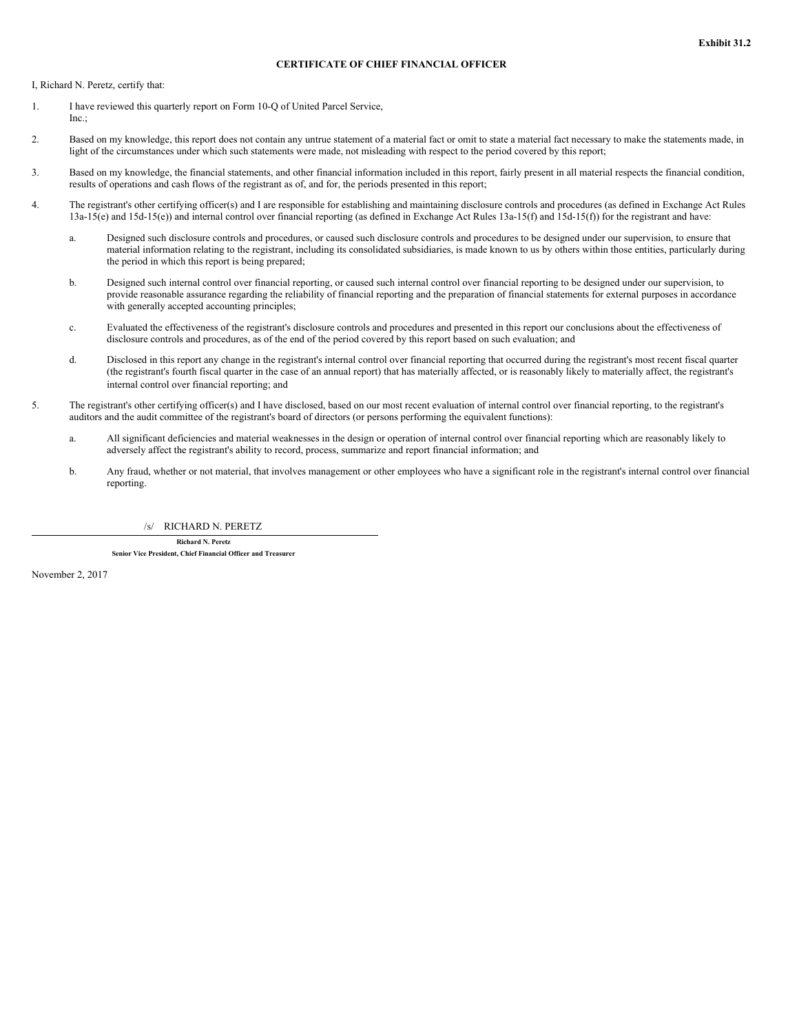**Exhibit 31.2**

**CERTIFICATE OF CHIEF FINANCIAL OFFICER**

I, Richard N. Peretz, certify that:

1. I have reviewed this quarterly report on Form 10-Q of United Parcel Service, Inc.;

2. Based on my knowledge, this report does not contain any untrue statement of a material fact or omit to state a material fact necessary to make the statements made, in light of the circumstances under which such statements were made, not misleading with respect to the period covered by this report;

3. Based on my knowledge, the financial statements, and other financial information included in this report, fairly present in all material respects the financial condition, results of operations and cash flows of the registrant as of, and for, the periods presented in this report;

4. The registrant's other certifying officer(s) and I are responsible for establishing and maintaining disclosure controls and procedures (as defined in Exchange Act Rules 13a-15(e) and 15d-15(e)) and internal control over financial reporting (as defined in Exchange Act Rules 13a-15(f) and 15d-15(f)) for the registrant and have:

   a. Designed such disclosure controls and procedures, or caused such disclosure controls and procedures to be designed under our supervision, to ensure that material information relating to the registrant, including its consolidated subsidiaries, is made known to us by others within those entities, particularly during the period in which this report is being prepared;

   b. Designed such internal control over financial reporting, or caused such internal control over financial reporting to be designed under our supervision, to provide reasonable assurance regarding the reliability of financial reporting and the preparation of financial statements for external purposes in accordance with generally accepted accounting principles;

   c. Evaluated the effectiveness of the registrant's disclosure controls and procedures and presented in this report our conclusions about the effectiveness of disclosure controls and procedures, as of the end of the period covered by this report based on such evaluation; and

   d. Disclosed in this report any change in the registrant's internal control over financial reporting that occurred during the registrant's most recent fiscal quarter (the registrant's fourth fiscal quarter in the case of an annual report) that has materially affected, or is reasonably likely to materially affect, the registrant's internal control over financial reporting; and

5. The registrant's other certifying officer(s) and I have disclosed, based on our most recent evaluation of internal control over financial reporting, to the registrant's auditors and the audit committee of the registrant's board of directors (or persons performing the equivalent functions):

   a. All significant deficiencies and material weaknesses in the design or operation of internal control over financial reporting which are reasonably likely to adversely affect the registrant's ability to record, process, summarize and report financial information; and

   b. Any fraud, whether or not material, that involves management or other employees who have a significant role in the registrant's internal control over financial reporting.

/s/ RICHARD N. PERETZ

**Richard N. Peretz**
**Senior Vice President, Chief Financial Officer and Treasurer**

November 2, 2017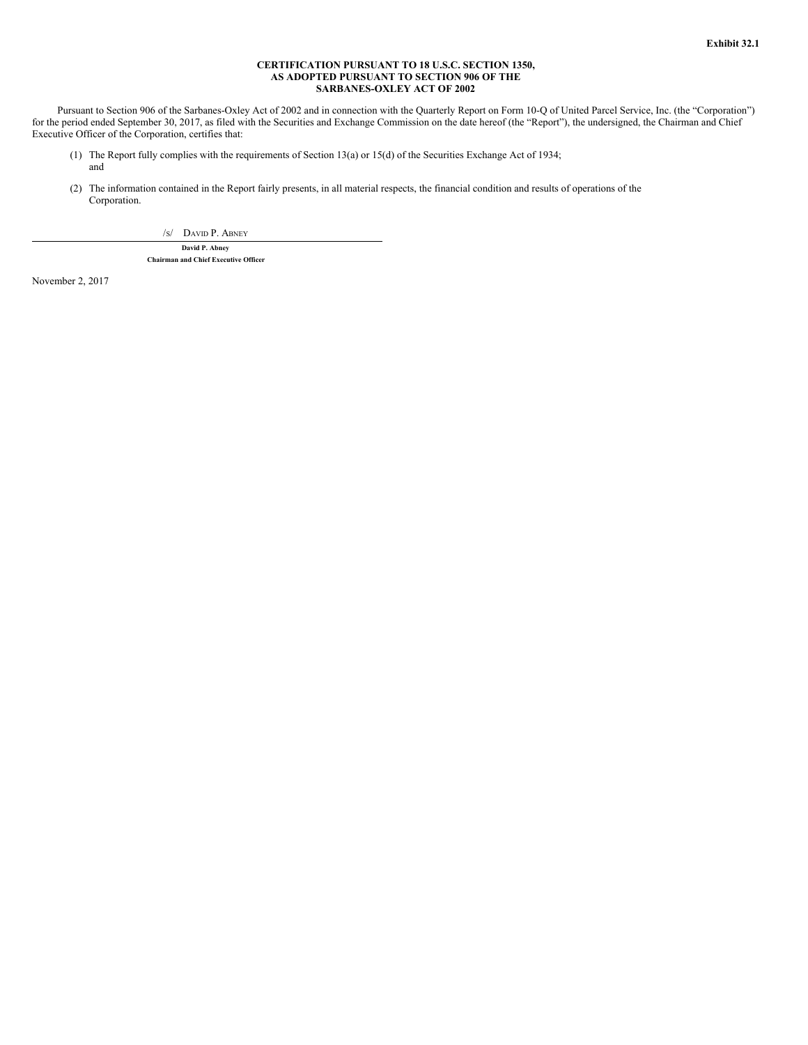Exhibit 32.1

**CERTIFICATION PURSUANT TO 18 U.S.C. SECTION 1350,
AS ADOPTED PURSUANT TO SECTION 906 OF THE
SARBANES-OXLEY ACT OF 2002**

Pursuant to Section 906 of the Sarbanes-Oxley Act of 2002 and in connection with the Quarterly Report on Form 10-Q of United Parcel Service, Inc. (the "Corporation") for the period ended September 30, 2017, as filed with the Securities and Exchange Commission on the date hereof (the "Report"), the undersigned, the Chairman and Chief Executive Officer of the Corporation, certifies that:

(1) The Report fully complies with the requirements of Section 13(a) or 15(d) of the Securities Exchange Act of 1934; and

(2) The information contained in the Report fairly presents, in all material respects, the financial condition and results of operations of the Corporation.

/s/ David P. Abney

**David P. Abney**
**Chairman and Chief Executive Officer**

November 2, 2017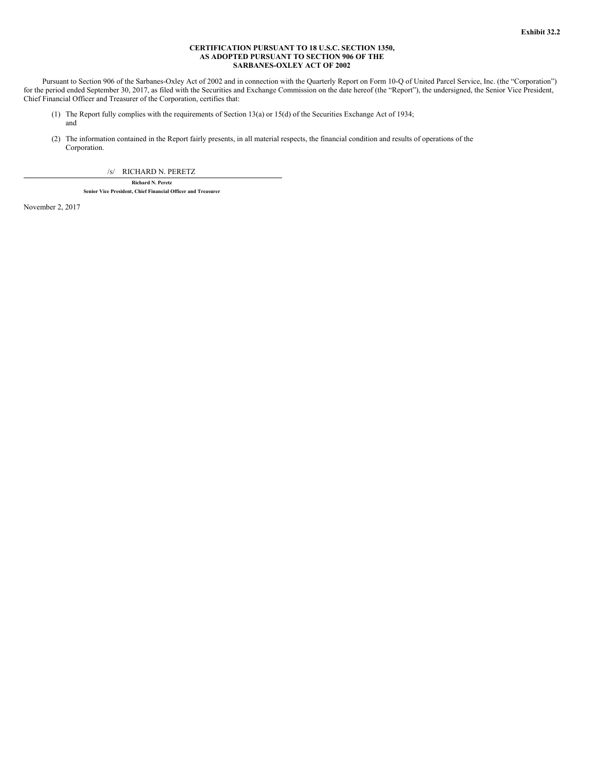**Exhibit 32.2**

**CERTIFICATION PURSUANT TO 18 U.S.C. SECTION 1350,**
**AS ADOPTED PURSUANT TO SECTION 906 OF THE**
**SARBANES-OXLEY ACT OF 2002**

Pursuant to Section 906 of the Sarbanes-Oxley Act of 2002 and in connection with the Quarterly Report on Form 10-Q of United Parcel Service, Inc. (the "Corporation") for the period ended September 30, 2017, as filed with the Securities and Exchange Commission on the date hereof (the "Report"), the undersigned, the Senior Vice President, Chief Financial Officer and Treasurer of the Corporation, certifies that:

(1) The Report fully complies with the requirements of Section 13(a) or 15(d) of the Securities Exchange Act of 1934; and

(2) The information contained in the Report fairly presents, in all material respects, the financial condition and results of operations of the Corporation.

/s/ RICHARD N. PERETZ

**Richard N. Peretz**
**Senior Vice President, Chief Financial Officer and Treasurer**

November 2, 2017